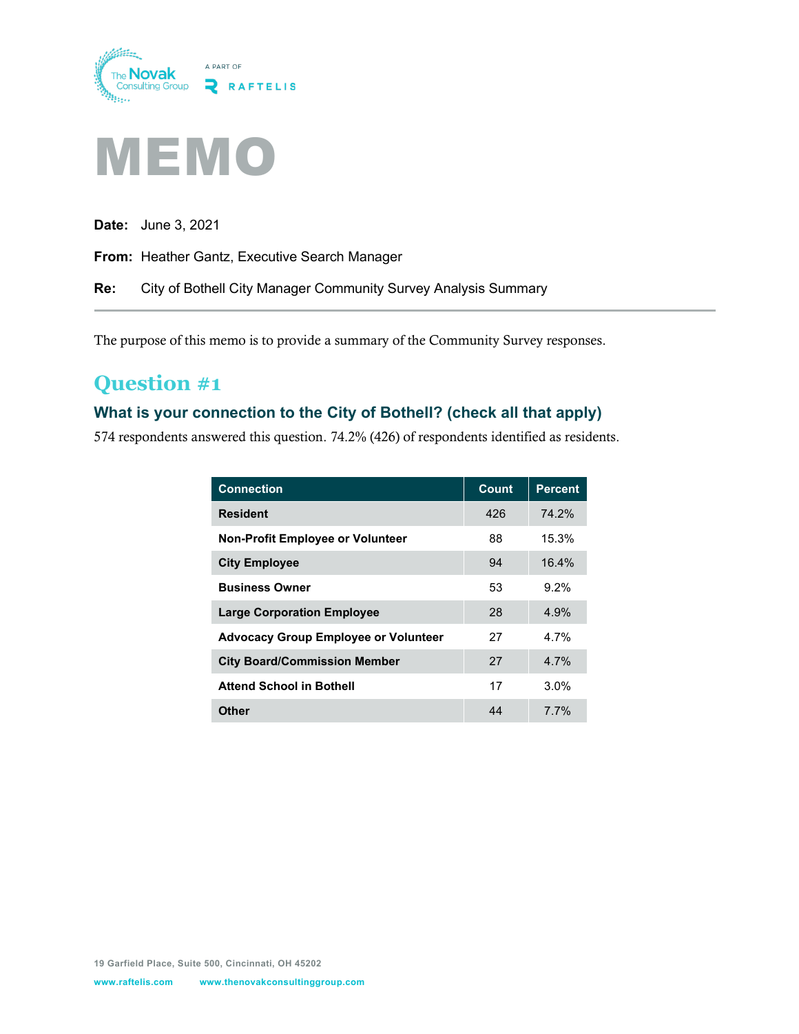# MEMO

**Date:** June 3, 2021

**From:** Heather Gantz, Executive Search Manager

**Re:** City of Bothell City Manager Community Survey Analysis Summary

---

The purpose of this memo is to provide a summary of the Community Survey responses.

## Question #1

### What is your connection to the City of Bothell? (check all that apply)

574 respondents answered this question. 74.2% (426) of respondents identified as residents.

| Connection | Count | Percent |
|---|---|---|
| **Resident** | 426 | 74.2% |
| **Non-Profit Employee or Volunteer** | 88 | 15.3% |
| **City Employee** | 94 | 16.4% |
| **Business Owner** | 53 | 9.2% |
| **Large Corporation Employee** | 28 | 4.9% |
| **Advocacy Group Employee or Volunteer** | 27 | 4.7% |
| **City Board/Commission Member** | 27 | 4.7% |
| **Attend School in Bothell** | 17 | 3.0% |
| **Other** | 44 | 7.7% |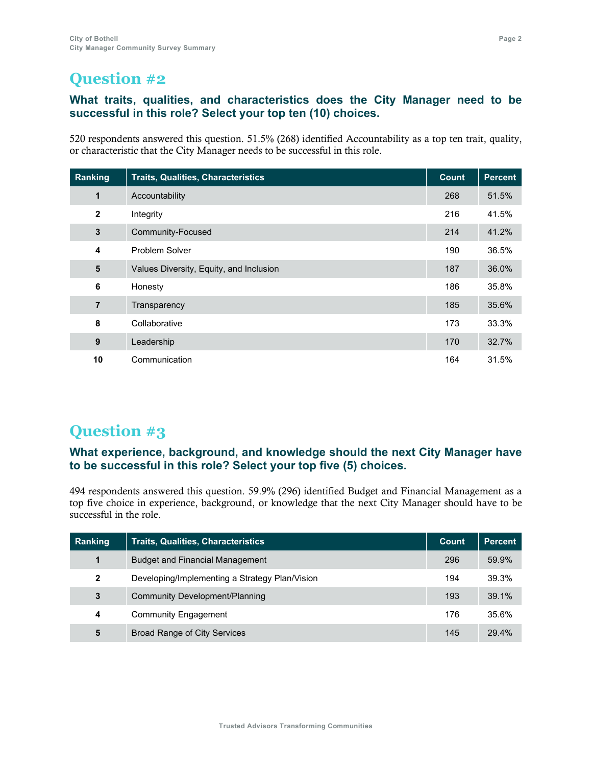## Question #2

### What traits, qualities, and characteristics does the City Manager need to be successful in this role? Select your top ten (10) choices.

520 respondents answered this question. 51.5% (268) identified Accountability as a top ten trait, quality, or characteristic that the City Manager needs to be successful in this role.

| Ranking | Traits, Qualities, Characteristics | Count | Percent |
|---|---|---|---|
| 1 | Accountability | 268 | 51.5% |
| 2 | Integrity | 216 | 41.5% |
| 3 | Community-Focused | 214 | 41.2% |
| 4 | Problem Solver | 190 | 36.5% |
| 5 | Values Diversity, Equity, and Inclusion | 187 | 36.0% |
| 6 | Honesty | 186 | 35.8% |
| 7 | Transparency | 185 | 35.6% |
| 8 | Collaborative | 173 | 33.3% |
| 9 | Leadership | 170 | 32.7% |
| 10 | Communication | 164 | 31.5% |

## Question #3

### What experience, background, and knowledge should the next City Manager have to be successful in this role? Select your top five (5) choices.

494 respondents answered this question. 59.9% (296) identified Budget and Financial Management as a top five choice in experience, background, or knowledge that the next City Manager should have to be successful in the role.

| Ranking | Traits, Qualities, Characteristics | Count | Percent |
|---|---|---|---|
| 1 | Budget and Financial Management | 296 | 59.9% |
| 2 | Developing/Implementing a Strategy Plan/Vision | 194 | 39.3% |
| 3 | Community Development/Planning | 193 | 39.1% |
| 4 | Community Engagement | 176 | 35.6% |
| 5 | Broad Range of City Services | 145 | 29.4% |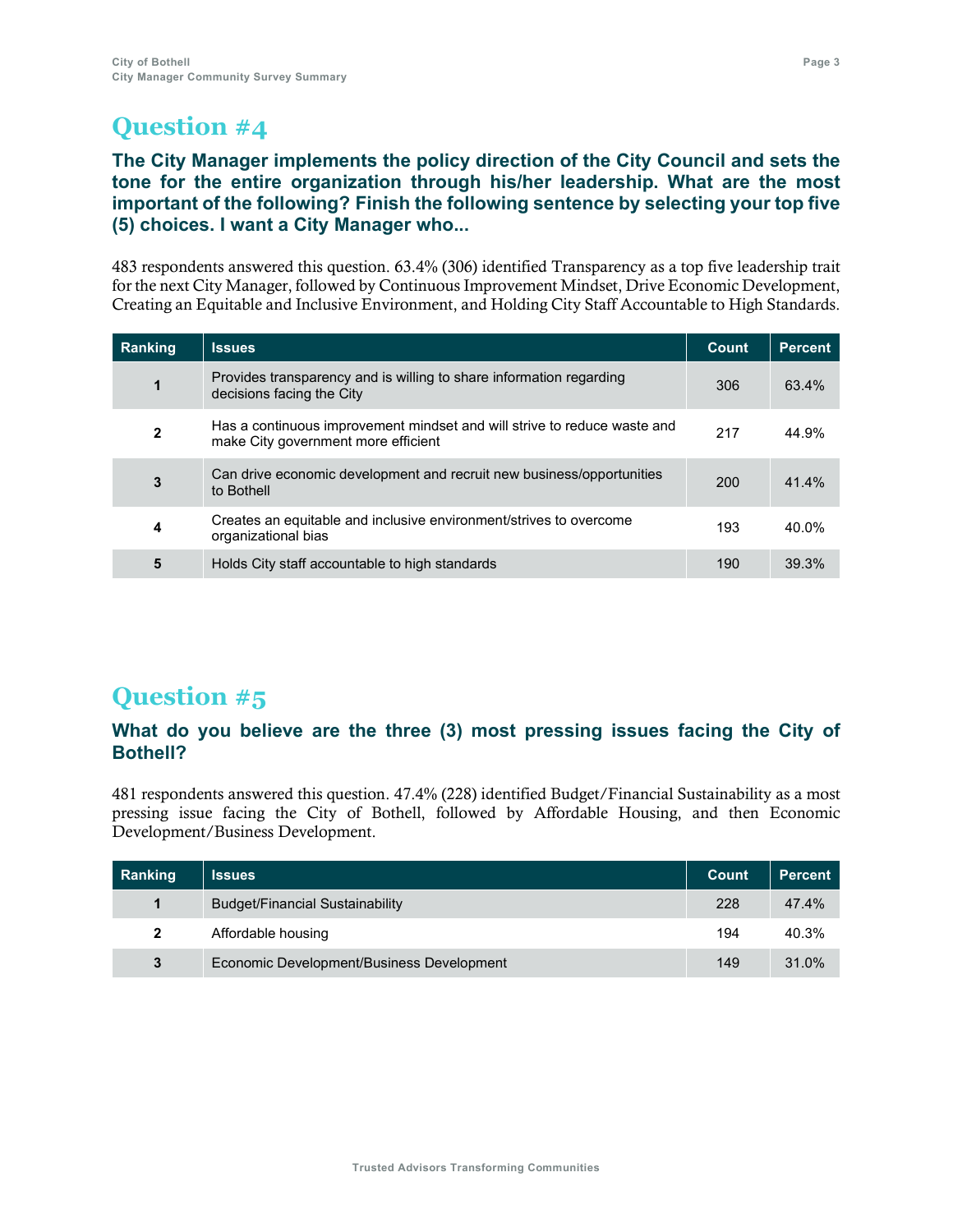# Question #4

**The City Manager implements the policy direction of the City Council and sets the tone for the entire organization through his/her leadership. What are the most important of the following? Finish the following sentence by selecting your top five (5) choices. I want a City Manager who...**

483 respondents answered this question. 63.4% (306) identified Transparency as a top five leadership trait for the next City Manager, followed by Continuous Improvement Mindset, Drive Economic Development, Creating an Equitable and Inclusive Environment, and Holding City Staff Accountable to High Standards.

| Ranking | Issues | Count | Percent |
|---|---|---|---|
| 1 | Provides transparency and is willing to share information regarding decisions facing the City | 306 | 63.4% |
| 2 | Has a continuous improvement mindset and will strive to reduce waste and make City government more efficient | 217 | 44.9% |
| 3 | Can drive economic development and recruit new business/opportunities to Bothell | 200 | 41.4% |
| 4 | Creates an equitable and inclusive environment/strives to overcome organizational bias | 193 | 40.0% |
| 5 | Holds City staff accountable to high standards | 190 | 39.3% |

# Question #5

**What do you believe are the three (3) most pressing issues facing the City of Bothell?**

481 respondents answered this question. 47.4% (228) identified Budget/Financial Sustainability as a most pressing issue facing the City of Bothell, followed by Affordable Housing, and then Economic Development/Business Development.

| Ranking | Issues | Count | Percent |
|---|---|---|---|
| 1 | Budget/Financial Sustainability | 228 | 47.4% |
| 2 | Affordable housing | 194 | 40.3% |
| 3 | Economic Development/Business Development | 149 | 31.0% |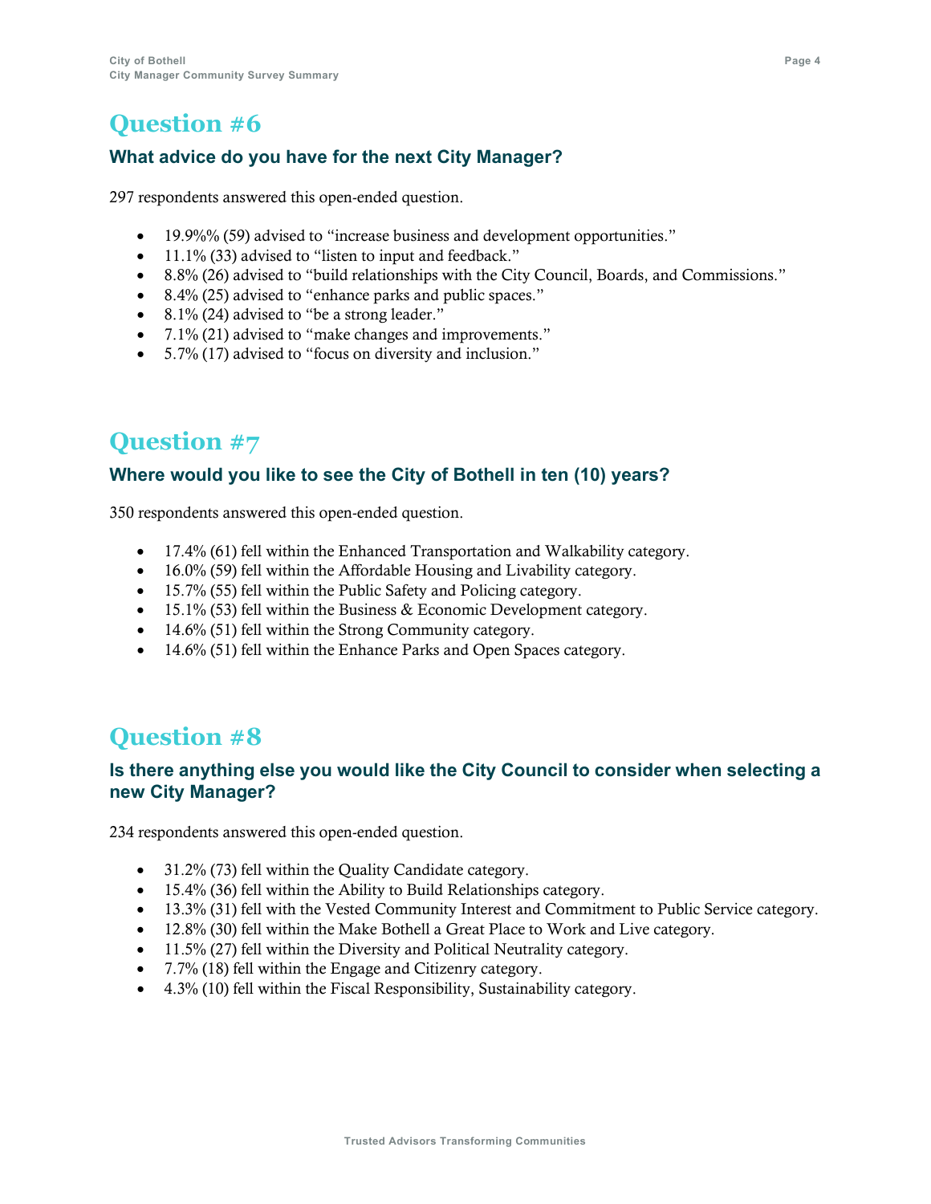# Question #6

### What advice do you have for the next City Manager?

297 respondents answered this open-ended question.

- 19.9%% (59) advised to "increase business and development opportunities."
- 11.1% (33) advised to "listen to input and feedback."
- 8.8% (26) advised to "build relationships with the City Council, Boards, and Commissions."
- 8.4% (25) advised to "enhance parks and public spaces."
- 8.1% (24) advised to "be a strong leader."
- 7.1% (21) advised to "make changes and improvements."
- 5.7% (17) advised to "focus on diversity and inclusion."

# Question #7

### Where would you like to see the City of Bothell in ten (10) years?

350 respondents answered this open-ended question.

- 17.4% (61) fell within the Enhanced Transportation and Walkability category.
- 16.0% (59) fell within the Affordable Housing and Livability category.
- 15.7% (55) fell within the Public Safety and Policing category.
- 15.1% (53) fell within the Business & Economic Development category.
- 14.6% (51) fell within the Strong Community category.
- 14.6% (51) fell within the Enhance Parks and Open Spaces category.

# Question #8

### Is there anything else you would like the City Council to consider when selecting a new City Manager?

234 respondents answered this open-ended question.

- 31.2% (73) fell within the Quality Candidate category.
- 15.4% (36) fell within the Ability to Build Relationships category.
- 13.3% (31) fell with the Vested Community Interest and Commitment to Public Service category.
- 12.8% (30) fell within the Make Bothell a Great Place to Work and Live category.
- 11.5% (27) fell within the Diversity and Political Neutrality category.
- 7.7% (18) fell within the Engage and Citizenry category.
- 4.3% (10) fell within the Fiscal Responsibility, Sustainability category.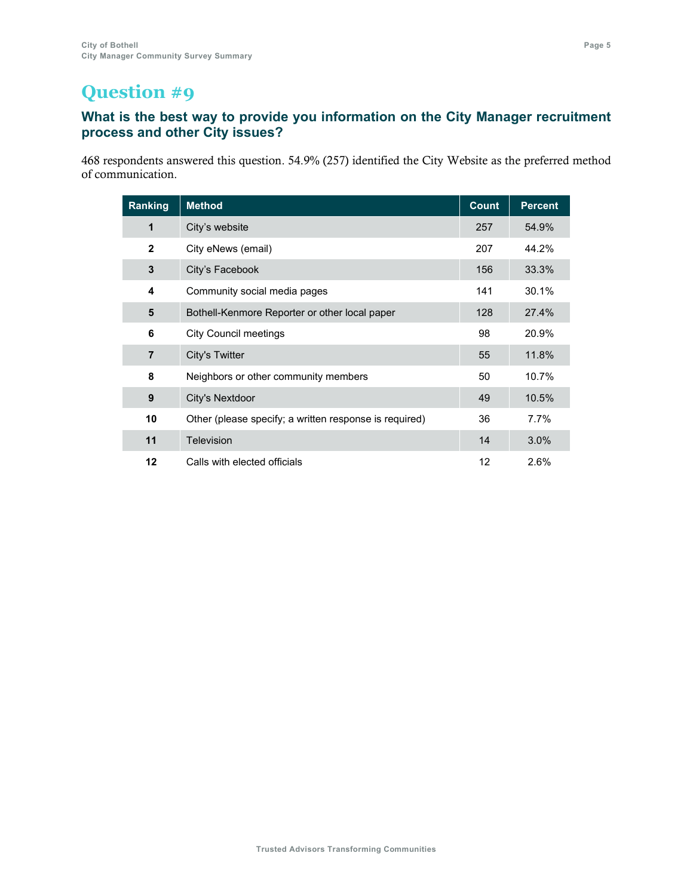# Question #9

### What is the best way to provide you information on the City Manager recruitment process and other City issues?

468 respondents answered this question. 54.9% (257) identified the City Website as the preferred method of communication.

| Ranking | Method | Count | Percent |
|---|---|---|---|
| 1 | City's website | 257 | 54.9% |
| 2 | City eNews (email) | 207 | 44.2% |
| 3 | City's Facebook | 156 | 33.3% |
| 4 | Community social media pages | 141 | 30.1% |
| 5 | Bothell-Kenmore Reporter or other local paper | 128 | 27.4% |
| 6 | City Council meetings | 98 | 20.9% |
| 7 | City's Twitter | 55 | 11.8% |
| 8 | Neighbors or other community members | 50 | 10.7% |
| 9 | City's Nextdoor | 49 | 10.5% |
| 10 | Other (please specify; a written response is required) | 36 | 7.7% |
| 11 | Television | 14 | 3.0% |
| 12 | Calls with elected officials | 12 | 2.6% |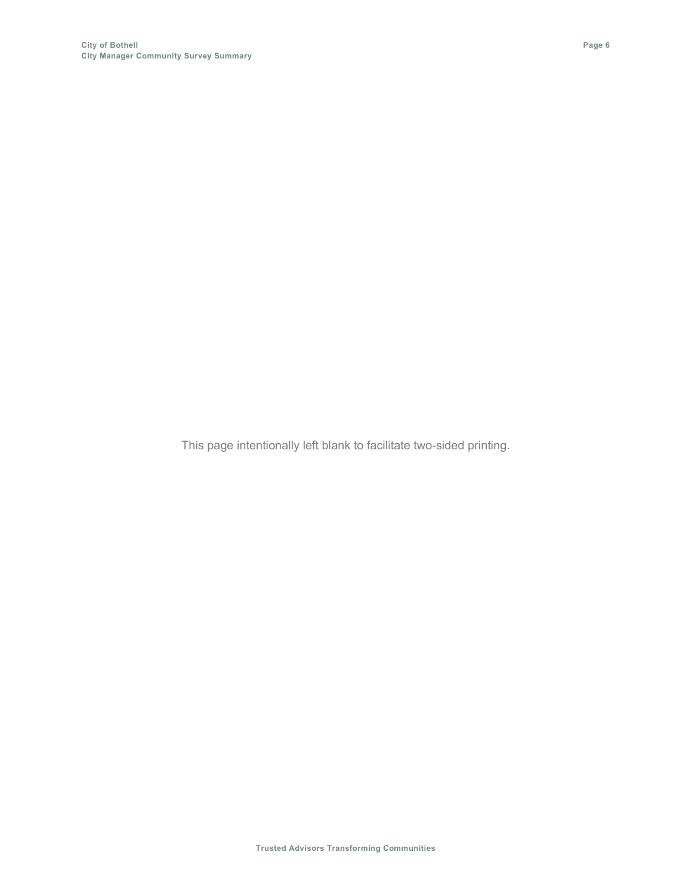This page intentionally left blank to facilitate two-sided printing.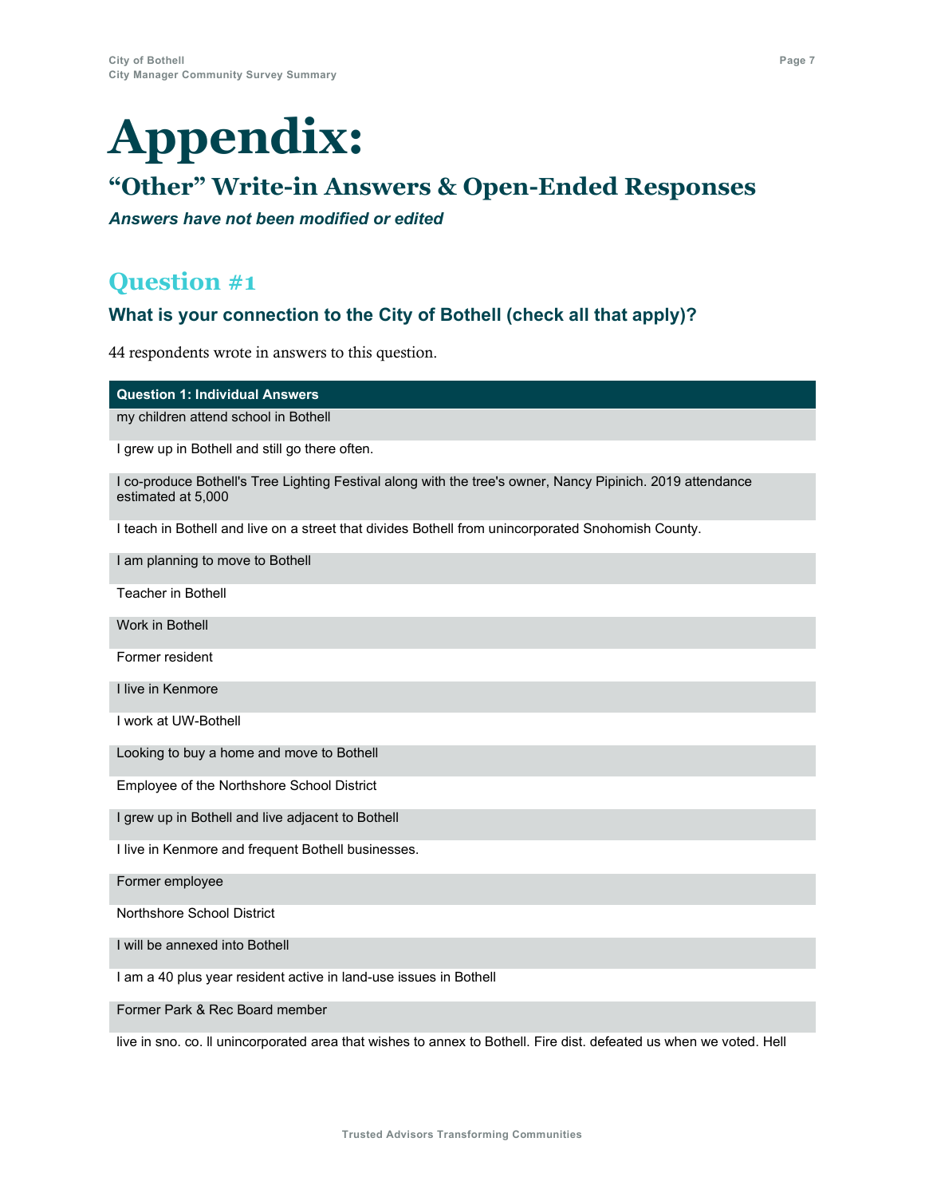# Appendix:

## "Other" Write-in Answers & Open-Ended Responses

***Answers have not been modified or edited***

## Question #1

### What is your connection to the City of Bothell (check all that apply)?

44 respondents wrote in answers to this question.

| Question 1: Individual Answers |
|---|
| my children attend school in Bothell |
| I grew up in Bothell and still go there often. |
| I co-produce Bothell's Tree Lighting Festival along with the tree's owner, Nancy Pipinich. 2019 attendance estimated at 5,000 |
| I teach in Bothell and live on a street that divides Bothell from unincorporated Snohomish County. |
| I am planning to move to Bothell |
| Teacher in Bothell |
| Work in Bothell |
| Former resident |
| I live in Kenmore |
| I work at UW-Bothell |
| Looking to buy a home and move to Bothell |
| Employee of the Northshore School District |
| I grew up in Bothell and live adjacent to Bothell |
| I live in Kenmore and frequent Bothell businesses. |
| Former employee |
| Northshore School District |
| I will be annexed into Bothell |
| I am a 40 plus year resident active in land-use issues in Bothell |
| Former Park & Rec Board member |
| live in sno. co. ll unincorporated area that wishes to annex to Bothell. Fire dist. defeated us when we voted. Hell |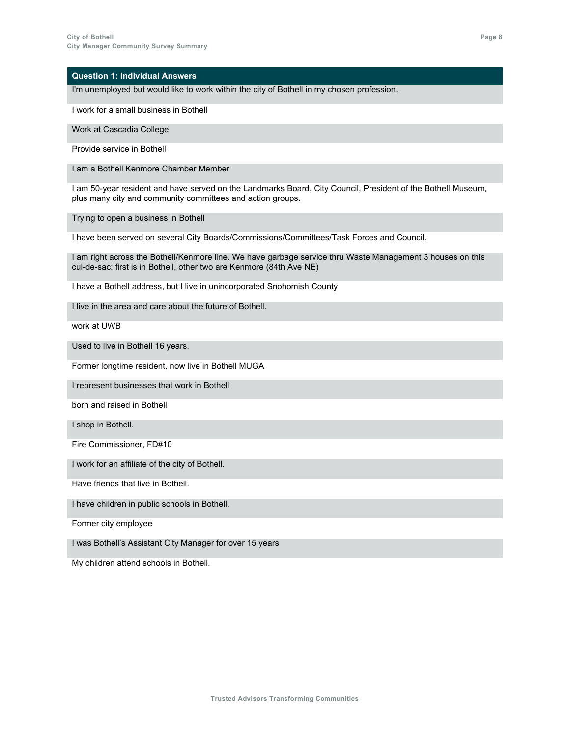| Question 1: Individual Answers |
| --- |
| I'm unemployed but would like to work within the city of Bothell in my chosen profession. |
| I work for a small business in Bothell |
| Work at Cascadia College |
| Provide service in Bothell |
| I am a Bothell Kenmore Chamber Member |
| I am 50-year resident and have served on the Landmarks Board, City Council, President of the Bothell Museum, plus many city and community committees and action groups. |
| Trying to open a business in Bothell |
| I have been served on several City Boards/Commissions/Committees/Task Forces and Council. |
| I am right across the Bothell/Kenmore line. We have garbage service thru Waste Management 3 houses on this cul-de-sac: first is in Bothell, other two are Kenmore (84th Ave NE) |
| I have a Bothell address, but I live in unincorporated Snohomish County |
| I live in the area and care about the future of Bothell. |
| work at UWB |
| Used to live in Bothell 16 years. |
| Former longtime resident, now live in Bothell MUGA |
| I represent businesses that work in Bothell |
| born and raised in Bothell |
| I shop in Bothell. |
| Fire Commissioner, FD#10 |
| I work for an affiliate of the city of Bothell. |
| Have friends that live in Bothell. |
| I have children in public schools in Bothell. |
| Former city employee |
| I was Bothell's Assistant City Manager for over 15 years |
| My children attend schools in Bothell. |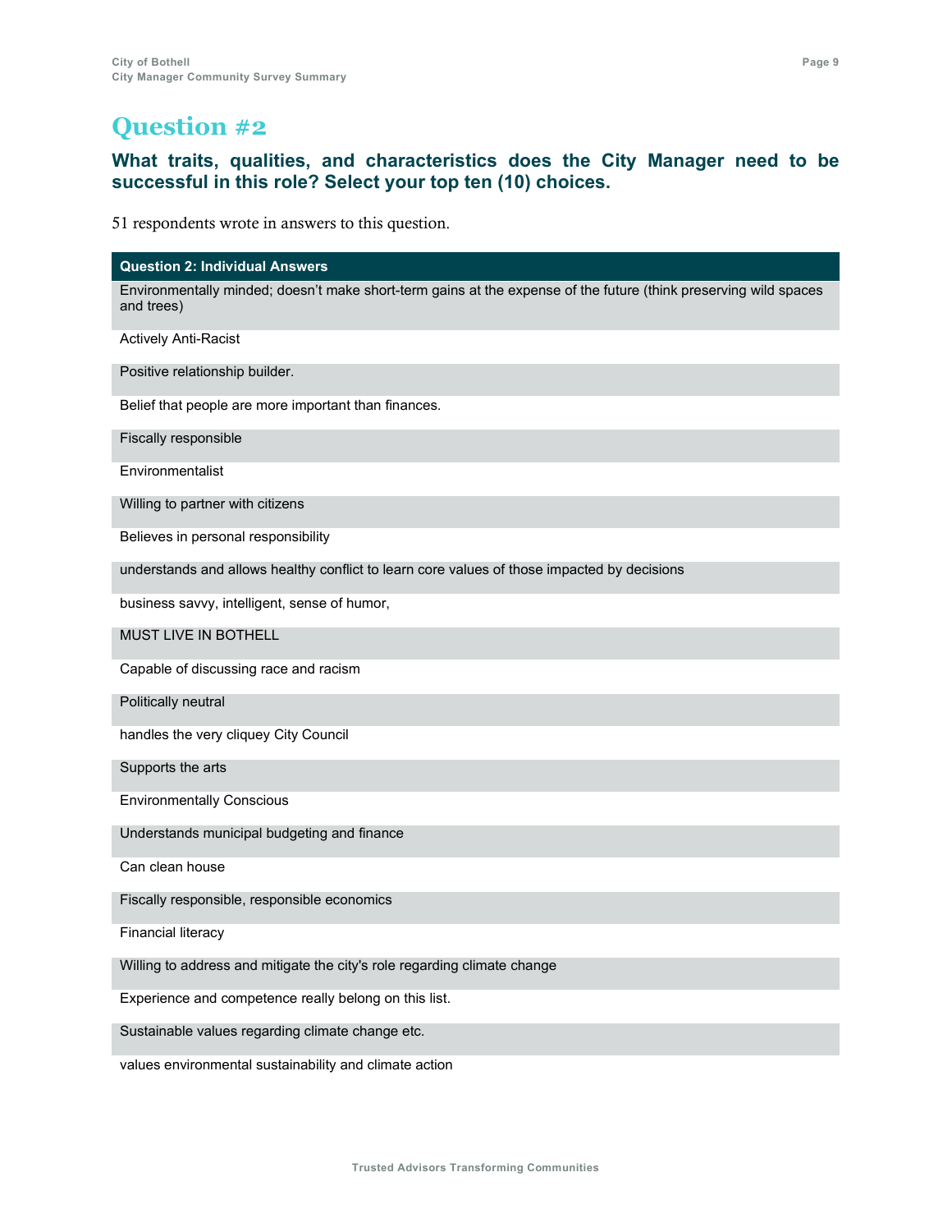# Question #2

### What traits, qualities, and characteristics does the City Manager need to be successful in this role? Select your top ten (10) choices.

51 respondents wrote in answers to this question.

| Question 2: Individual Answers |
|---|
| Environmentally minded; doesn't make short-term gains at the expense of the future (think preserving wild spaces and trees) |
| Actively Anti-Racist |
| Positive relationship builder. |
| Belief that people are more important than finances. |
| Fiscally responsible |
| Environmentalist |
| Willing to partner with citizens |
| Believes in personal responsibility |
| understands and allows healthy conflict to learn core values of those impacted by decisions |
| business savvy, intelligent, sense of humor, |
| MUST LIVE IN BOTHELL |
| Capable of discussing race and racism |
| Politically neutral |
| handles the very cliquey City Council |
| Supports the arts |
| Environmentally Conscious |
| Understands municipal budgeting and finance |
| Can clean house |
| Fiscally responsible, responsible economics |
| Financial literacy |
| Willing to address and mitigate the city's role regarding climate change |
| Experience and competence really belong on this list. |
| Sustainable values regarding climate change etc. |
| values environmental sustainability and climate action |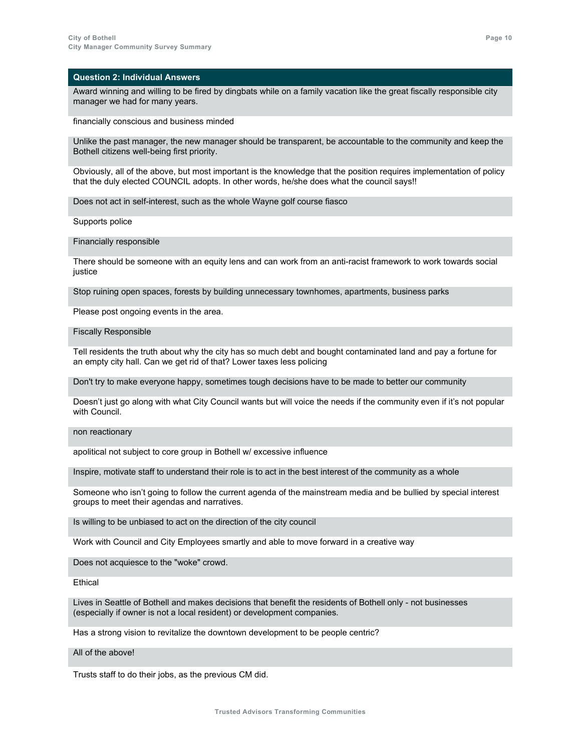| Question 2: Individual Answers |
|---|
| Award winning and willing to be fired by dingbats while on a family vacation like the great fiscally responsible city manager we had for many years. |
| financially conscious and business minded |
| Unlike the past manager, the new manager should be transparent, be accountable to the community and keep the Bothell citizens well-being first priority. |
| Obviously, all of the above, but most important is the knowledge that the position requires implementation of policy that the duly elected COUNCIL adopts. In other words, he/she does what the council says!! |
| Does not act in self-interest, such as the whole Wayne golf course fiasco |
| Supports police |
| Financially responsible |
| There should be someone with an equity lens and can work from an anti-racist framework to work towards social justice |
| Stop ruining open spaces, forests by building unnecessary townhomes, apartments, business parks |
| Please post ongoing events in the area. |
| Fiscally Responsible |
| Tell residents the truth about why the city has so much debt and bought contaminated land and pay a fortune for an empty city hall. Can we get rid of that? Lower taxes less policing |
| Don't try to make everyone happy, sometimes tough decisions have to be made to better our community |
| Doesn't just go along with what City Council wants but will voice the needs if the community even if it's not popular with Council. |
| non reactionary |
| apolitical not subject to core group in Bothell w/ excessive influence |
| Inspire, motivate staff to understand their role is to act in the best interest of the community as a whole |
| Someone who isn't going to follow the current agenda of the mainstream media and be bullied by special interest groups to meet their agendas and narratives. |
| Is willing to be unbiased to act on the direction of the city council |
| Work with Council and City Employees smartly and able to move forward in a creative way |
| Does not acquiesce to the "woke" crowd. |
| Ethical |
| Lives in Seattle of Bothell and makes decisions that benefit the residents of Bothell only - not businesses (especially if owner is not a local resident) or development companies. |
| Has a strong vision to revitalize the downtown development to be people centric? |
| All of the above! |
| Trusts staff to do their jobs, as the previous CM did. |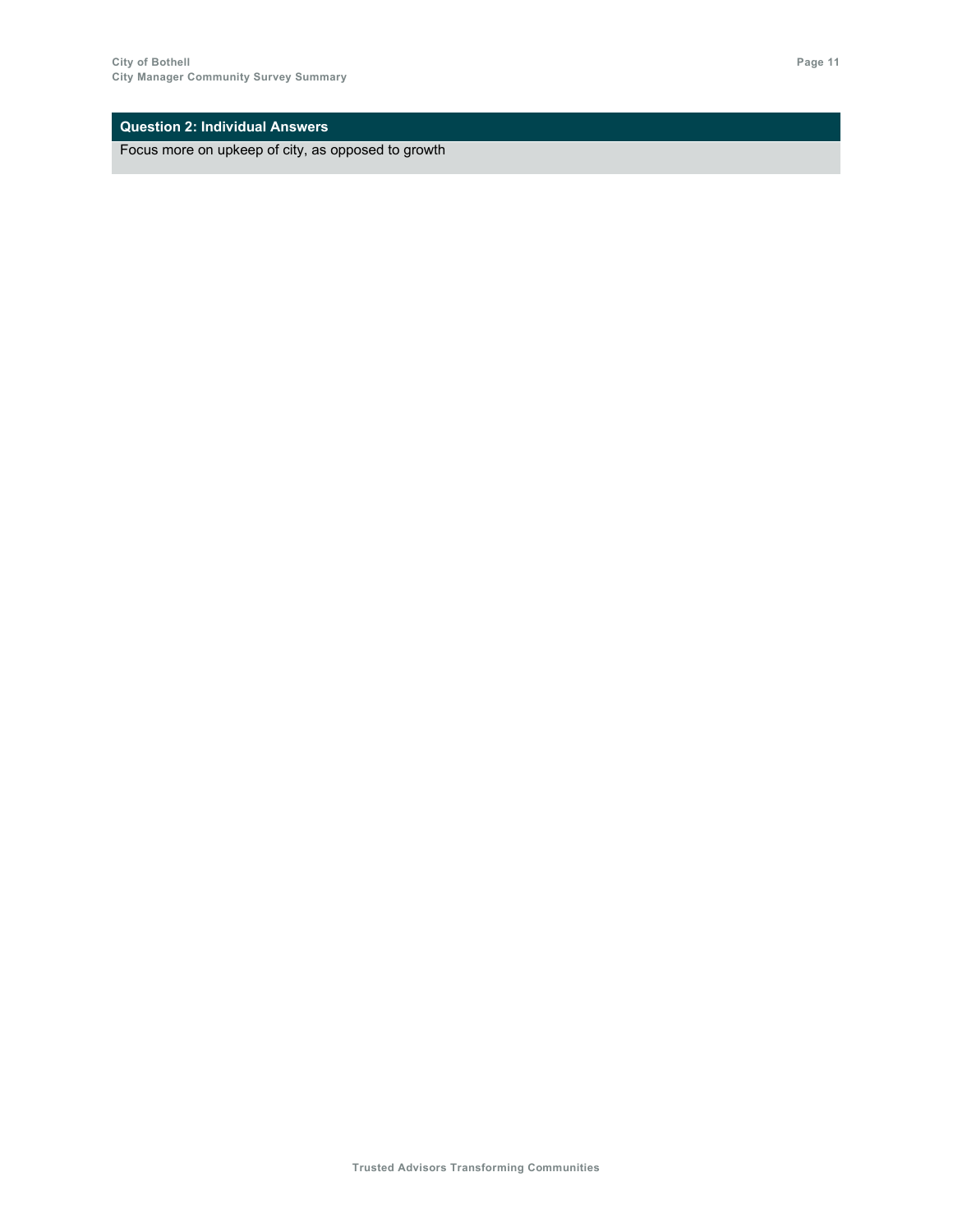| Question 2: Individual Answers |
| --- |
| Focus more on upkeep of city, as opposed to growth |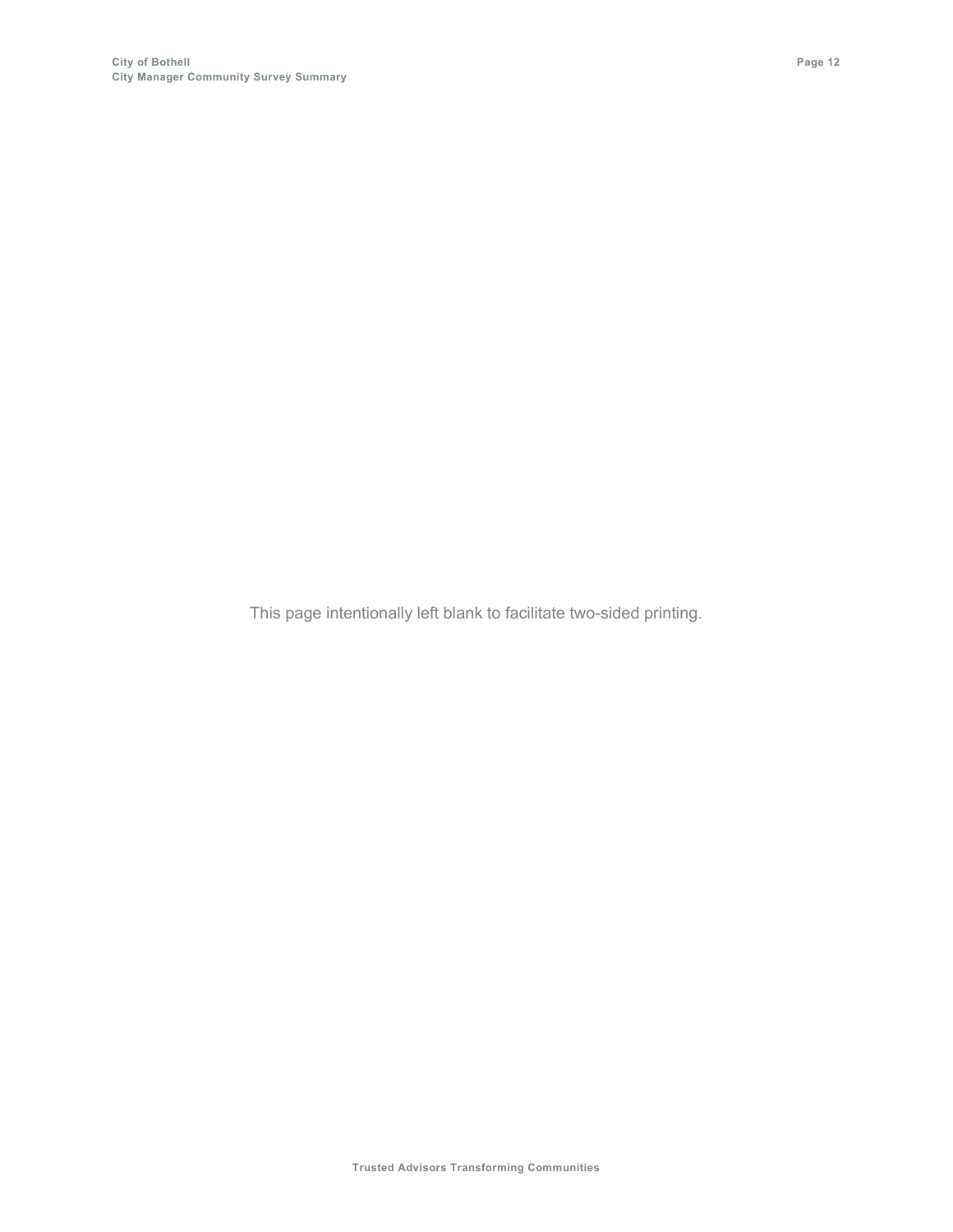This page intentionally left blank to facilitate two-sided printing.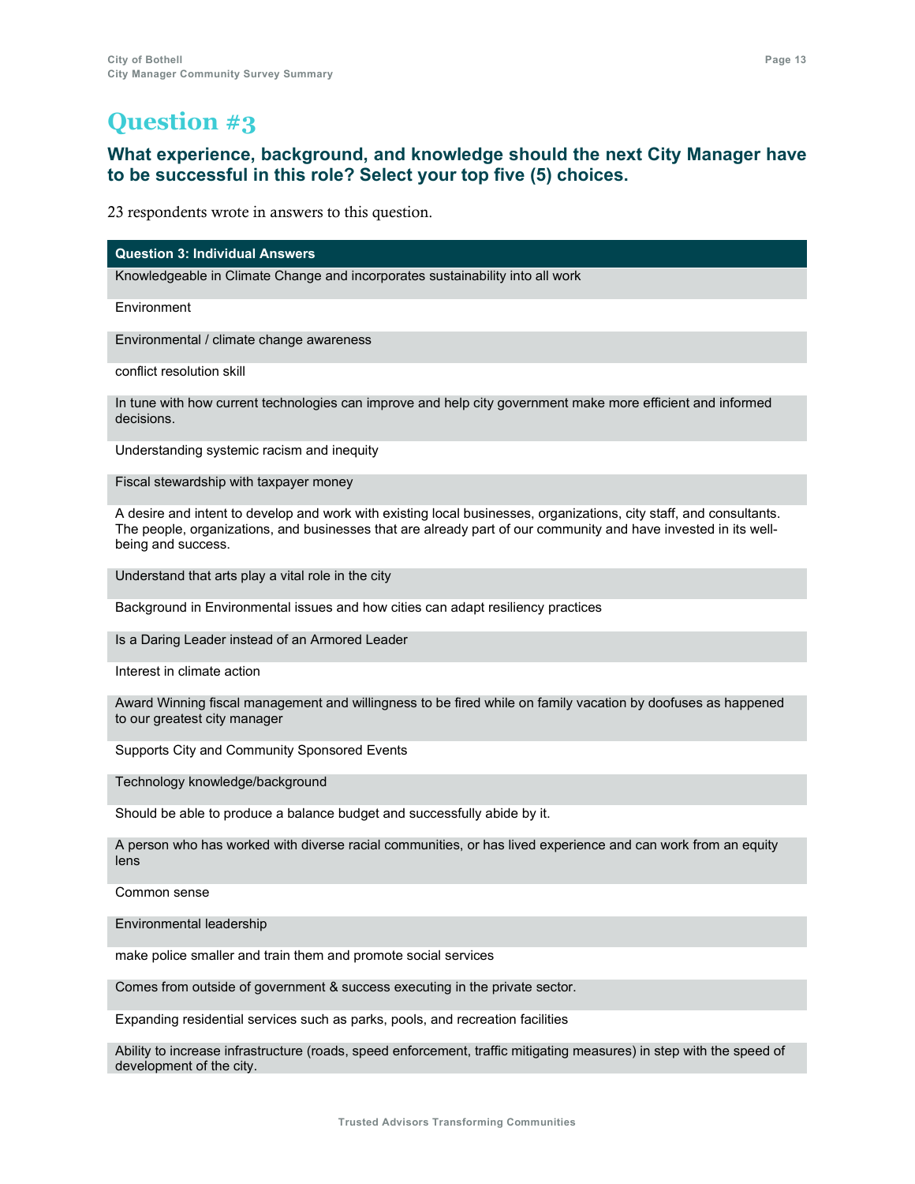# Question #3

### What experience, background, and knowledge should the next City Manager have to be successful in this role? Select your top five (5) choices.

23 respondents wrote in answers to this question.

| Question 3: Individual Answers |
| --- |
| Knowledgeable in Climate Change and incorporates sustainability into all work |
| Environment |
| Environmental / climate change awareness |
| conflict resolution skill |
| In tune with how current technologies can improve and help city government make more efficient and informed decisions. |
| Understanding systemic racism and inequity |
| Fiscal stewardship with taxpayer money |
| A desire and intent to develop and work with existing local businesses, organizations, city staff, and consultants. The people, organizations, and businesses that are already part of our community and have invested in its well-being and success. |
| Understand that arts play a vital role in the city |
| Background in Environmental issues and how cities can adapt resiliency practices |
| Is a Daring Leader instead of an Armored Leader |
| Interest in climate action |
| Award Winning fiscal management and willingness to be fired while on family vacation by doofuses as happened to our greatest city manager |
| Supports City and Community Sponsored Events |
| Technology knowledge/background |
| Should be able to produce a balance budget and successfully abide by it. |
| A person who has worked with diverse racial communities, or has lived experience and can work from an equity lens |
| Common sense |
| Environmental leadership |
| make police smaller and train them and promote social services |
| Comes from outside of government & success executing in the private sector. |
| Expanding residential services such as parks, pools, and recreation facilities |
| Ability to increase infrastructure (roads, speed enforcement, traffic mitigating measures) in step with the speed of development of the city. |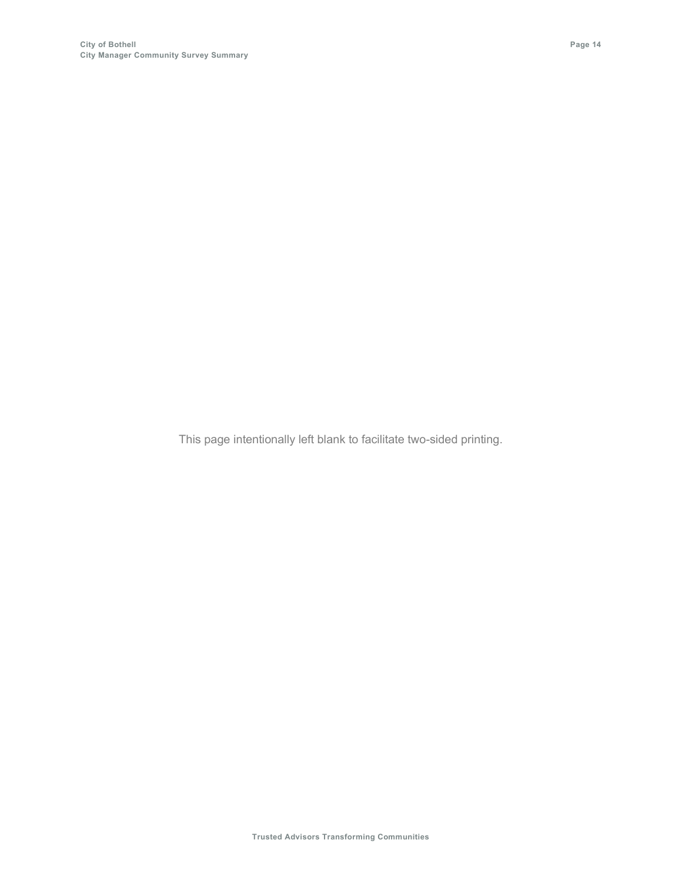This page intentionally left blank to facilitate two-sided printing.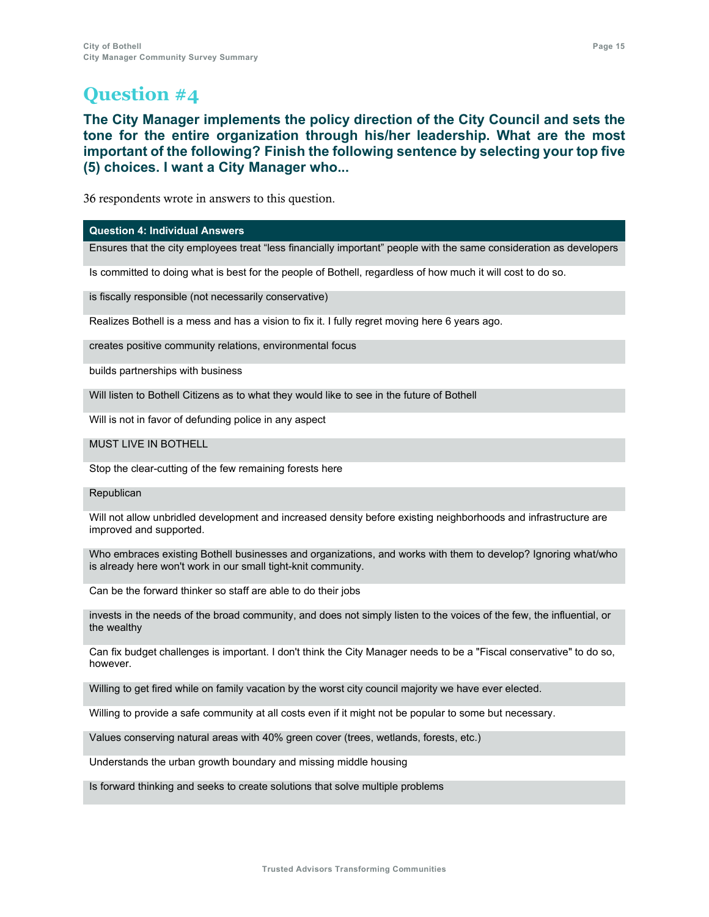# Question #4

**The City Manager implements the policy direction of the City Council and sets the tone for the entire organization through his/her leadership. What are the most important of the following? Finish the following sentence by selecting your top five (5) choices. I want a City Manager who...**

36 respondents wrote in answers to this question.

| Question 4: Individual Answers |
|---|
| Ensures that the city employees treat "less financially important" people with the same consideration as developers |
| Is committed to doing what is best for the people of Bothell, regardless of how much it will cost to do so. |
| is fiscally responsible (not necessarily conservative) |
| Realizes Bothell is a mess and has a vision to fix it. I fully regret moving here 6 years ago. |
| creates positive community relations, environmental focus |
| builds partnerships with business |
| Will listen to Bothell Citizens as to what they would like to see in the future of Bothell |
| Will is not in favor of defunding police in any aspect |
| MUST LIVE IN BOTHELL |
| Stop the clear-cutting of the few remaining forests here |
| Republican |
| Will not allow unbridled development and increased density before existing neighborhoods and infrastructure are improved and supported. |
| Who embraces existing Bothell businesses and organizations, and works with them to develop? Ignoring what/who is already here won't work in our small tight-knit community. |
| Can be the forward thinker so staff are able to do their jobs |
| invests in the needs of the broad community, and does not simply listen to the voices of the few, the influential, or the wealthy |
| Can fix budget challenges is important. I don't think the City Manager needs to be a "Fiscal conservative" to do so, however. |
| Willing to get fired while on family vacation by the worst city council majority we have ever elected. |
| Willing to provide a safe community at all costs even if it might not be popular to some but necessary. |
| Values conserving natural areas with 40% green cover (trees, wetlands, forests, etc.) |
| Understands the urban growth boundary and missing middle housing |
| Is forward thinking and seeks to create solutions that solve multiple problems |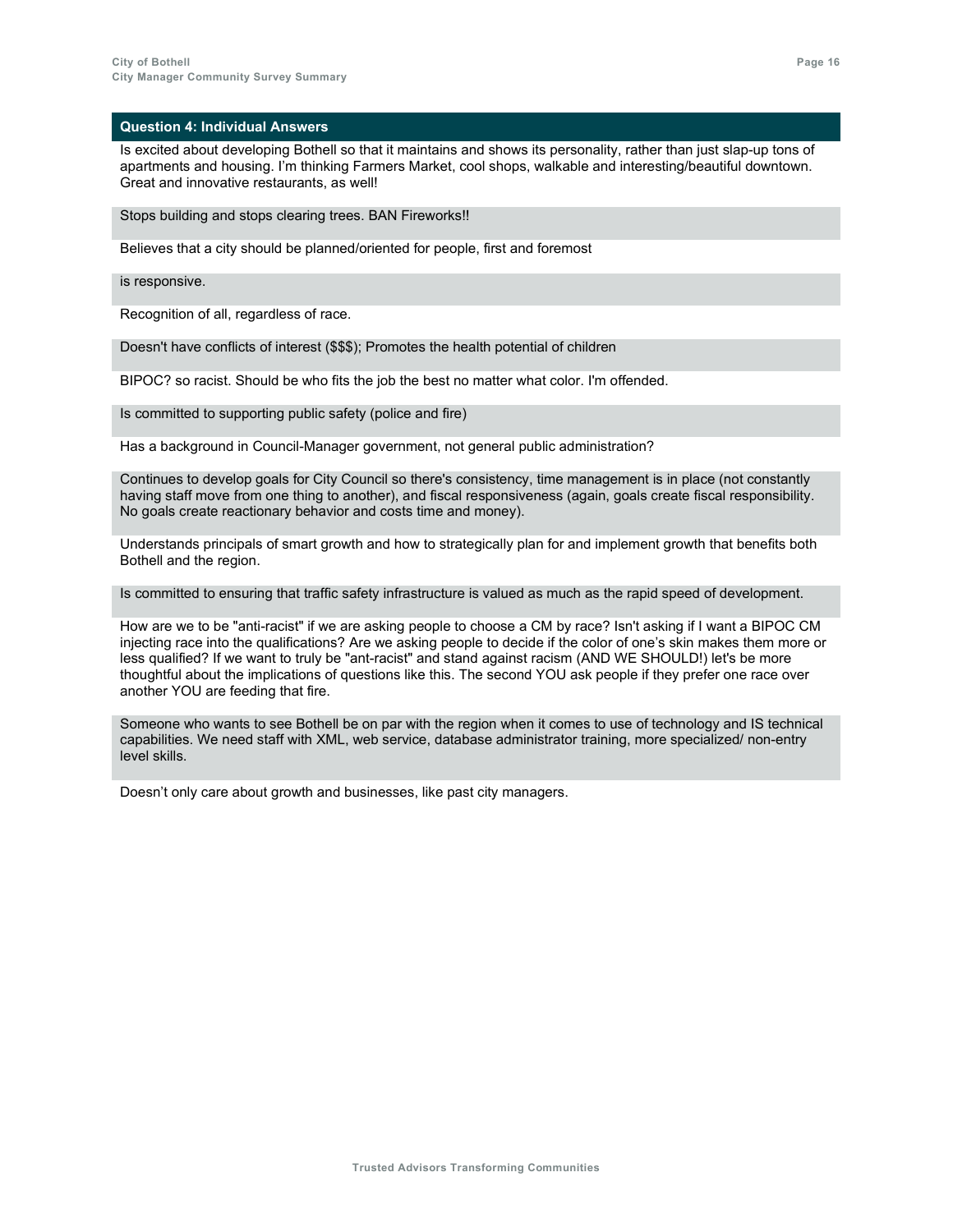## Question 4: Individual Answers

| |
|---|
| Is excited about developing Bothell so that it maintains and shows its personality, rather than just slap-up tons of apartments and housing. I'm thinking Farmers Market, cool shops, walkable and interesting/beautiful downtown. Great and innovative restaurants, as well! |
| Stops building and stops clearing trees. BAN Fireworks!! |
| Believes that a city should be planned/oriented for people, first and foremost |
| is responsive. |
| Recognition of all, regardless of race. |
| Doesn't have conflicts of interest ($$$); Promotes the health potential of children |
| BIPOC? so racist. Should be who fits the job the best no matter what color. I'm offended. |
| Is committed to supporting public safety (police and fire) |
| Has a background in Council-Manager government, not general public administration? |
| Continues to develop goals for City Council so there's consistency, time management is in place (not constantly having staff move from one thing to another), and fiscal responsiveness (again, goals create fiscal responsibility. No goals create reactionary behavior and costs time and money). |
| Understands principals of smart growth and how to strategically plan for and implement growth that benefits both Bothell and the region. |
| Is committed to ensuring that traffic safety infrastructure is valued as much as the rapid speed of development. |
| How are we to be "anti-racist" if we are asking people to choose a CM by race? Isn't asking if I want a BIPOC CM injecting race into the qualifications? Are we asking people to decide if the color of one's skin makes them more or less qualified? If we want to truly be "ant-racist" and stand against racism (AND WE SHOULD!) let's be more thoughtful about the implications of questions like this. The second YOU ask people if they prefer one race over another YOU are feeding that fire. |
| Someone who wants to see Bothell be on par with the region when it comes to use of technology and IS technical capabilities. We need staff with XML, web service, database administrator training, more specialized/ non-entry level skills. |
| Doesn't only care about growth and businesses, like past city managers. |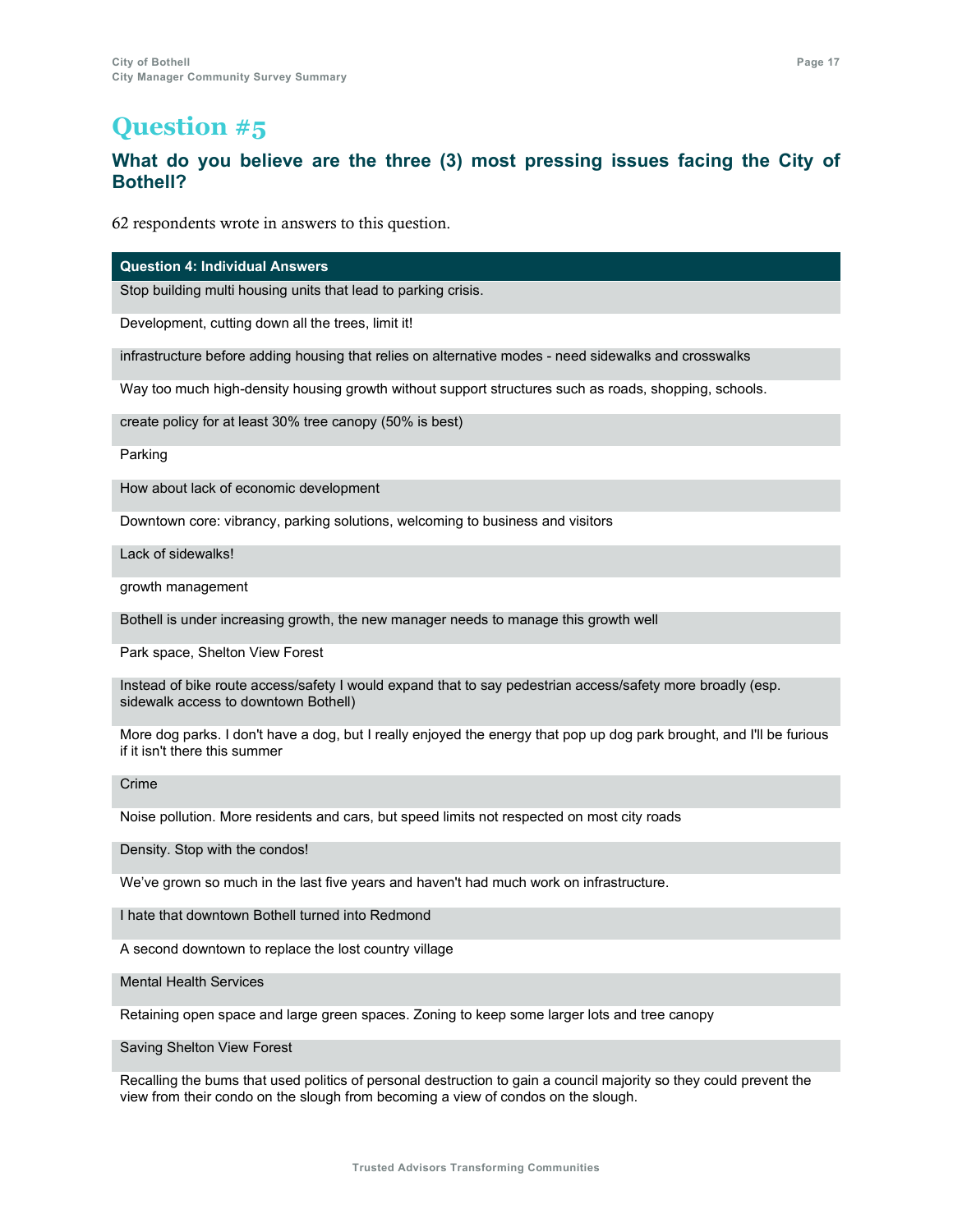# Question #5

## What do you believe are the three (3) most pressing issues facing the City of Bothell?

62 respondents wrote in answers to this question.

| Question 4: Individual Answers |
| --- |
| Stop building multi housing units that lead to parking crisis. |
| Development, cutting down all the trees, limit it! |
| infrastructure before adding housing that relies on alternative modes - need sidewalks and crosswalks |
| Way too much high-density housing growth without support structures such as roads, shopping, schools. |
| create policy for at least 30% tree canopy (50% is best) |
| Parking |
| How about lack of economic development |
| Downtown core: vibrancy, parking solutions, welcoming to business and visitors |
| Lack of sidewalks! |
| growth management |
| Bothell is under increasing growth, the new manager needs to manage this growth well |
| Park space, Shelton View Forest |
| Instead of bike route access/safety I would expand that to say pedestrian access/safety more broadly (esp. sidewalk access to downtown Bothell) |
| More dog parks. I don't have a dog, but I really enjoyed the energy that pop up dog park brought, and I'll be furious if it isn't there this summer |
| Crime |
| Noise pollution. More residents and cars, but speed limits not respected on most city roads |
| Density. Stop with the condos! |
| We've grown so much in the last five years and haven't had much work on infrastructure. |
| I hate that downtown Bothell turned into Redmond |
| A second downtown to replace the lost country village |
| Mental Health Services |
| Retaining open space and large green spaces. Zoning to keep some larger lots and tree canopy |
| Saving Shelton View Forest |
| Recalling the bums that used politics of personal destruction to gain a council majority so they could prevent the view from their condo on the slough from becoming a view of condos on the slough. |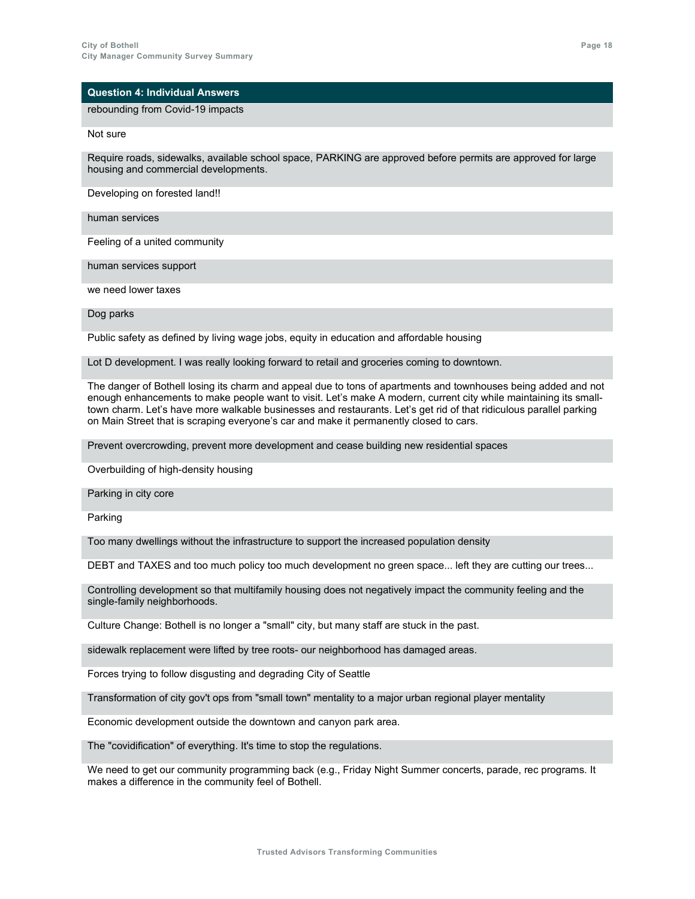| Question 4: Individual Answers |
| --- |
| rebounding from Covid-19 impacts |
| Not sure |
| Require roads, sidewalks, available school space, PARKING are approved before permits are approved for large housing and commercial developments. |
| Developing on forested land!! |
| human services |
| Feeling of a united community |
| human services support |
| we need lower taxes |
| Dog parks |
| Public safety as defined by living wage jobs, equity in education and affordable housing |
| Lot D development. I was really looking forward to retail and groceries coming to downtown. |
| The danger of Bothell losing its charm and appeal due to tons of apartments and townhouses being added and not enough enhancements to make people want to visit. Let's make A modern, current city while maintaining its small-town charm. Let's have more walkable businesses and restaurants. Let's get rid of that ridiculous parallel parking on Main Street that is scraping everyone's car and make it permanently closed to cars. |
| Prevent overcrowding, prevent more development and cease building new residential spaces |
| Overbuilding of high-density housing |
| Parking in city core |
| Parking |
| Too many dwellings without the infrastructure to support the increased population density |
| DEBT and TAXES and too much policy too much development no green space... left they are cutting our trees... |
| Controlling development so that multifamily housing does not negatively impact the community feeling and the single-family neighborhoods. |
| Culture Change: Bothell is no longer a "small" city, but many staff are stuck in the past. |
| sidewalk replacement were lifted by tree roots- our neighborhood has damaged areas. |
| Forces trying to follow disgusting and degrading City of Seattle |
| Transformation of city gov't ops from "small town" mentality to a major urban regional player mentality |
| Economic development outside the downtown and canyon park area. |
| The "covidification" of everything. It's time to stop the regulations. |
| We need to get our community programming back (e.g., Friday Night Summer concerts, parade, rec programs. It makes a difference in the community feel of Bothell. |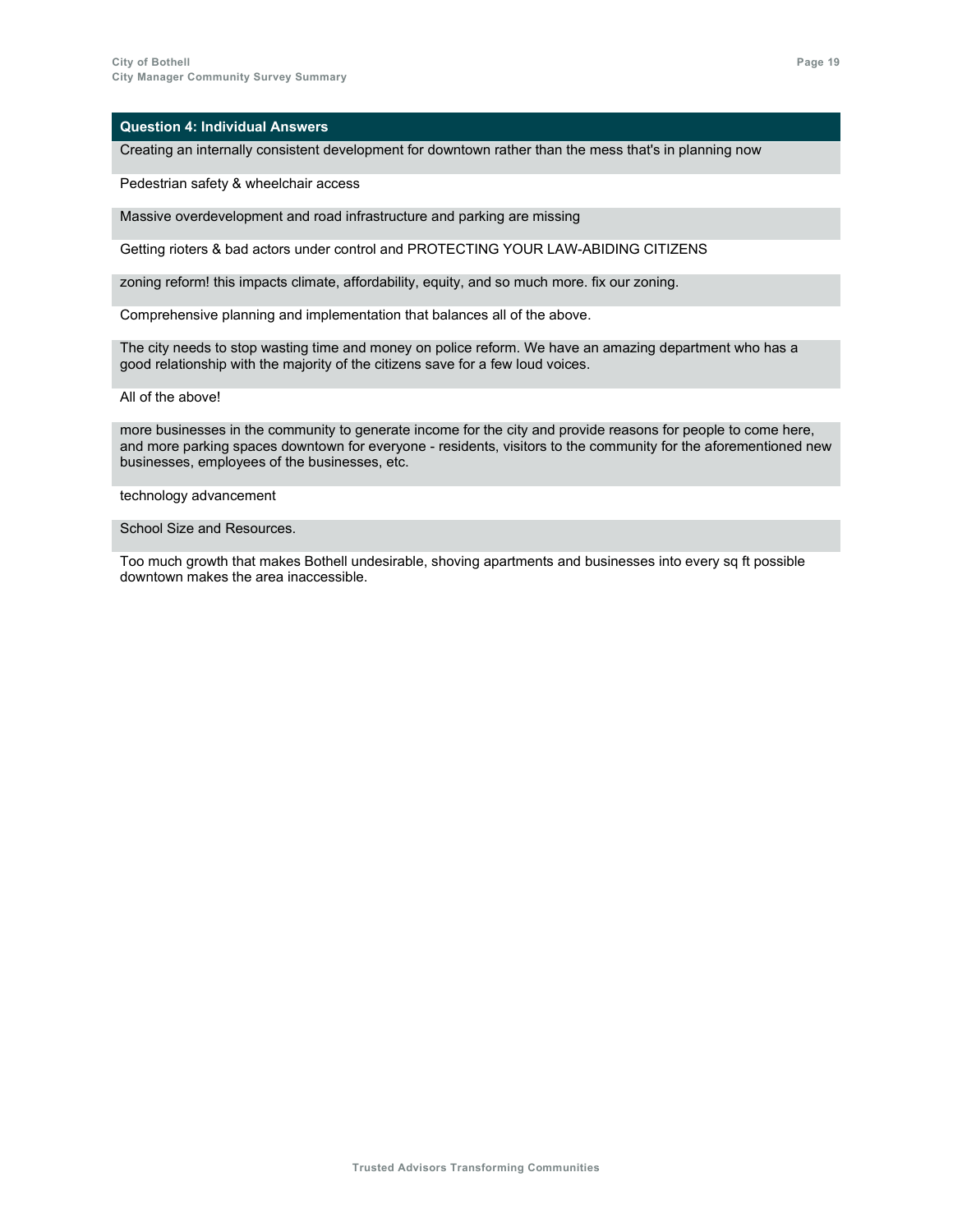| Question 4: Individual Answers |
| --- |
| Creating an internally consistent development for downtown rather than the mess that's in planning now |
| Pedestrian safety & wheelchair access |
| Massive overdevelopment and road infrastructure and parking are missing |
| Getting rioters & bad actors under control and PROTECTING YOUR LAW-ABIDING CITIZENS |
| zoning reform! this impacts climate, affordability, equity, and so much more. fix our zoning. |
| Comprehensive planning and implementation that balances all of the above. |
| The city needs to stop wasting time and money on police reform. We have an amazing department who has a good relationship with the majority of the citizens save for a few loud voices. |
| All of the above! |
| more businesses in the community to generate income for the city and provide reasons for people to come here, and more parking spaces downtown for everyone - residents, visitors to the community for the aforementioned new businesses, employees of the businesses, etc. |
| technology advancement |
| School Size and Resources. |
| Too much growth that makes Bothell undesirable, shoving apartments and businesses into every sq ft possible downtown makes the area inaccessible. |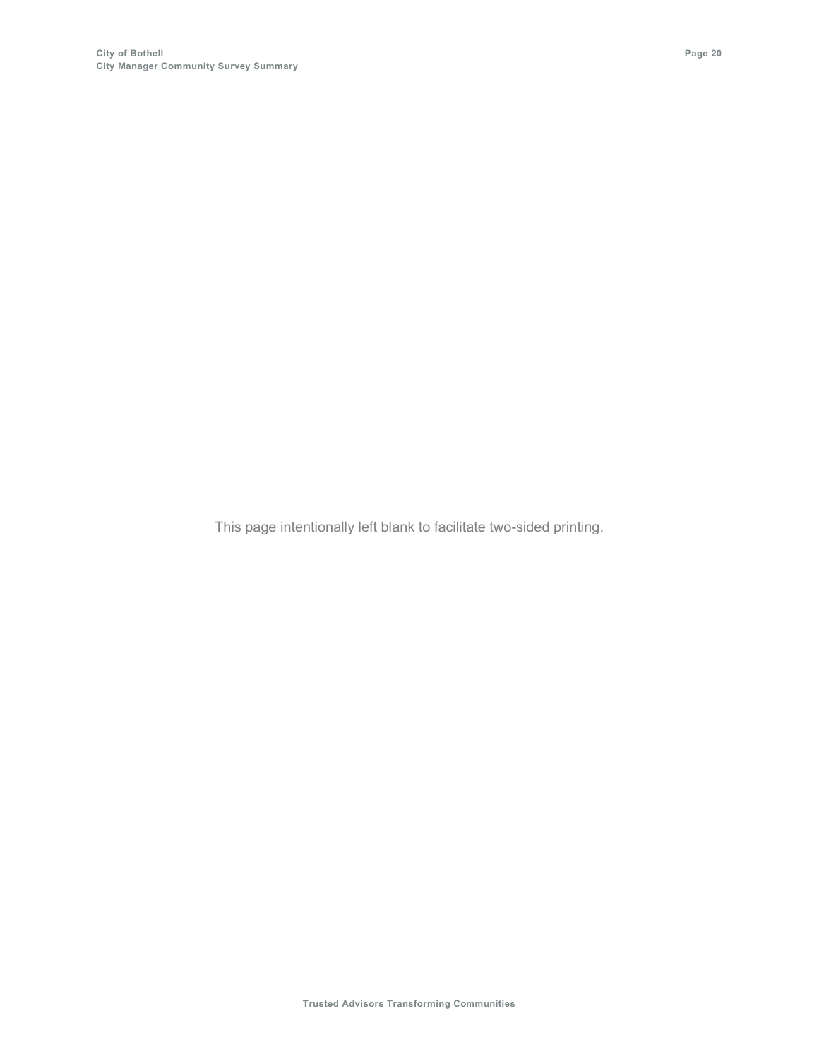This page intentionally left blank to facilitate two-sided printing.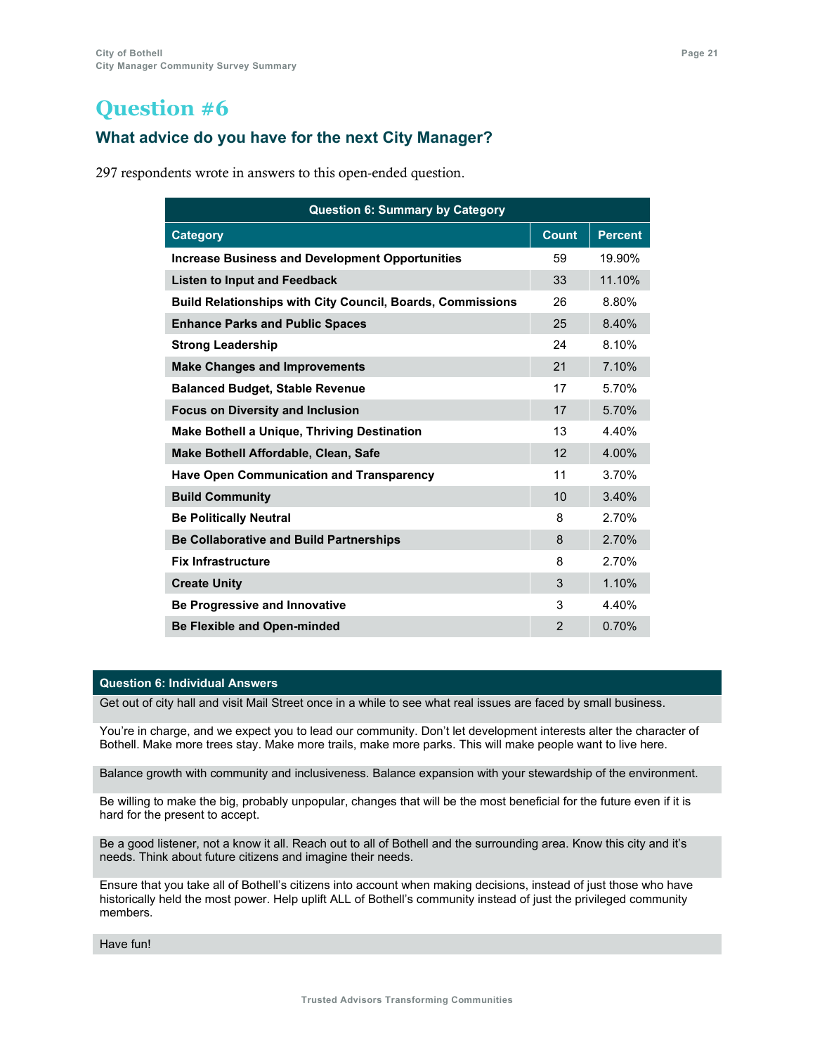# Question #6

## What advice do you have for the next City Manager?

297 respondents wrote in answers to this open-ended question.

| Question 6: Summary by Category | | |
|---|---|---|
| **Category** | **Count** | **Percent** |
| **Increase Business and Development Opportunities** | 59 | 19.90% |
| **Listen to Input and Feedback** | 33 | 11.10% |
| **Build Relationships with City Council, Boards, Commissions** | 26 | 8.80% |
| **Enhance Parks and Public Spaces** | 25 | 8.40% |
| **Strong Leadership** | 24 | 8.10% |
| **Make Changes and Improvements** | 21 | 7.10% |
| **Balanced Budget, Stable Revenue** | 17 | 5.70% |
| **Focus on Diversity and Inclusion** | 17 | 5.70% |
| **Make Bothell a Unique, Thriving Destination** | 13 | 4.40% |
| **Make Bothell Affordable, Clean, Safe** | 12 | 4.00% |
| **Have Open Communication and Transparency** | 11 | 3.70% |
| **Build Community** | 10 | 3.40% |
| **Be Politically Neutral** | 8 | 2.70% |
| **Be Collaborative and Build Partnerships** | 8 | 2.70% |
| **Fix Infrastructure** | 8 | 2.70% |
| **Create Unity** | 3 | 1.10% |
| **Be Progressive and Innovative** | 3 | 4.40% |
| **Be Flexible and Open-minded** | 2 | 0.70% |

| Question 6: Individual Answers |
|---|
| Get out of city hall and visit Mail Street once in a while to see what real issues are faced by small business. |
| You're in charge, and we expect you to lead our community. Don't let development interests alter the character of Bothell. Make more trees stay. Make more trails, make more parks. This will make people want to live here. |
| Balance growth with community and inclusiveness. Balance expansion with your stewardship of the environment. |
| Be willing to make the big, probably unpopular, changes that will be the most beneficial for the future even if it is hard for the present to accept. |
| Be a good listener, not a know it all. Reach out to all of Bothell and the surrounding area. Know this city and it's needs. Think about future citizens and imagine their needs. |
| Ensure that you take all of Bothell's citizens into account when making decisions, instead of just those who have historically held the most power. Help uplift ALL of Bothell's community instead of just the privileged community members. |
| Have fun! |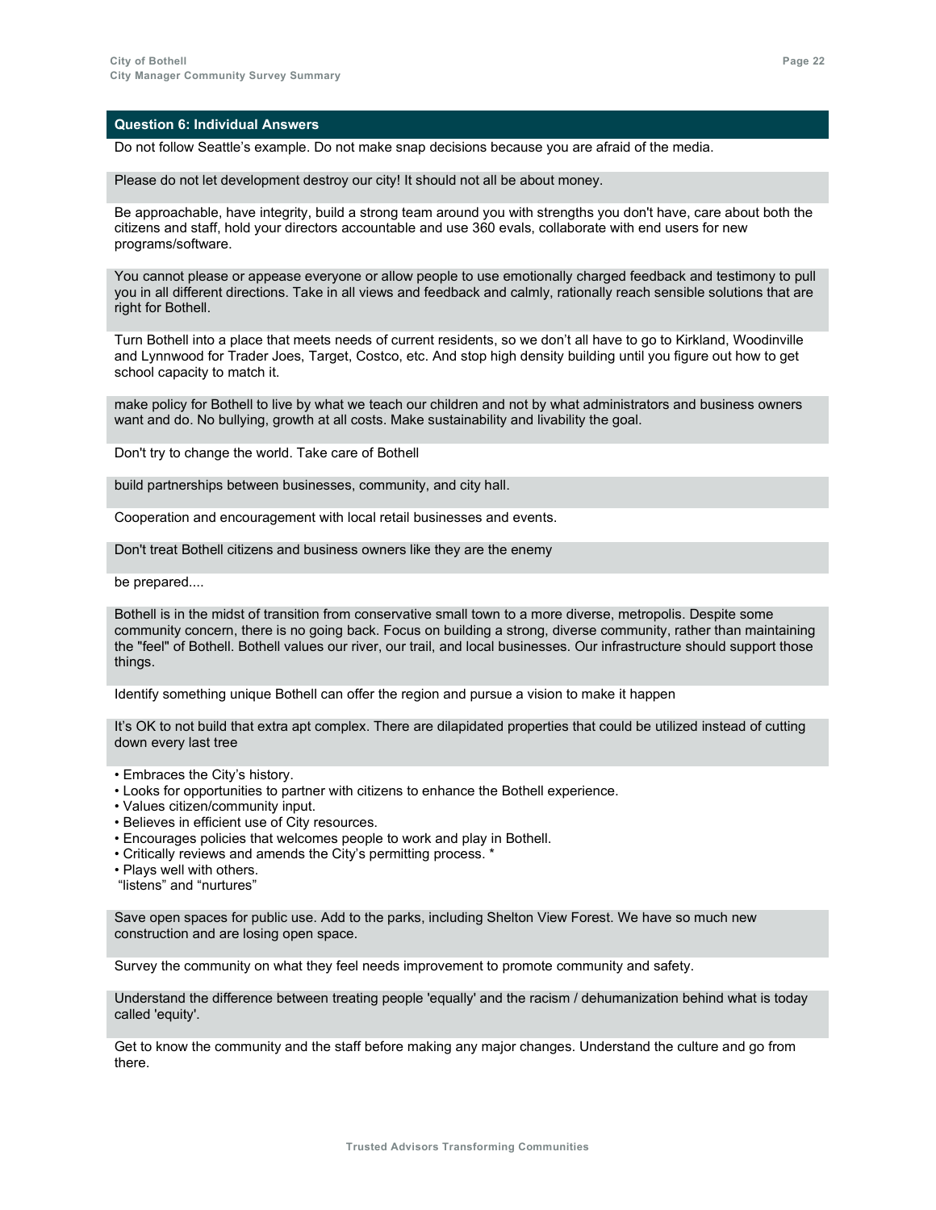| Question 6: Individual Answers |
|---|
| Do not follow Seattle's example. Do not make snap decisions because you are afraid of the media. |
| Please do not let development destroy our city! It should not all be about money. |
| Be approachable, have integrity, build a strong team around you with strengths you don't have, care about both the citizens and staff, hold your directors accountable and use 360 evals, collaborate with end users for new programs/software. |
| You cannot please or appease everyone or allow people to use emotionally charged feedback and testimony to pull you in all different directions. Take in all views and feedback and calmly, rationally reach sensible solutions that are right for Bothell. |
| Turn Bothell into a place that meets needs of current residents, so we don't all have to go to Kirkland, Woodinville and Lynnwood for Trader Joes, Target, Costco, etc. And stop high density building until you figure out how to get school capacity to match it. |
| make policy for Bothell to live by what we teach our children and not by what administrators and business owners want and do. No bullying, growth at all costs. Make sustainability and livability the goal. |
| Don't try to change the world. Take care of Bothell |
| build partnerships between businesses, community, and city hall. |
| Cooperation and encouragement with local retail businesses and events. |
| Don't treat Bothell citizens and business owners like they are the enemy |
| be prepared.... |
| Bothell is in the midst of transition from conservative small town to a more diverse, metropolis. Despite some community concern, there is no going back. Focus on building a strong, diverse community, rather than maintaining the "feel" of Bothell. Bothell values our river, our trail, and local businesses. Our infrastructure should support those things. |
| Identify something unique Bothell can offer the region and pursue a vision to make it happen |
| It's OK to not build that extra apt complex. There are dilapidated properties that could be utilized instead of cutting down every last tree |
| • Embraces the City's history.<br>• Looks for opportunities to partner with citizens to enhance the Bothell experience.<br>• Values citizen/community input.<br>• Believes in efficient use of City resources.<br>• Encourages policies that welcomes people to work and play in Bothell.<br>• Critically reviews and amends the City's permitting process. *<br>• Plays well with others.<br>"listens" and "nurtures" |
| Save open spaces for public use. Add to the parks, including Shelton View Forest. We have so much new construction and are losing open space. |
| Survey the community on what they feel needs improvement to promote community and safety. |
| Understand the difference between treating people 'equally' and the racism / dehumanization behind what is today called 'equity'. |
| Get to know the community and the staff before making any major changes. Understand the culture and go from there. |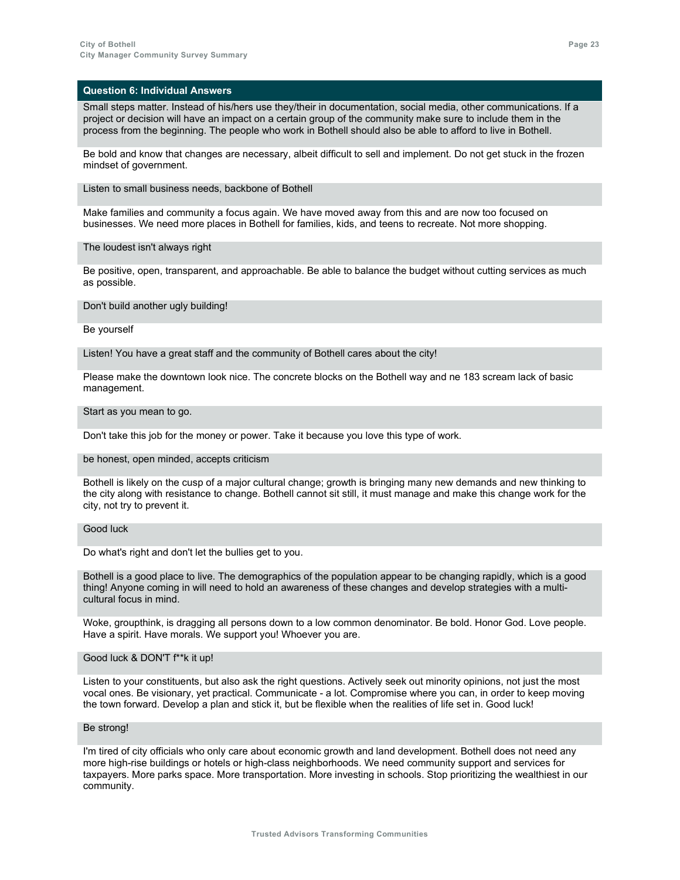### Question 6: Individual Answers

Small steps matter. Instead of his/hers use they/their in documentation, social media, other communications. If a project or decision will have an impact on a certain group of the community make sure to include them in the process from the beginning. The people who work in Bothell should also be able to afford to live in Bothell.

Be bold and know that changes are necessary, albeit difficult to sell and implement. Do not get stuck in the frozen mindset of government.

Listen to small business needs, backbone of Bothell

Make families and community a focus again. We have moved away from this and are now too focused on businesses. We need more places in Bothell for families, kids, and teens to recreate. Not more shopping.

The loudest isn't always right

Be positive, open, transparent, and approachable. Be able to balance the budget without cutting services as much as possible.

Don't build another ugly building!

Be yourself

Listen! You have a great staff and the community of Bothell cares about the city!

Please make the downtown look nice. The concrete blocks on the Bothell way and ne 183 scream lack of basic management.

Start as you mean to go.

Don't take this job for the money or power. Take it because you love this type of work.

be honest, open minded, accepts criticism

Bothell is likely on the cusp of a major cultural change; growth is bringing many new demands and new thinking to the city along with resistance to change. Bothell cannot sit still, it must manage and make this change work for the city, not try to prevent it.

Good luck

Do what's right and don't let the bullies get to you.

Bothell is a good place to live. The demographics of the population appear to be changing rapidly, which is a good thing! Anyone coming in will need to hold an awareness of these changes and develop strategies with a multi-cultural focus in mind.

Woke, groupthink, is dragging all persons down to a low common denominator. Be bold. Honor God. Love people. Have a spirit. Have morals. We support you! Whoever you are.

Good luck & DON'T f**k it up!

Listen to your constituents, but also ask the right questions. Actively seek out minority opinions, not just the most vocal ones. Be visionary, yet practical. Communicate - a lot. Compromise where you can, in order to keep moving the town forward. Develop a plan and stick it, but be flexible when the realities of life set in. Good luck!

Be strong!

I'm tired of city officials who only care about economic growth and land development. Bothell does not need any more high-rise buildings or hotels or high-class neighborhoods. We need community support and services for taxpayers. More parks space. More transportation. More investing in schools. Stop prioritizing the wealthiest in our community.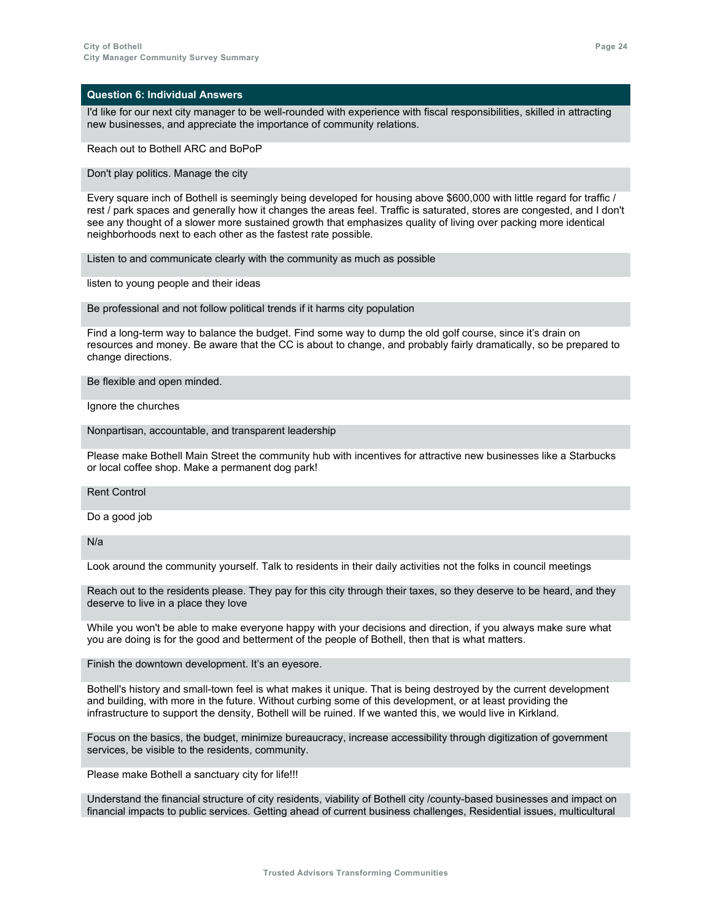| Question 6: Individual Answers |
|---|
| I'd like for our next city manager to be well-rounded with experience with fiscal responsibilities, skilled in attracting new businesses, and appreciate the importance of community relations. |
| Reach out to Bothell ARC and BoPoP |
| Don't play politics. Manage the city |
| Every square inch of Bothell is seemingly being developed for housing above $600,000 with little regard for traffic / rest / park spaces and generally how it changes the areas feel. Traffic is saturated, stores are congested, and I don't see any thought of a slower more sustained growth that emphasizes quality of living over packing more identical neighborhoods next to each other as the fastest rate possible. |
| Listen to and communicate clearly with the community as much as possible |
| listen to young people and their ideas |
| Be professional and not follow political trends if it harms city population |
| Find a long-term way to balance the budget. Find some way to dump the old golf course, since it's drain on resources and money. Be aware that the CC is about to change, and probably fairly dramatically, so be prepared to change directions. |
| Be flexible and open minded. |
| Ignore the churches |
| Nonpartisan, accountable, and transparent leadership |
| Please make Bothell Main Street the community hub with incentives for attractive new businesses like a Starbucks or local coffee shop. Make a permanent dog park! |
| Rent Control |
| Do a good job |
| N/a |
| Look around the community yourself. Talk to residents in their daily activities not the folks in council meetings |
| Reach out to the residents please. They pay for this city through their taxes, so they deserve to be heard, and they deserve to live in a place they love |
| While you won't be able to make everyone happy with your decisions and direction, if you always make sure what you are doing is for the good and betterment of the people of Bothell, then that is what matters. |
| Finish the downtown development. It's an eyesore. |
| Bothell's history and small-town feel is what makes it unique. That is being destroyed by the current development and building, with more in the future. Without curbing some of this development, or at least providing the infrastructure to support the density, Bothell will be ruined. If we wanted this, we would live in Kirkland. |
| Focus on the basics, the budget, minimize bureaucracy, increase accessibility through digitization of government services, be visible to the residents, community. |
| Please make Bothell a sanctuary city for life!!! |
| Understand the financial structure of city residents, viability of Bothell city /county-based businesses and impact on financial impacts to public services. Getting ahead of current business challenges, Residential issues, multicultural |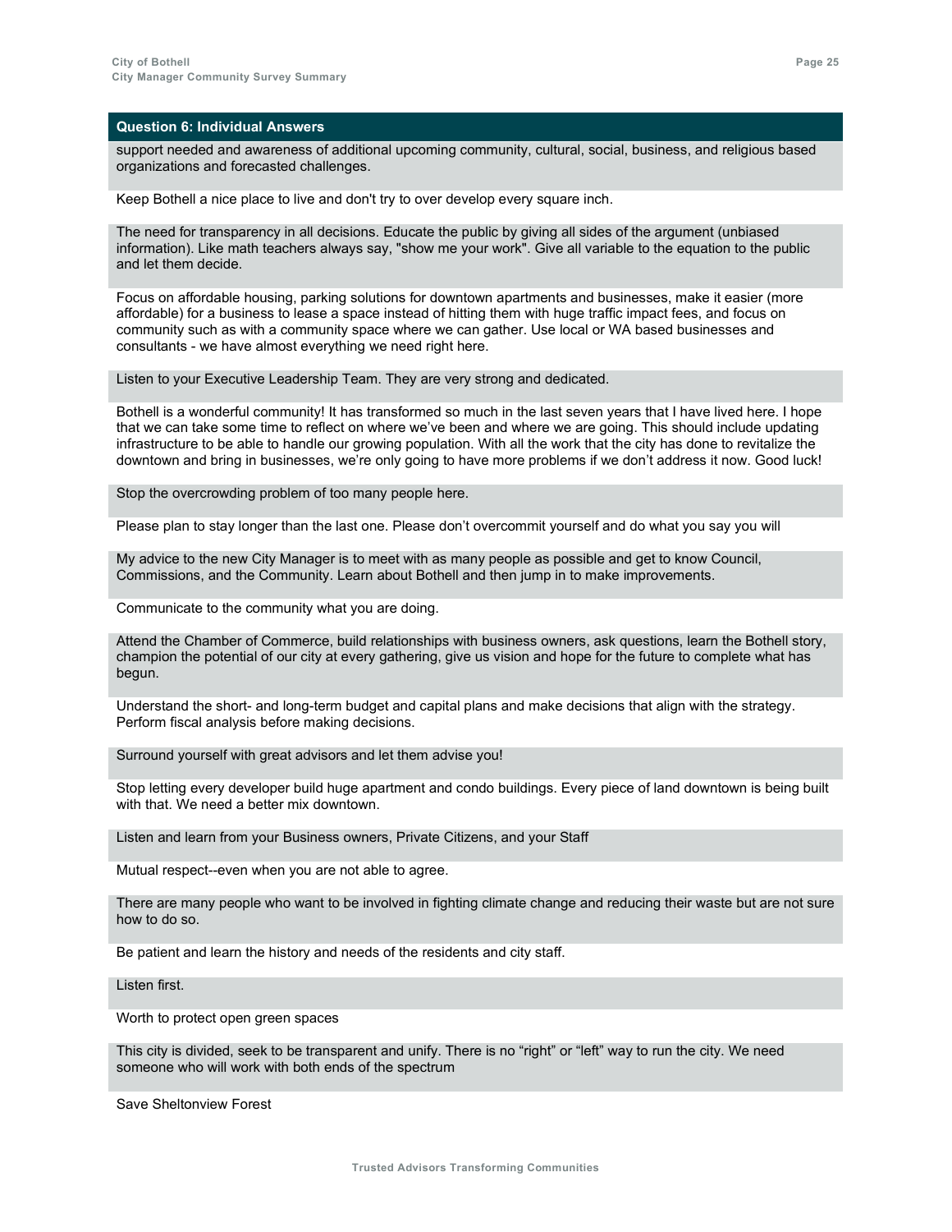## Question 6: Individual Answers

support needed and awareness of additional upcoming community, cultural, social, business, and religious based organizations and forecasted challenges.

Keep Bothell a nice place to live and don't try to over develop every square inch.

The need for transparency in all decisions. Educate the public by giving all sides of the argument (unbiased information). Like math teachers always say, "show me your work". Give all variable to the equation to the public and let them decide.

Focus on affordable housing, parking solutions for downtown apartments and businesses, make it easier (more affordable) for a business to lease a space instead of hitting them with huge traffic impact fees, and focus on community such as with a community space where we can gather. Use local or WA based businesses and consultants - we have almost everything we need right here.

Listen to your Executive Leadership Team. They are very strong and dedicated.

Bothell is a wonderful community! It has transformed so much in the last seven years that I have lived here. I hope that we can take some time to reflect on where we've been and where we are going. This should include updating infrastructure to be able to handle our growing population. With all the work that the city has done to revitalize the downtown and bring in businesses, we're only going to have more problems if we don't address it now. Good luck!

Stop the overcrowding problem of too many people here.

Please plan to stay longer than the last one. Please don't overcommit yourself and do what you say you will

My advice to the new City Manager is to meet with as many people as possible and get to know Council, Commissions, and the Community. Learn about Bothell and then jump in to make improvements.

Communicate to the community what you are doing.

Attend the Chamber of Commerce, build relationships with business owners, ask questions, learn the Bothell story, champion the potential of our city at every gathering, give us vision and hope for the future to complete what has begun.

Understand the short- and long-term budget and capital plans and make decisions that align with the strategy. Perform fiscal analysis before making decisions.

Surround yourself with great advisors and let them advise you!

Stop letting every developer build huge apartment and condo buildings. Every piece of land downtown is being built with that. We need a better mix downtown.

Listen and learn from your Business owners, Private Citizens, and your Staff

Mutual respect--even when you are not able to agree.

There are many people who want to be involved in fighting climate change and reducing their waste but are not sure how to do so.

Be patient and learn the history and needs of the residents and city staff.

Listen first.

Worth to protect open green spaces

This city is divided, seek to be transparent and unify. There is no "right" or "left" way to run the city. We need someone who will work with both ends of the spectrum

Save Sheltonview Forest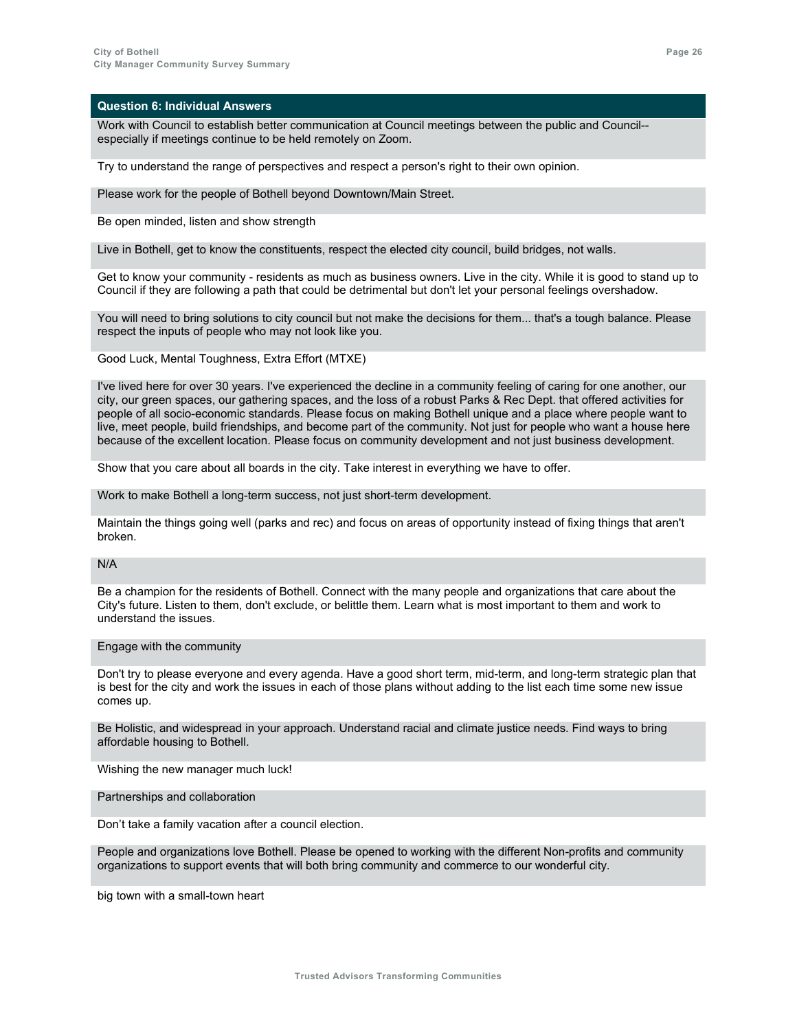## Question 6: Individual Answers

Work with Council to establish better communication at Council meetings between the public and Council--especially if meetings continue to be held remotely on Zoom.

Try to understand the range of perspectives and respect a person's right to their own opinion.

Please work for the people of Bothell beyond Downtown/Main Street.

Be open minded, listen and show strength

Live in Bothell, get to know the constituents, respect the elected city council, build bridges, not walls.

Get to know your community - residents as much as business owners. Live in the city. While it is good to stand up to Council if they are following a path that could be detrimental but don't let your personal feelings overshadow.

You will need to bring solutions to city council but not make the decisions for them... that's a tough balance. Please respect the inputs of people who may not look like you.

Good Luck, Mental Toughness, Extra Effort (MTXE)

I've lived here for over 30 years. I've experienced the decline in a community feeling of caring for one another, our city, our green spaces, our gathering spaces, and the loss of a robust Parks & Rec Dept. that offered activities for people of all socio-economic standards. Please focus on making Bothell unique and a place where people want to live, meet people, build friendships, and become part of the community. Not just for people who want a house here because of the excellent location. Please focus on community development and not just business development.

Show that you care about all boards in the city. Take interest in everything we have to offer.

Work to make Bothell a long-term success, not just short-term development.

Maintain the things going well (parks and rec) and focus on areas of opportunity instead of fixing things that aren't broken.

N/A

Be a champion for the residents of Bothell. Connect with the many people and organizations that care about the City's future. Listen to them, don't exclude, or belittle them. Learn what is most important to them and work to understand the issues.

Engage with the community

Don't try to please everyone and every agenda. Have a good short term, mid-term, and long-term strategic plan that is best for the city and work the issues in each of those plans without adding to the list each time some new issue comes up.

Be Holistic, and widespread in your approach. Understand racial and climate justice needs. Find ways to bring affordable housing to Bothell.

Wishing the new manager much luck!

Partnerships and collaboration

Don't take a family vacation after a council election.

People and organizations love Bothell. Please be opened to working with the different Non-profits and community organizations to support events that will both bring community and commerce to our wonderful city.

big town with a small-town heart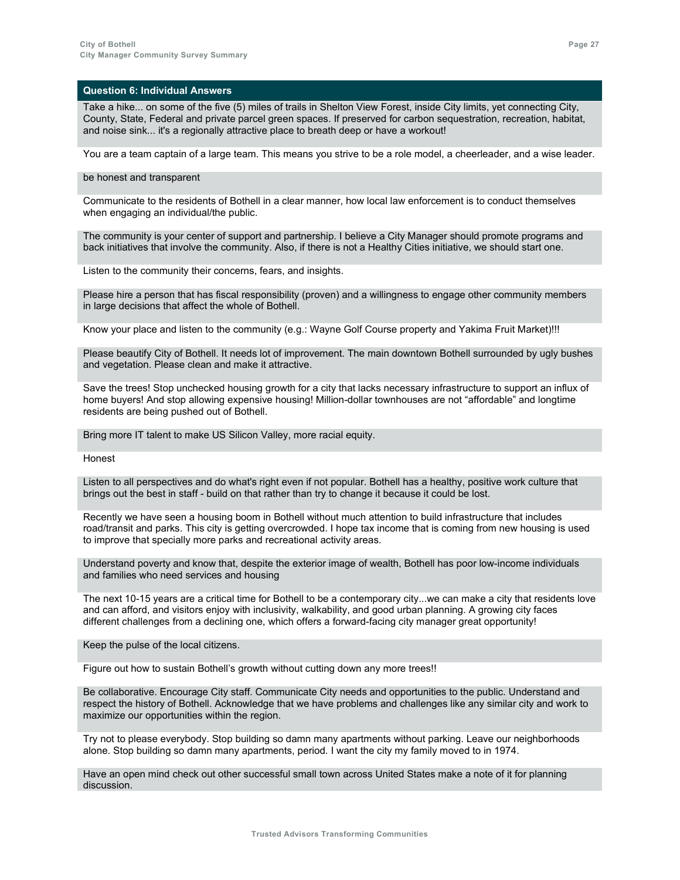## Question 6: Individual Answers

Take a hike... on some of the five (5) miles of trails in Shelton View Forest, inside City limits, yet connecting City, County, State, Federal and private parcel green spaces. If preserved for carbon sequestration, recreation, habitat, and noise sink... it's a regionally attractive place to breath deep or have a workout!

You are a team captain of a large team. This means you strive to be a role model, a cheerleader, and a wise leader.

be honest and transparent

Communicate to the residents of Bothell in a clear manner, how local law enforcement is to conduct themselves when engaging an individual/the public.

The community is your center of support and partnership. I believe a City Manager should promote programs and back initiatives that involve the community. Also, if there is not a Healthy Cities initiative, we should start one.

Listen to the community their concerns, fears, and insights.

Please hire a person that has fiscal responsibility (proven) and a willingness to engage other community members in large decisions that affect the whole of Bothell.

Know your place and listen to the community (e.g.: Wayne Golf Course property and Yakima Fruit Market)!!!

Please beautify City of Bothell. It needs lot of improvement. The main downtown Bothell surrounded by ugly bushes and vegetation. Please clean and make it attractive.

Save the trees! Stop unchecked housing growth for a city that lacks necessary infrastructure to support an influx of home buyers! And stop allowing expensive housing! Million-dollar townhouses are not “affordable” and longtime residents are being pushed out of Bothell.

Bring more IT talent to make US Silicon Valley, more racial equity.

Honest

Listen to all perspectives and do what's right even if not popular. Bothell has a healthy, positive work culture that brings out the best in staff - build on that rather than try to change it because it could be lost.

Recently we have seen a housing boom in Bothell without much attention to build infrastructure that includes road/transit and parks. This city is getting overcrowded. I hope tax income that is coming from new housing is used to improve that specially more parks and recreational activity areas.

Understand poverty and know that, despite the exterior image of wealth, Bothell has poor low-income individuals and families who need services and housing

The next 10-15 years are a critical time for Bothell to be a contemporary city...we can make a city that residents love and can afford, and visitors enjoy with inclusivity, walkability, and good urban planning. A growing city faces different challenges from a declining one, which offers a forward-facing city manager great opportunity!

Keep the pulse of the local citizens.

Figure out how to sustain Bothell’s growth without cutting down any more trees!!

Be collaborative. Encourage City staff. Communicate City needs and opportunities to the public. Understand and respect the history of Bothell. Acknowledge that we have problems and challenges like any similar city and work to maximize our opportunities within the region.

Try not to please everybody. Stop building so damn many apartments without parking. Leave our neighborhoods alone. Stop building so damn many apartments, period. I want the city my family moved to in 1974.

Have an open mind check out other successful small town across United States make a note of it for planning discussion.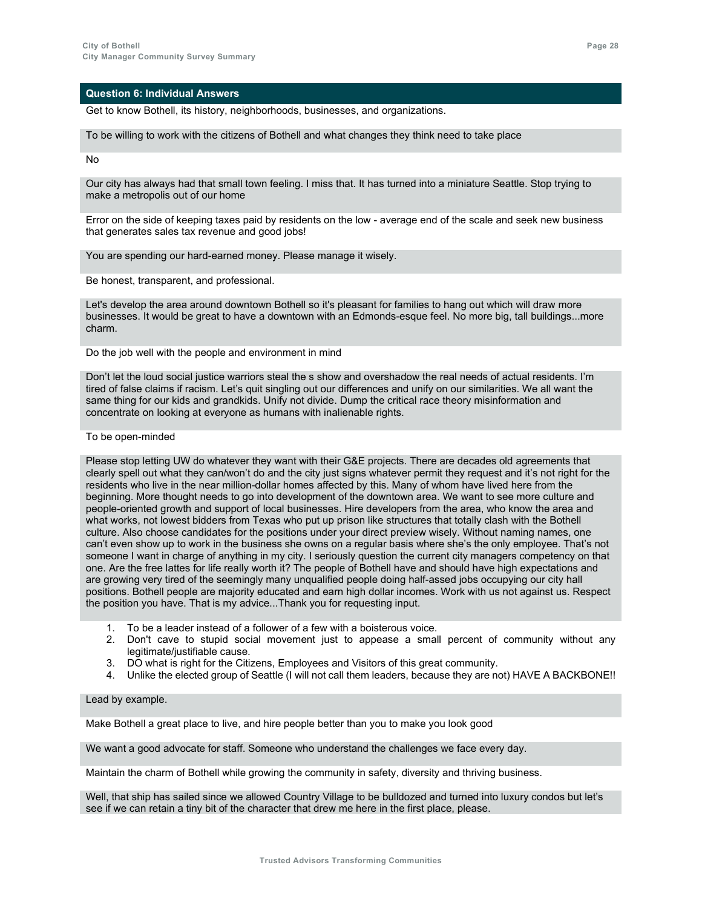## Question 6: Individual Answers

Get to know Bothell, its history, neighborhoods, businesses, and organizations.

To be willing to work with the citizens of Bothell and what changes they think need to take place

No

Our city has always had that small town feeling. I miss that. It has turned into a miniature Seattle. Stop trying to make a metropolis out of our home

Error on the side of keeping taxes paid by residents on the low - average end of the scale and seek new business that generates sales tax revenue and good jobs!

You are spending our hard-earned money. Please manage it wisely.

Be honest, transparent, and professional.

Let's develop the area around downtown Bothell so it's pleasant for families to hang out which will draw more businesses. It would be great to have a downtown with an Edmonds-esque feel. No more big, tall buildings...more charm.

Do the job well with the people and environment in mind

Don't let the loud social justice warriors steal the s show and overshadow the real needs of actual residents. I'm tired of false claims if racism. Let's quit singling out our differences and unify on our similarities. We all want the same thing for our kids and grandkids. Unify not divide. Dump the critical race theory misinformation and concentrate on looking at everyone as humans with inalienable rights.

To be open-minded

Please stop letting UW do whatever they want with their G&E projects. There are decades old agreements that clearly spell out what they can/won't do and the city just signs whatever permit they request and it's not right for the residents who live in the near million-dollar homes affected by this. Many of whom have lived here from the beginning. More thought needs to go into development of the downtown area. We want to see more culture and people-oriented growth and support of local businesses. Hire developers from the area, who know the area and what works, not lowest bidders from Texas who put up prison like structures that totally clash with the Bothell culture. Also choose candidates for the positions under your direct preview wisely. Without naming names, one can't even show up to work in the business she owns on a regular basis where she's the only employee. That's not someone I want in charge of anything in my city. I seriously question the current city managers competency on that one. Are the free lattes for life really worth it? The people of Bothell have and should have high expectations and are growing very tired of the seemingly many unqualified people doing half-assed jobs occupying our city hall positions. Bothell people are majority educated and earn high dollar incomes. Work with us not against us. Respect the position you have. That is my advice...Thank you for requesting input.

1. To be a leader instead of a follower of a few with a boisterous voice.
2. Don't cave to stupid social movement just to appease a small percent of community without any legitimate/justifiable cause.
3. DO what is right for the Citizens, Employees and Visitors of this great community.
4. Unlike the elected group of Seattle (I will not call them leaders, because they are not) HAVE A BACKBONE!!

Lead by example.

Make Bothell a great place to live, and hire people better than you to make you look good

We want a good advocate for staff. Someone who understand the challenges we face every day.

Maintain the charm of Bothell while growing the community in safety, diversity and thriving business.

Well, that ship has sailed since we allowed Country Village to be bulldozed and turned into luxury condos but let's see if we can retain a tiny bit of the character that drew me here in the first place, please.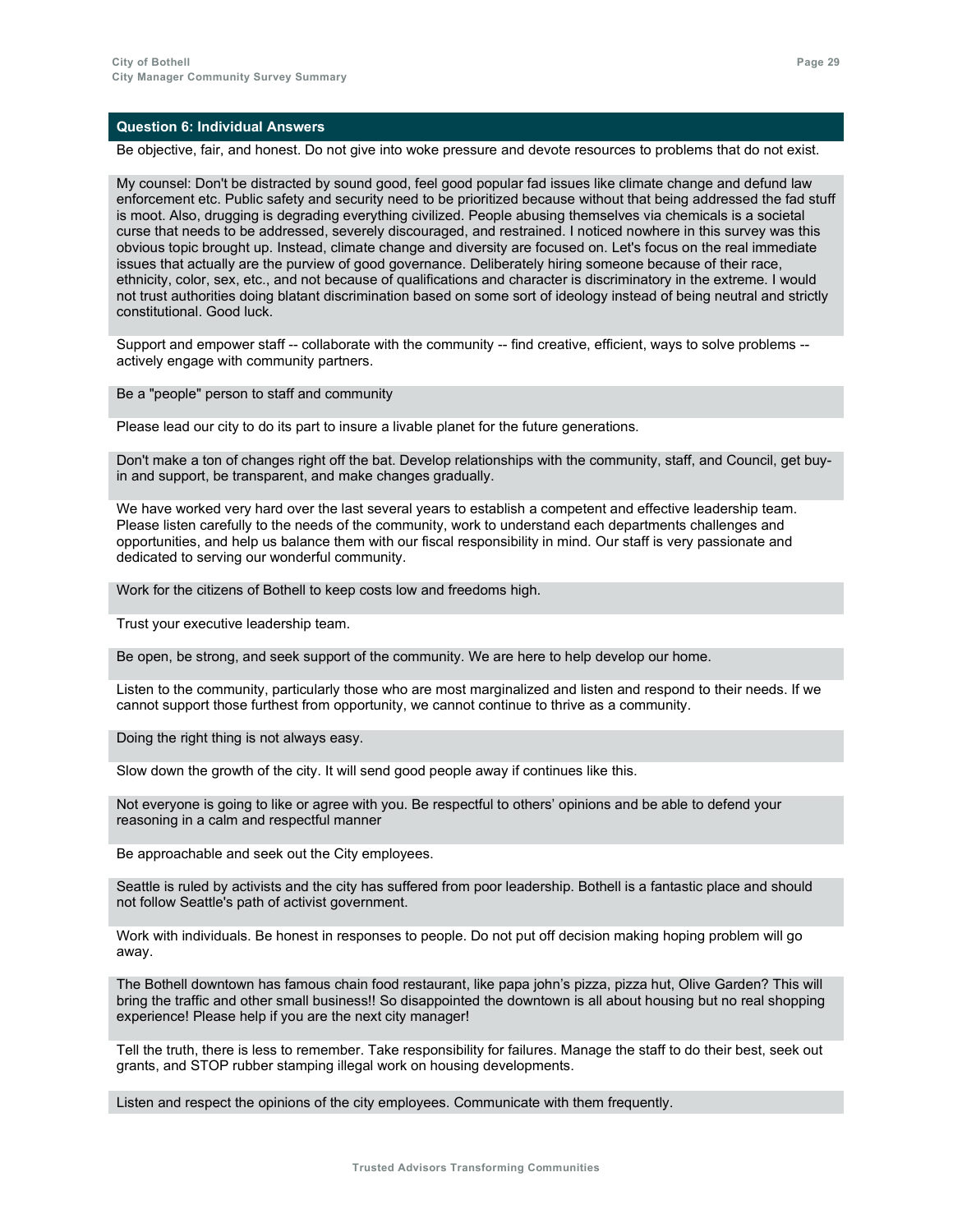## Question 6: Individual Answers

Be objective, fair, and honest. Do not give into woke pressure and devote resources to problems that do not exist.

My counsel: Don't be distracted by sound good, feel good popular fad issues like climate change and defund law enforcement etc. Public safety and security need to be prioritized because without that being addressed the fad stuff is moot. Also, drugging is degrading everything civilized. People abusing themselves via chemicals is a societal curse that needs to be addressed, severely discouraged, and restrained. I noticed nowhere in this survey was this obvious topic brought up. Instead, climate change and diversity are focused on. Let's focus on the real immediate issues that actually are the purview of good governance. Deliberately hiring someone because of their race, ethnicity, color, sex, etc., and not because of qualifications and character is discriminatory in the extreme. I would not trust authorities doing blatant discrimination based on some sort of ideology instead of being neutral and strictly constitutional. Good luck.

Support and empower staff -- collaborate with the community -- find creative, efficient, ways to solve problems -- actively engage with community partners.

Be a "people" person to staff and community

Please lead our city to do its part to insure a livable planet for the future generations.

Don't make a ton of changes right off the bat. Develop relationships with the community, staff, and Council, get buy-in and support, be transparent, and make changes gradually.

We have worked very hard over the last several years to establish a competent and effective leadership team. Please listen carefully to the needs of the community, work to understand each departments challenges and opportunities, and help us balance them with our fiscal responsibility in mind. Our staff is very passionate and dedicated to serving our wonderful community.

Work for the citizens of Bothell to keep costs low and freedoms high.

Trust your executive leadership team.

Be open, be strong, and seek support of the community. We are here to help develop our home.

Listen to the community, particularly those who are most marginalized and listen and respond to their needs. If we cannot support those furthest from opportunity, we cannot continue to thrive as a community.

Doing the right thing is not always easy.

Slow down the growth of the city. It will send good people away if continues like this.

Not everyone is going to like or agree with you. Be respectful to others' opinions and be able to defend your reasoning in a calm and respectful manner

Be approachable and seek out the City employees.

Seattle is ruled by activists and the city has suffered from poor leadership. Bothell is a fantastic place and should not follow Seattle's path of activist government.

Work with individuals. Be honest in responses to people. Do not put off decision making hoping problem will go away.

The Bothell downtown has famous chain food restaurant, like papa john's pizza, pizza hut, Olive Garden? This will bring the traffic and other small business!! So disappointed the downtown is all about housing but no real shopping experience! Please help if you are the next city manager!

Tell the truth, there is less to remember. Take responsibility for failures. Manage the staff to do their best, seek out grants, and STOP rubber stamping illegal work on housing developments.

Listen and respect the opinions of the city employees. Communicate with them frequently.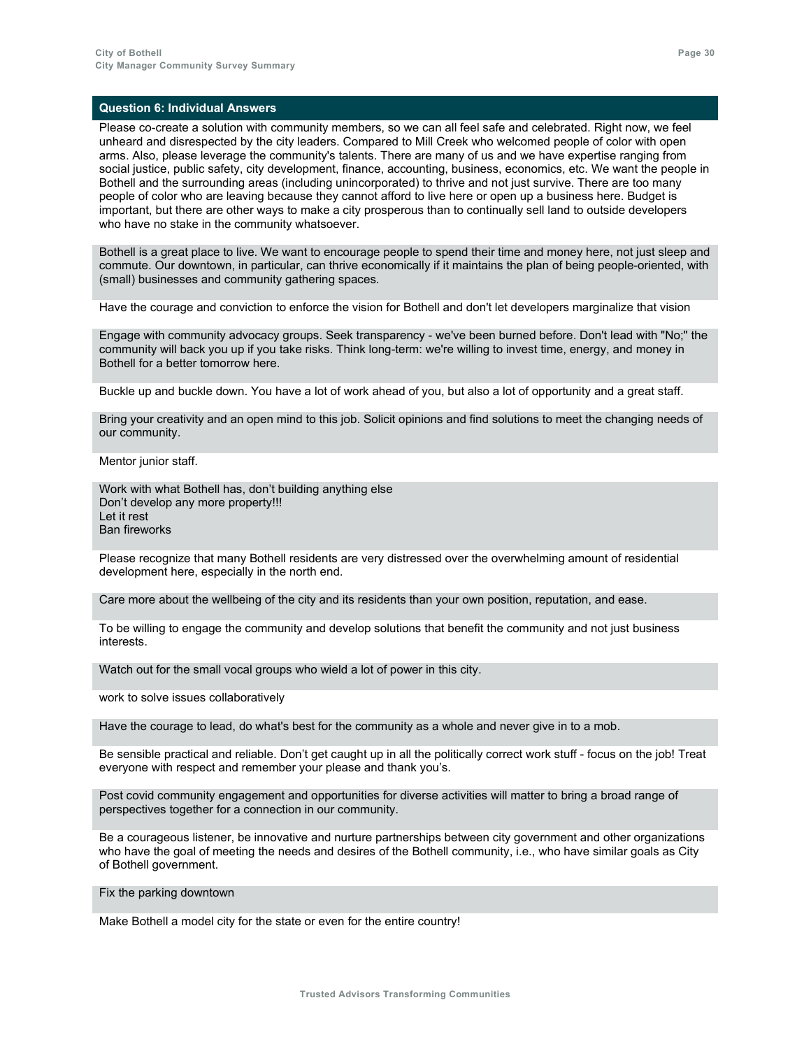| Question 6: Individual Answers |
|---|
| Please co-create a solution with community members, so we can all feel safe and celebrated. Right now, we feel unheard and disrespected by the city leaders. Compared to Mill Creek who welcomed people of color with open arms. Also, please leverage the community's talents. There are many of us and we have expertise ranging from social justice, public safety, city development, finance, accounting, business, economics, etc. We want the people in Bothell and the surrounding areas (including unincorporated) to thrive and not just survive. There are too many people of color who are leaving because they cannot afford to live here or open up a business here. Budget is important, but there are other ways to make a city prosperous than to continually sell land to outside developers who have no stake in the community whatsoever. |
| Bothell is a great place to live. We want to encourage people to spend their time and money here, not just sleep and commute. Our downtown, in particular, can thrive economically if it maintains the plan of being people-oriented, with (small) businesses and community gathering spaces. |
| Have the courage and conviction to enforce the vision for Bothell and don't let developers marginalize that vision |
| Engage with community advocacy groups. Seek transparency - we've been burned before. Don't lead with "No;" the community will back you up if you take risks. Think long-term: we're willing to invest time, energy, and money in Bothell for a better tomorrow here. |
| Buckle up and buckle down. You have a lot of work ahead of you, but also a lot of opportunity and a great staff. |
| Bring your creativity and an open mind to this job. Solicit opinions and find solutions to meet the changing needs of our community. |
| Mentor junior staff. |
| Work with what Bothell has, don't building anything else<br>Don't develop any more property!!!<br>Let it rest<br>Ban fireworks |
| Please recognize that many Bothell residents are very distressed over the overwhelming amount of residential development here, especially in the north end. |
| Care more about the wellbeing of the city and its residents than your own position, reputation, and ease. |
| To be willing to engage the community and develop solutions that benefit the community and not just business interests. |
| Watch out for the small vocal groups who wield a lot of power in this city. |
| work to solve issues collaboratively |
| Have the courage to lead, do what's best for the community as a whole and never give in to a mob. |
| Be sensible practical and reliable. Don't get caught up in all the politically correct work stuff - focus on the job! Treat everyone with respect and remember your please and thank you's. |
| Post covid community engagement and opportunities for diverse activities will matter to bring a broad range of perspectives together for a connection in our community. |
| Be a courageous listener, be innovative and nurture partnerships between city government and other organizations who have the goal of meeting the needs and desires of the Bothell community, i.e., who have similar goals as City of Bothell government. |
| Fix the parking downtown |
| Make Bothell a model city for the state or even for the entire country! |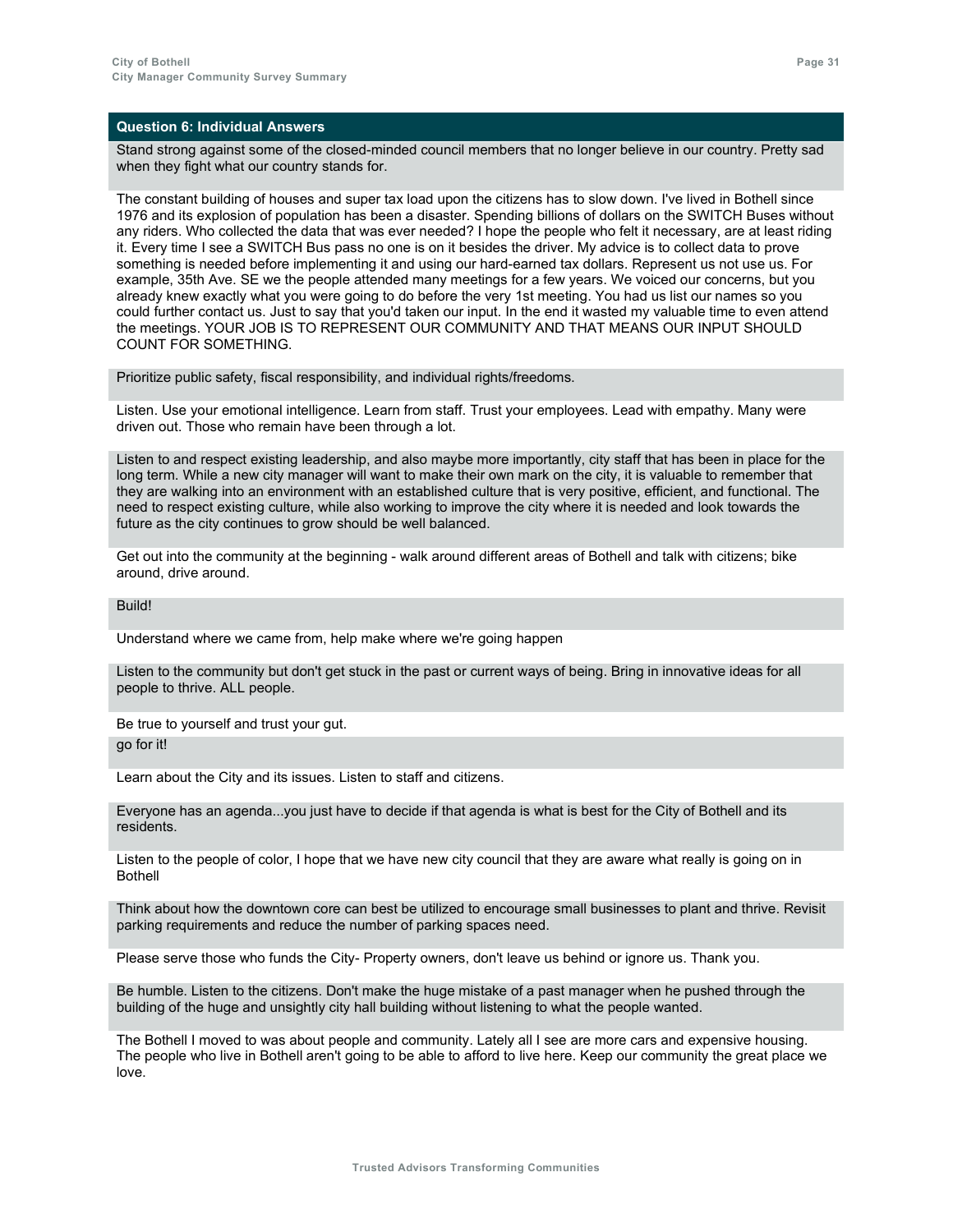## Question 6: Individual Answers

Stand strong against some of the closed-minded council members that no longer believe in our country. Pretty sad when they fight what our country stands for.

The constant building of houses and super tax load upon the citizens has to slow down. I've lived in Bothell since 1976 and its explosion of population has been a disaster. Spending billions of dollars on the SWITCH Buses without any riders. Who collected the data that was ever needed? I hope the people who felt it necessary, are at least riding it. Every time I see a SWITCH Bus pass no one is on it besides the driver. My advice is to collect data to prove something is needed before implementing it and using our hard-earned tax dollars. Represent us not use us. For example, 35th Ave. SE we the people attended many meetings for a few years. We voiced our concerns, but you already knew exactly what you were going to do before the very 1st meeting. You had us list our names so you could further contact us. Just to say that you'd taken our input. In the end it wasted my valuable time to even attend the meetings. YOUR JOB IS TO REPRESENT OUR COMMUNITY AND THAT MEANS OUR INPUT SHOULD COUNT FOR SOMETHING.

Prioritize public safety, fiscal responsibility, and individual rights/freedoms.

Listen. Use your emotional intelligence. Learn from staff. Trust your employees. Lead with empathy. Many were driven out. Those who remain have been through a lot.

Listen to and respect existing leadership, and also maybe more importantly, city staff that has been in place for the long term. While a new city manager will want to make their own mark on the city, it is valuable to remember that they are walking into an environment with an established culture that is very positive, efficient, and functional. The need to respect existing culture, while also working to improve the city where it is needed and look towards the future as the city continues to grow should be well balanced.

Get out into the community at the beginning - walk around different areas of Bothell and talk with citizens; bike around, drive around.

Build!

Understand where we came from, help make where we're going happen

Listen to the community but don't get stuck in the past or current ways of being. Bring in innovative ideas for all people to thrive. ALL people.

Be true to yourself and trust your gut.

go for it!

Learn about the City and its issues. Listen to staff and citizens.

Everyone has an agenda...you just have to decide if that agenda is what is best for the City of Bothell and its residents.

Listen to the people of color, I hope that we have new city council that they are aware what really is going on in Bothell

Think about how the downtown core can best be utilized to encourage small businesses to plant and thrive. Revisit parking requirements and reduce the number of parking spaces need.

Please serve those who funds the City- Property owners, don't leave us behind or ignore us. Thank you.

Be humble. Listen to the citizens. Don't make the huge mistake of a past manager when he pushed through the building of the huge and unsightly city hall building without listening to what the people wanted.

The Bothell I moved to was about people and community. Lately all I see are more cars and expensive housing. The people who live in Bothell aren't going to be able to afford to live here. Keep our community the great place we love.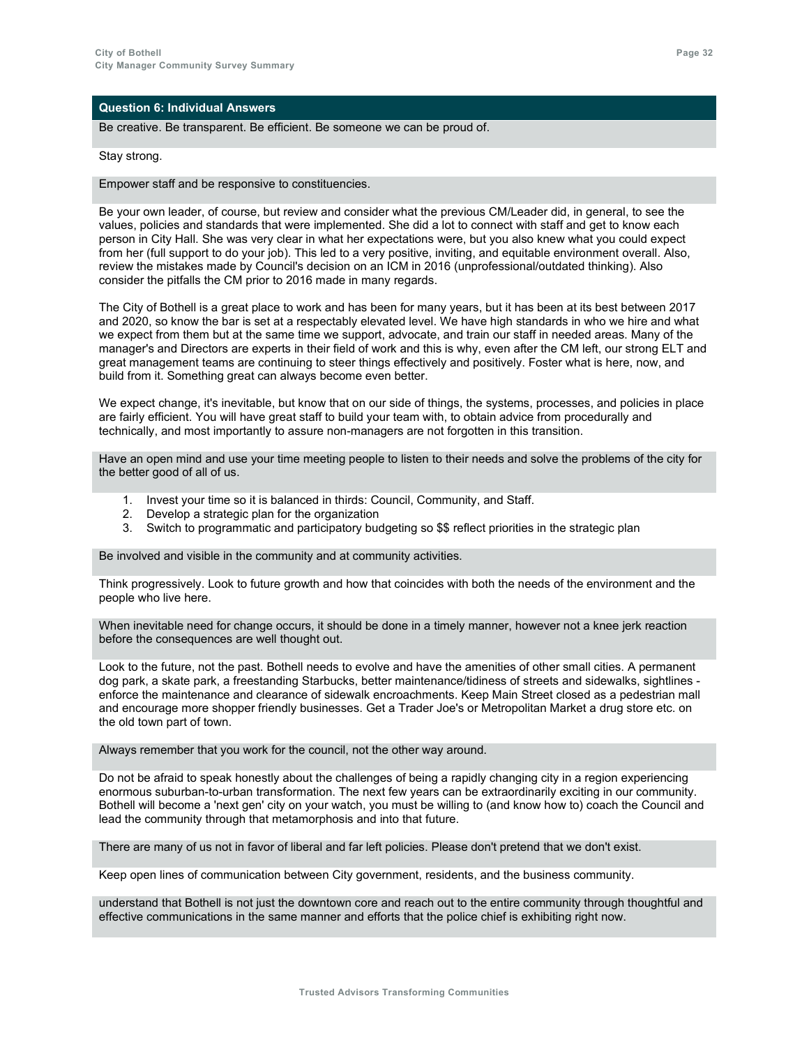### Question 6: Individual Answers

Be creative. Be transparent. Be efficient. Be someone we can be proud of.

Stay strong.

Empower staff and be responsive to constituencies.

Be your own leader, of course, but review and consider what the previous CM/Leader did, in general, to see the values, policies and standards that were implemented. She did a lot to connect with staff and get to know each person in City Hall. She was very clear in what her expectations were, but you also knew what you could expect from her (full support to do your job). This led to a very positive, inviting, and equitable environment overall. Also, review the mistakes made by Council's decision on an ICM in 2016 (unprofessional/outdated thinking). Also consider the pitfalls the CM prior to 2016 made in many regards.

The City of Bothell is a great place to work and has been for many years, but it has been at its best between 2017 and 2020, so know the bar is set at a respectably elevated level. We have high standards in who we hire and what we expect from them but at the same time we support, advocate, and train our staff in needed areas. Many of the manager's and Directors are experts in their field of work and this is why, even after the CM left, our strong ELT and great management teams are continuing to steer things effectively and positively. Foster what is here, now, and build from it. Something great can always become even better.

We expect change, it's inevitable, but know that on our side of things, the systems, processes, and policies in place are fairly efficient. You will have great staff to build your team with, to obtain advice from procedurally and technically, and most importantly to assure non-managers are not forgotten in this transition.

Have an open mind and use your time meeting people to listen to their needs and solve the problems of the city for the better good of all of us.

1. Invest your time so it is balanced in thirds: Council, Community, and Staff.
2. Develop a strategic plan for the organization
3. Switch to programmatic and participatory budgeting so $$ reflect priorities in the strategic plan

Be involved and visible in the community and at community activities.

Think progressively. Look to future growth and how that coincides with both the needs of the environment and the people who live here.

When inevitable need for change occurs, it should be done in a timely manner, however not a knee jerk reaction before the consequences are well thought out.

Look to the future, not the past. Bothell needs to evolve and have the amenities of other small cities. A permanent dog park, a skate park, a freestanding Starbucks, better maintenance/tidiness of streets and sidewalks, sightlines - enforce the maintenance and clearance of sidewalk encroachments. Keep Main Street closed as a pedestrian mall and encourage more shopper friendly businesses. Get a Trader Joe's or Metropolitan Market a drug store etc. on the old town part of town.

Always remember that you work for the council, not the other way around.

Do not be afraid to speak honestly about the challenges of being a rapidly changing city in a region experiencing enormous suburban-to-urban transformation. The next few years can be extraordinarily exciting in our community. Bothell will become a 'next gen' city on your watch, you must be willing to (and know how to) coach the Council and lead the community through that metamorphosis and into that future.

There are many of us not in favor of liberal and far left policies. Please don't pretend that we don't exist.

Keep open lines of communication between City government, residents, and the business community.

understand that Bothell is not just the downtown core and reach out to the entire community through thoughtful and effective communications in the same manner and efforts that the police chief is exhibiting right now.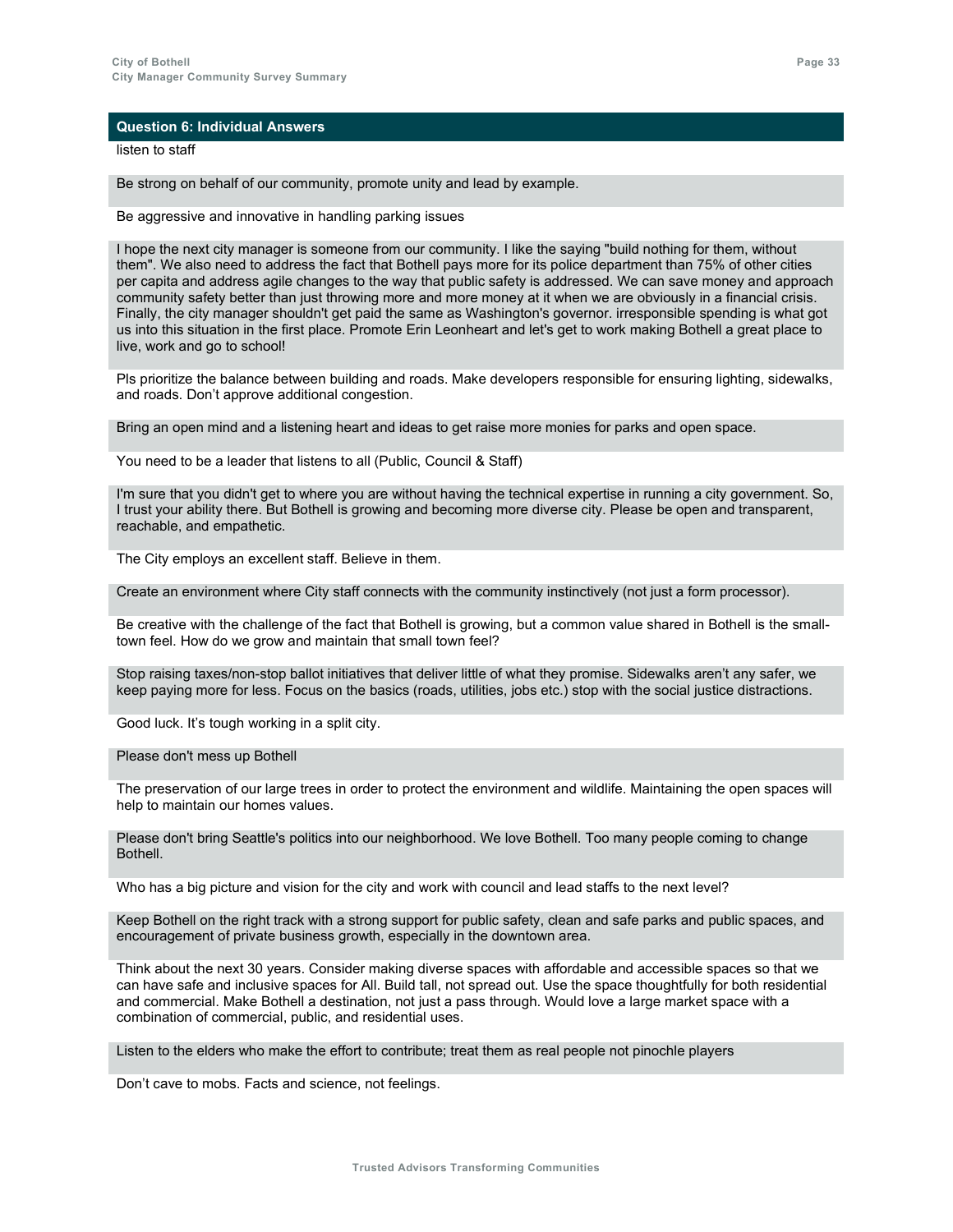### Question 6: Individual Answers

listen to staff

Be strong on behalf of our community, promote unity and lead by example.

Be aggressive and innovative in handling parking issues

I hope the next city manager is someone from our community. I like the saying "build nothing for them, without them". We also need to address the fact that Bothell pays more for its police department than 75% of other cities per capita and address agile changes to the way that public safety is addressed. We can save money and approach community safety better than just throwing more and more money at it when we are obviously in a financial crisis. Finally, the city manager shouldn't get paid the same as Washington's governor. irresponsible spending is what got us into this situation in the first place. Promote Erin Leonheart and let's get to work making Bothell a great place to live, work and go to school!

Pls prioritize the balance between building and roads. Make developers responsible for ensuring lighting, sidewalks, and roads. Don't approve additional congestion.

Bring an open mind and a listening heart and ideas to get raise more monies for parks and open space.

You need to be a leader that listens to all (Public, Council & Staff)

I'm sure that you didn't get to where you are without having the technical expertise in running a city government. So, I trust your ability there. But Bothell is growing and becoming more diverse city. Please be open and transparent, reachable, and empathetic.

The City employs an excellent staff. Believe in them.

Create an environment where City staff connects with the community instinctively (not just a form processor).

Be creative with the challenge of the fact that Bothell is growing, but a common value shared in Bothell is the small-town feel. How do we grow and maintain that small town feel?

Stop raising taxes/non-stop ballot initiatives that deliver little of what they promise. Sidewalks aren't any safer, we keep paying more for less. Focus on the basics (roads, utilities, jobs etc.) stop with the social justice distractions.

Good luck. It's tough working in a split city.

Please don't mess up Bothell

The preservation of our large trees in order to protect the environment and wildlife. Maintaining the open spaces will help to maintain our homes values.

Please don't bring Seattle's politics into our neighborhood. We love Bothell. Too many people coming to change Bothell.

Who has a big picture and vision for the city and work with council and lead staffs to the next level?

Keep Bothell on the right track with a strong support for public safety, clean and safe parks and public spaces, and encouragement of private business growth, especially in the downtown area.

Think about the next 30 years. Consider making diverse spaces with affordable and accessible spaces so that we can have safe and inclusive spaces for All. Build tall, not spread out. Use the space thoughtfully for both residential and commercial. Make Bothell a destination, not just a pass through. Would love a large market space with a combination of commercial, public, and residential uses.

Listen to the elders who make the effort to contribute; treat them as real people not pinochle players

Don't cave to mobs. Facts and science, not feelings.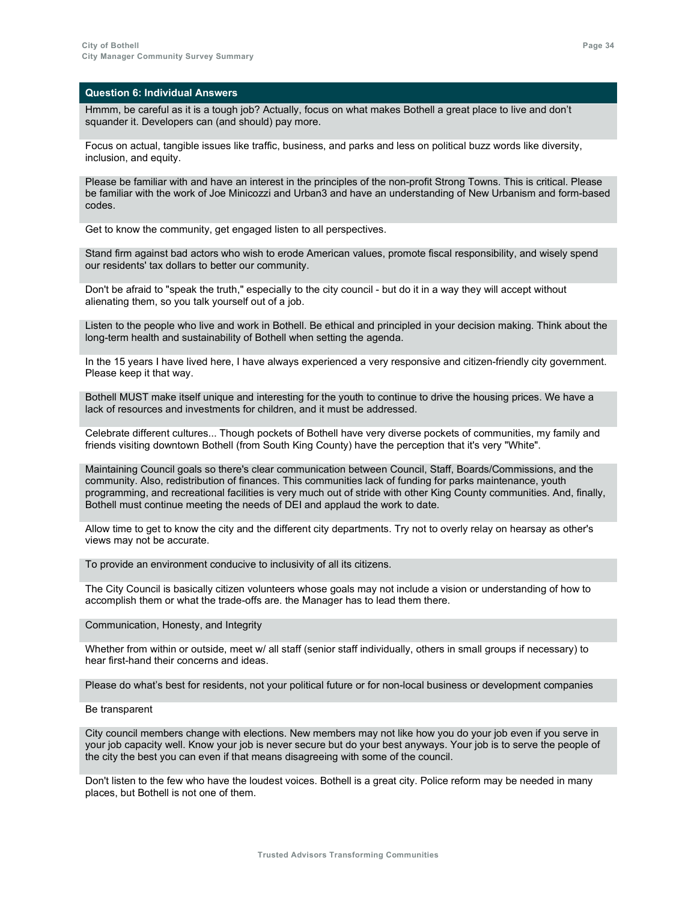| Question 6: Individual Answers |
|---|
| Hmmm, be careful as it is a tough job? Actually, focus on what makes Bothell a great place to live and don't squander it. Developers can (and should) pay more. |
| Focus on actual, tangible issues like traffic, business, and parks and less on political buzz words like diversity, inclusion, and equity. |
| Please be familiar with and have an interest in the principles of the non-profit Strong Towns. This is critical. Please be familiar with the work of Joe Minicozzi and Urban3 and have an understanding of New Urbanism and form-based codes. |
| Get to know the community, get engaged listen to all perspectives. |
| Stand firm against bad actors who wish to erode American values, promote fiscal responsibility, and wisely spend our residents' tax dollars to better our community. |
| Don't be afraid to "speak the truth," especially to the city council - but do it in a way they will accept without alienating them, so you talk yourself out of a job. |
| Listen to the people who live and work in Bothell. Be ethical and principled in your decision making. Think about the long-term health and sustainability of Bothell when setting the agenda. |
| In the 15 years I have lived here, I have always experienced a very responsive and citizen-friendly city government. Please keep it that way. |
| Bothell MUST make itself unique and interesting for the youth to continue to drive the housing prices. We have a lack of resources and investments for children, and it must be addressed. |
| Celebrate different cultures... Though pockets of Bothell have very diverse pockets of communities, my family and friends visiting downtown Bothell (from South King County) have the perception that it's very "White". |
| Maintaining Council goals so there's clear communication between Council, Staff, Boards/Commissions, and the community. Also, redistribution of finances. This communities lack of funding for parks maintenance, youth programming, and recreational facilities is very much out of stride with other King County communities. And, finally, Bothell must continue meeting the needs of DEI and applaud the work to date. |
| Allow time to get to know the city and the different city departments. Try not to overly relay on hearsay as other's views may not be accurate. |
| To provide an environment conducive to inclusivity of all its citizens. |
| The City Council is basically citizen volunteers whose goals may not include a vision or understanding of how to accomplish them or what the trade-offs are. the Manager has to lead them there. |
| Communication, Honesty, and Integrity |
| Whether from within or outside, meet w/ all staff (senior staff individually, others in small groups if necessary) to hear first-hand their concerns and ideas. |
| Please do what's best for residents, not your political future or for non-local business or development companies |
| Be transparent |
| City council members change with elections. New members may not like how you do your job even if you serve in your job capacity well. Know your job is never secure but do your best anyways. Your job is to serve the people of the city the best you can even if that means disagreeing with some of the council. |
| Don't listen to the few who have the loudest voices. Bothell is a great city. Police reform may be needed in many places, but Bothell is not one of them. |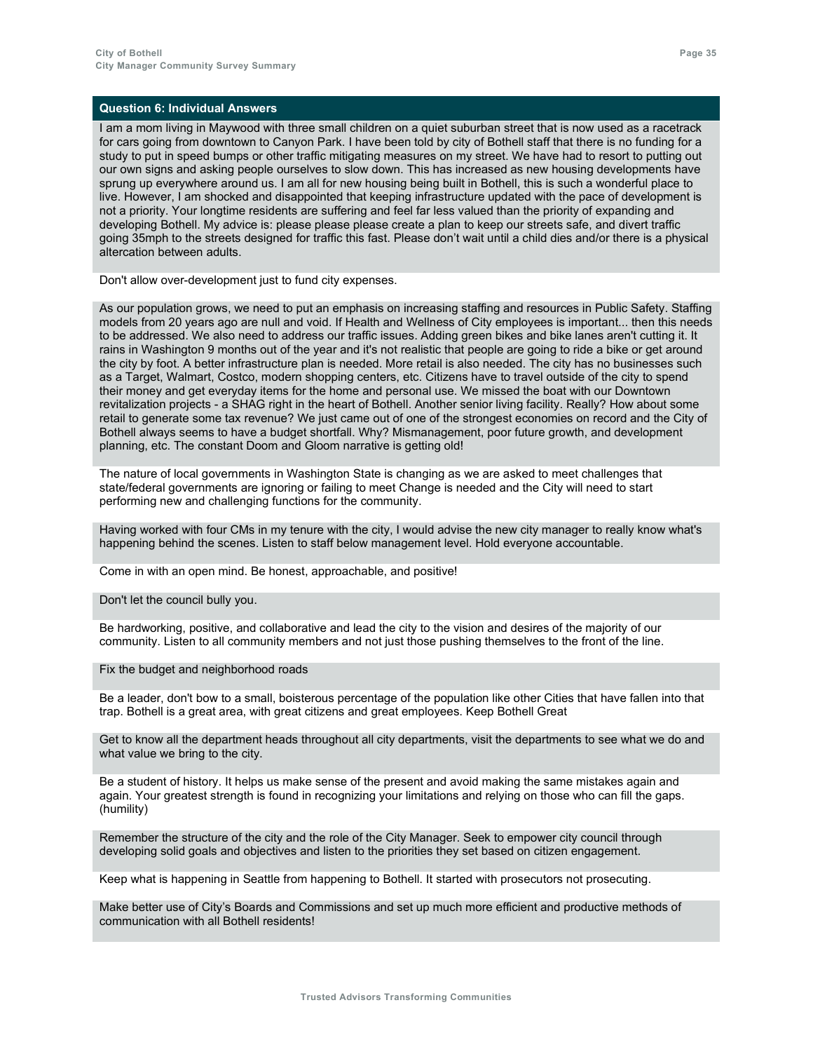## Question 6: Individual Answers

I am a mom living in Maywood with three small children on a quiet suburban street that is now used as a racetrack for cars going from downtown to Canyon Park. I have been told by city of Bothell staff that there is no funding for a study to put in speed bumps or other traffic mitigating measures on my street. We have had to resort to putting out our own signs and asking people ourselves to slow down. This has increased as new housing developments have sprung up everywhere around us. I am all for new housing being built in Bothell, this is such a wonderful place to live. However, I am shocked and disappointed that keeping infrastructure updated with the pace of development is not a priority. Your longtime residents are suffering and feel far less valued than the priority of expanding and developing Bothell. My advice is: please please please create a plan to keep our streets safe, and divert traffic going 35mph to the streets designed for traffic this fast. Please don't wait until a child dies and/or there is a physical altercation between adults.

Don't allow over-development just to fund city expenses.

As our population grows, we need to put an emphasis on increasing staffing and resources in Public Safety. Staffing models from 20 years ago are null and void. If Health and Wellness of City employees is important... then this needs to be addressed. We also need to address our traffic issues. Adding green bikes and bike lanes aren't cutting it. It rains in Washington 9 months out of the year and it's not realistic that people are going to ride a bike or get around the city by foot. A better infrastructure plan is needed. More retail is also needed. The city has no businesses such as a Target, Walmart, Costco, modern shopping centers, etc. Citizens have to travel outside of the city to spend their money and get everyday items for the home and personal use. We missed the boat with our Downtown revitalization projects - a SHAG right in the heart of Bothell. Another senior living facility. Really? How about some retail to generate some tax revenue? We just came out of one of the strongest economies on record and the City of Bothell always seems to have a budget shortfall. Why? Mismanagement, poor future growth, and development planning, etc. The constant Doom and Gloom narrative is getting old!

The nature of local governments in Washington State is changing as we are asked to meet challenges that state/federal governments are ignoring or failing to meet Change is needed and the City will need to start performing new and challenging functions for the community.

Having worked with four CMs in my tenure with the city, I would advise the new city manager to really know what's happening behind the scenes. Listen to staff below management level. Hold everyone accountable.

Come in with an open mind. Be honest, approachable, and positive!

Don't let the council bully you.

Be hardworking, positive, and collaborative and lead the city to the vision and desires of the majority of our community. Listen to all community members and not just those pushing themselves to the front of the line.

Fix the budget and neighborhood roads

Be a leader, don't bow to a small, boisterous percentage of the population like other Cities that have fallen into that trap. Bothell is a great area, with great citizens and great employees. Keep Bothell Great

Get to know all the department heads throughout all city departments, visit the departments to see what we do and what value we bring to the city.

Be a student of history. It helps us make sense of the present and avoid making the same mistakes again and again. Your greatest strength is found in recognizing your limitations and relying on those who can fill the gaps. (humility)

Remember the structure of the city and the role of the City Manager. Seek to empower city council through developing solid goals and objectives and listen to the priorities they set based on citizen engagement.

Keep what is happening in Seattle from happening to Bothell. It started with prosecutors not prosecuting.

Make better use of City's Boards and Commissions and set up much more efficient and productive methods of communication with all Bothell residents!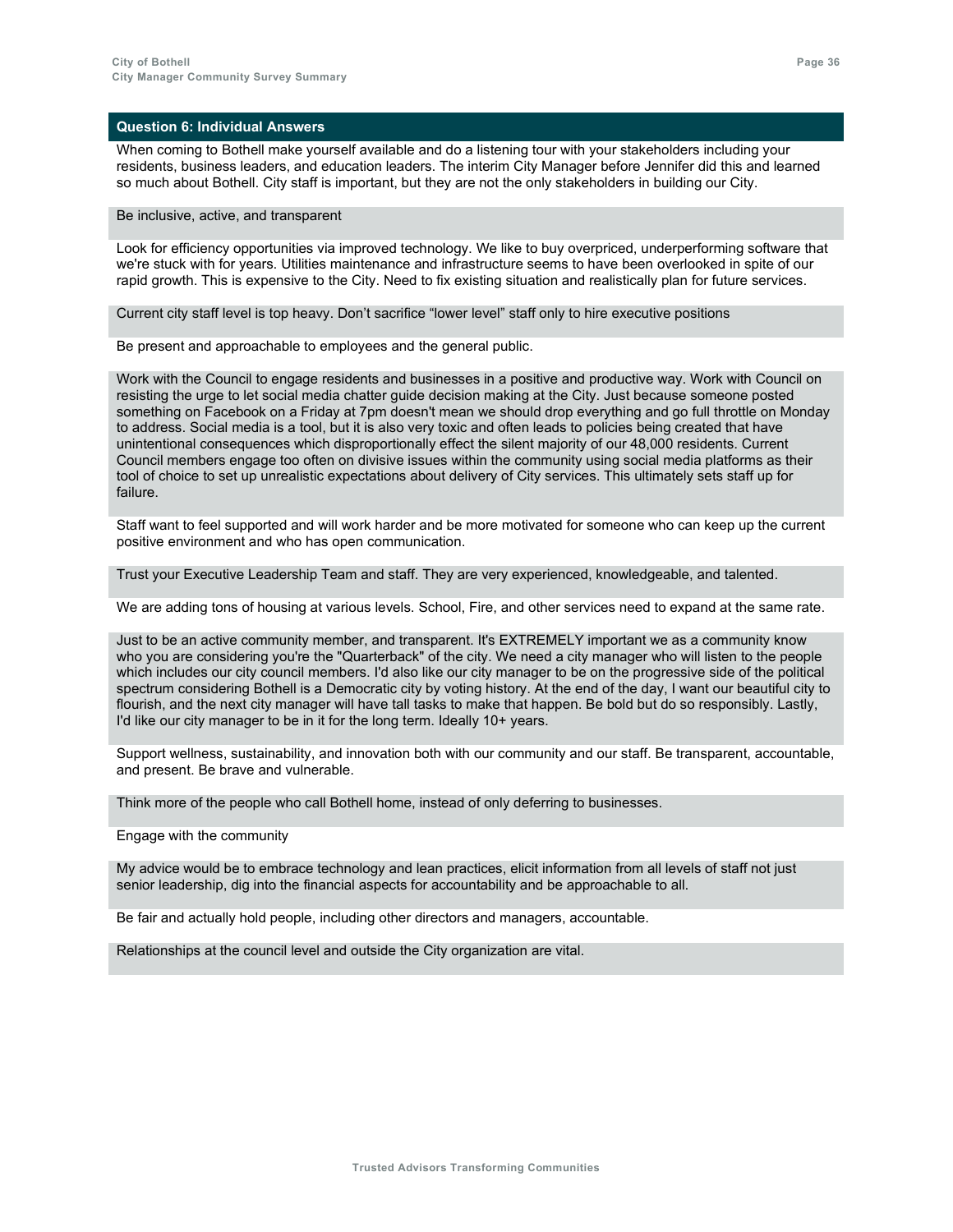## Question 6: Individual Answers

When coming to Bothell make yourself available and do a listening tour with your stakeholders including your residents, business leaders, and education leaders. The interim City Manager before Jennifer did this and learned so much about Bothell. City staff is important, but they are not the only stakeholders in building our City.

Be inclusive, active, and transparent

Look for efficiency opportunities via improved technology. We like to buy overpriced, underperforming software that we're stuck with for years. Utilities maintenance and infrastructure seems to have been overlooked in spite of our rapid growth. This is expensive to the City. Need to fix existing situation and realistically plan for future services.

Current city staff level is top heavy. Don't sacrifice "lower level" staff only to hire executive positions

Be present and approachable to employees and the general public.

Work with the Council to engage residents and businesses in a positive and productive way. Work with Council on resisting the urge to let social media chatter guide decision making at the City. Just because someone posted something on Facebook on a Friday at 7pm doesn't mean we should drop everything and go full throttle on Monday to address. Social media is a tool, but it is also very toxic and often leads to policies being created that have unintentional consequences which disproportionally effect the silent majority of our 48,000 residents. Current Council members engage too often on divisive issues within the community using social media platforms as their tool of choice to set up unrealistic expectations about delivery of City services. This ultimately sets staff up for failure.

Staff want to feel supported and will work harder and be more motivated for someone who can keep up the current positive environment and who has open communication.

Trust your Executive Leadership Team and staff. They are very experienced, knowledgeable, and talented.

We are adding tons of housing at various levels. School, Fire, and other services need to expand at the same rate.

Just to be an active community member, and transparent. It's EXTREMELY important we as a community know who you are considering you're the "Quarterback" of the city. We need a city manager who will listen to the people which includes our city council members. I'd also like our city manager to be on the progressive side of the political spectrum considering Bothell is a Democratic city by voting history. At the end of the day, I want our beautiful city to flourish, and the next city manager will have tall tasks to make that happen. Be bold but do so responsibly. Lastly, I'd like our city manager to be in it for the long term. Ideally 10+ years.

Support wellness, sustainability, and innovation both with our community and our staff. Be transparent, accountable, and present. Be brave and vulnerable.

Think more of the people who call Bothell home, instead of only deferring to businesses.

Engage with the community

My advice would be to embrace technology and lean practices, elicit information from all levels of staff not just senior leadership, dig into the financial aspects for accountability and be approachable to all.

Be fair and actually hold people, including other directors and managers, accountable.

Relationships at the council level and outside the City organization are vital.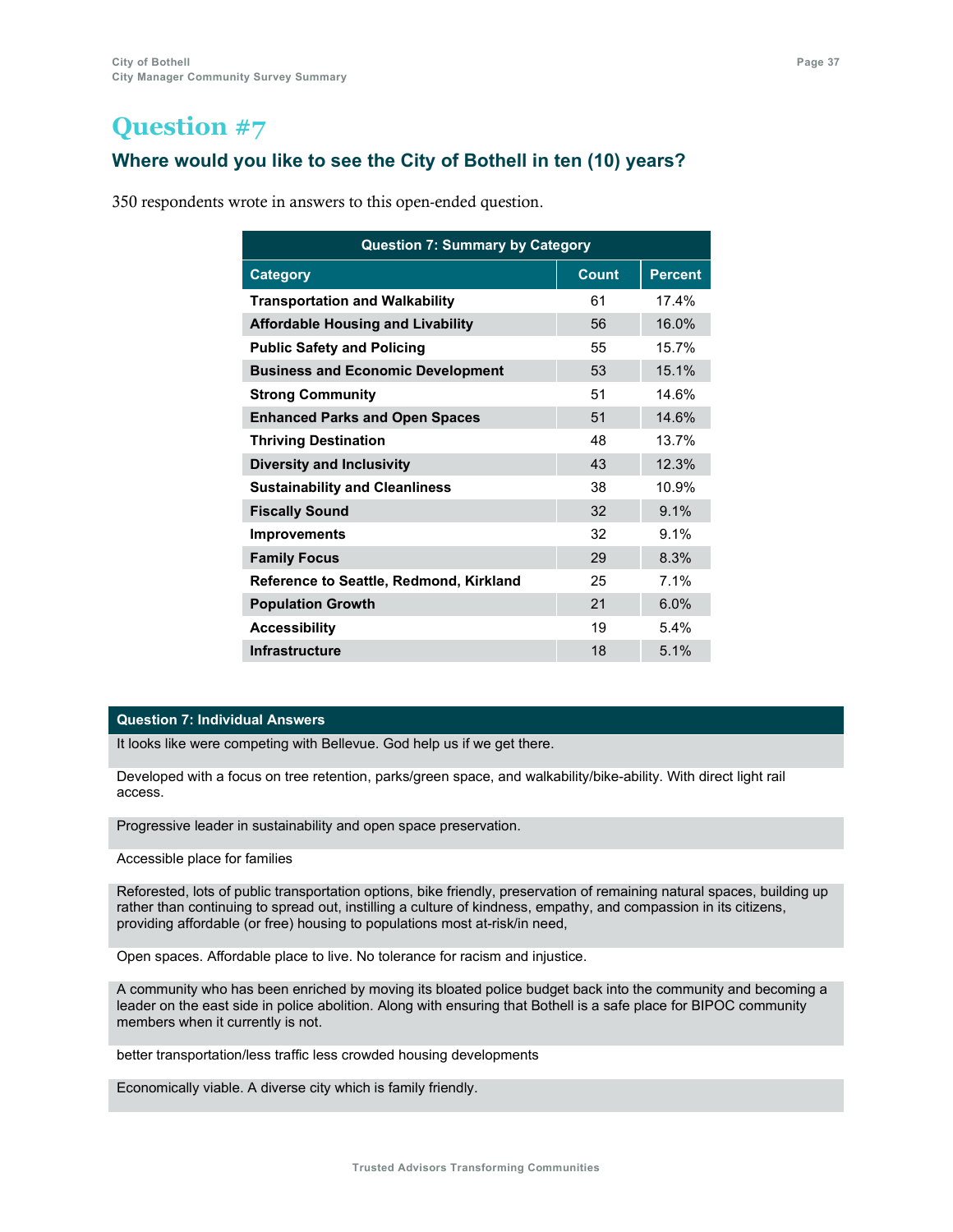# Question #7

## Where would you like to see the City of Bothell in ten (10) years?

350 respondents wrote in answers to this open-ended question.

| Question 7: Summary by Category | | |
|---|---|---|
| **Category** | **Count** | **Percent** |
| **Transportation and Walkability** | 61 | 17.4% |
| **Affordable Housing and Livability** | 56 | 16.0% |
| **Public Safety and Policing** | 55 | 15.7% |
| **Business and Economic Development** | 53 | 15.1% |
| **Strong Community** | 51 | 14.6% |
| **Enhanced Parks and Open Spaces** | 51 | 14.6% |
| **Thriving Destination** | 48 | 13.7% |
| **Diversity and Inclusivity** | 43 | 12.3% |
| **Sustainability and Cleanliness** | 38 | 10.9% |
| **Fiscally Sound** | 32 | 9.1% |
| **Improvements** | 32 | 9.1% |
| **Family Focus** | 29 | 8.3% |
| **Reference to Seattle, Redmond, Kirkland** | 25 | 7.1% |
| **Population Growth** | 21 | 6.0% |
| **Accessibility** | 19 | 5.4% |
| **Infrastructure** | 18 | 5.1% |

| Question 7: Individual Answers |
|---|
| It looks like were competing with Bellevue. God help us if we get there. |
| Developed with a focus on tree retention, parks/green space, and walkability/bike-ability. With direct light rail access. |
| Progressive leader in sustainability and open space preservation. |
| Accessible place for families |
| Reforested, lots of public transportation options, bike friendly, preservation of remaining natural spaces, building up rather than continuing to spread out, instilling a culture of kindness, empathy, and compassion in its citizens, providing affordable (or free) housing to populations most at-risk/in need, |
| Open spaces. Affordable place to live. No tolerance for racism and injustice. |
| A community who has been enriched by moving its bloated police budget back into the community and becoming a leader on the east side in police abolition. Along with ensuring that Bothell is a safe place for BIPOC community members when it currently is not. |
| better transportation/less traffic less crowded housing developments |
| Economically viable. A diverse city which is family friendly. |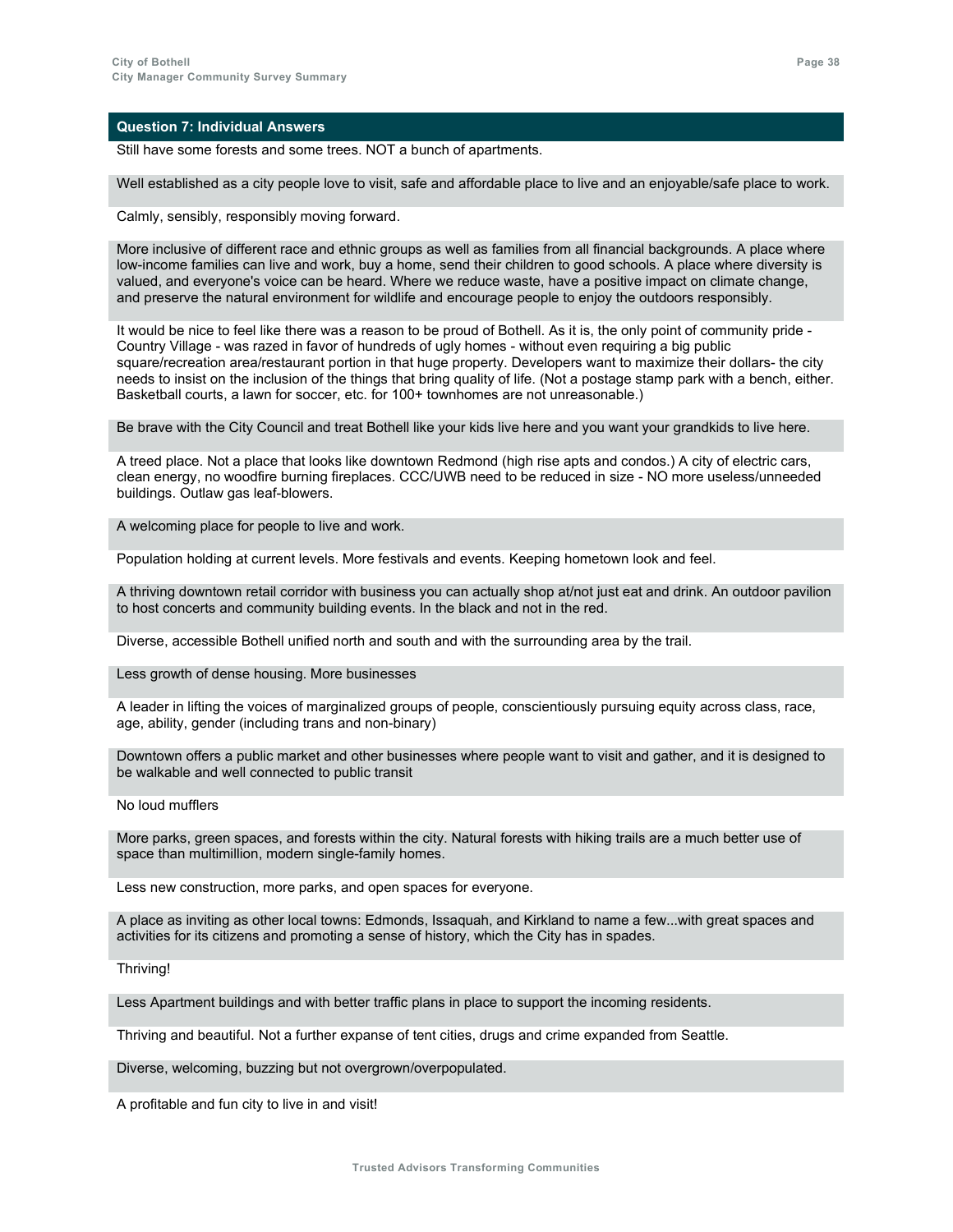**Question 7: Individual Answers**

Still have some forests and some trees. NOT a bunch of apartments.

Well established as a city people love to visit, safe and affordable place to live and an enjoyable/safe place to work.

Calmly, sensibly, responsibly moving forward.

More inclusive of different race and ethnic groups as well as families from all financial backgrounds. A place where low-income families can live and work, buy a home, send their children to good schools. A place where diversity is valued, and everyone's voice can be heard. Where we reduce waste, have a positive impact on climate change, and preserve the natural environment for wildlife and encourage people to enjoy the outdoors responsibly.

It would be nice to feel like there was a reason to be proud of Bothell. As it is, the only point of community pride - Country Village - was razed in favor of hundreds of ugly homes - without even requiring a big public square/recreation area/restaurant portion in that huge property. Developers want to maximize their dollars- the city needs to insist on the inclusion of the things that bring quality of life. (Not a postage stamp park with a bench, either. Basketball courts, a lawn for soccer, etc. for 100+ townhomes are not unreasonable.)

Be brave with the City Council and treat Bothell like your kids live here and you want your grandkids to live here.

A treed place. Not a place that looks like downtown Redmond (high rise apts and condos.) A city of electric cars, clean energy, no woodfire burning fireplaces. CCC/UWB need to be reduced in size - NO more useless/unneeded buildings. Outlaw gas leaf-blowers.

A welcoming place for people to live and work.

Population holding at current levels. More festivals and events. Keeping hometown look and feel.

A thriving downtown retail corridor with business you can actually shop at/not just eat and drink. An outdoor pavilion to host concerts and community building events. In the black and not in the red.

Diverse, accessible Bothell unified north and south and with the surrounding area by the trail.

Less growth of dense housing. More businesses

A leader in lifting the voices of marginalized groups of people, conscientiously pursuing equity across class, race, age, ability, gender (including trans and non-binary)

Downtown offers a public market and other businesses where people want to visit and gather, and it is designed to be walkable and well connected to public transit

No loud mufflers

More parks, green spaces, and forests within the city. Natural forests with hiking trails are a much better use of space than multimillion, modern single-family homes.

Less new construction, more parks, and open spaces for everyone.

A place as inviting as other local towns: Edmonds, Issaquah, and Kirkland to name a few...with great spaces and activities for its citizens and promoting a sense of history, which the City has in spades.

Thriving!

Less Apartment buildings and with better traffic plans in place to support the incoming residents.

Thriving and beautiful. Not a further expanse of tent cities, drugs and crime expanded from Seattle.

Diverse, welcoming, buzzing but not overgrown/overpopulated.

A profitable and fun city to live in and visit!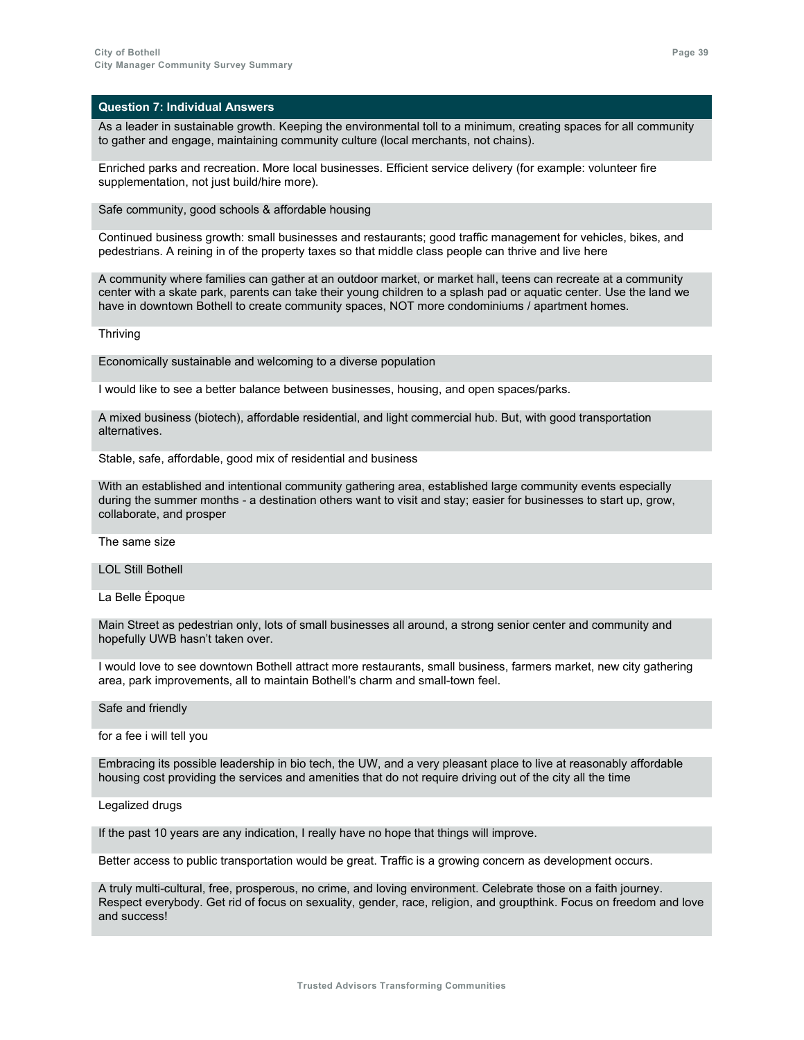| Question 7: Individual Answers |
|---|
| As a leader in sustainable growth. Keeping the environmental toll to a minimum, creating spaces for all community to gather and engage, maintaining community culture (local merchants, not chains). |
| Enriched parks and recreation. More local businesses. Efficient service delivery (for example: volunteer fire supplementation, not just build/hire more). |
| Safe community, good schools & affordable housing |
| Continued business growth: small businesses and restaurants; good traffic management for vehicles, bikes, and pedestrians. A reining in of the property taxes so that middle class people can thrive and live here |
| A community where families can gather at an outdoor market, or market hall, teens can recreate at a community center with a skate park, parents can take their young children to a splash pad or aquatic center. Use the land we have in downtown Bothell to create community spaces, NOT more condominiums / apartment homes. |
| Thriving |
| Economically sustainable and welcoming to a diverse population |
| I would like to see a better balance between businesses, housing, and open spaces/parks. |
| A mixed business (biotech), affordable residential, and light commercial hub. But, with good transportation alternatives. |
| Stable, safe, affordable, good mix of residential and business |
| With an established and intentional community gathering area, established large community events especially during the summer months - a destination others want to visit and stay; easier for businesses to start up, grow, collaborate, and prosper |
| The same size |
| LOL Still Bothell |
| La Belle Époque |
| Main Street as pedestrian only, lots of small businesses all around, a strong senior center and community and hopefully UWB hasn't taken over. |
| I would love to see downtown Bothell attract more restaurants, small business, farmers market, new city gathering area, park improvements, all to maintain Bothell's charm and small-town feel. |
| Safe and friendly |
| for a fee i will tell you |
| Embracing its possible leadership in bio tech, the UW, and a very pleasant place to live at reasonably affordable housing cost providing the services and amenities that do not require driving out of the city all the time |
| Legalized drugs |
| If the past 10 years are any indication, I really have no hope that things will improve. |
| Better access to public transportation would be great. Traffic is a growing concern as development occurs. |
| A truly multi-cultural, free, prosperous, no crime, and loving environment. Celebrate those on a faith journey. Respect everybody. Get rid of focus on sexuality, gender, race, religion, and groupthink. Focus on freedom and love and success! |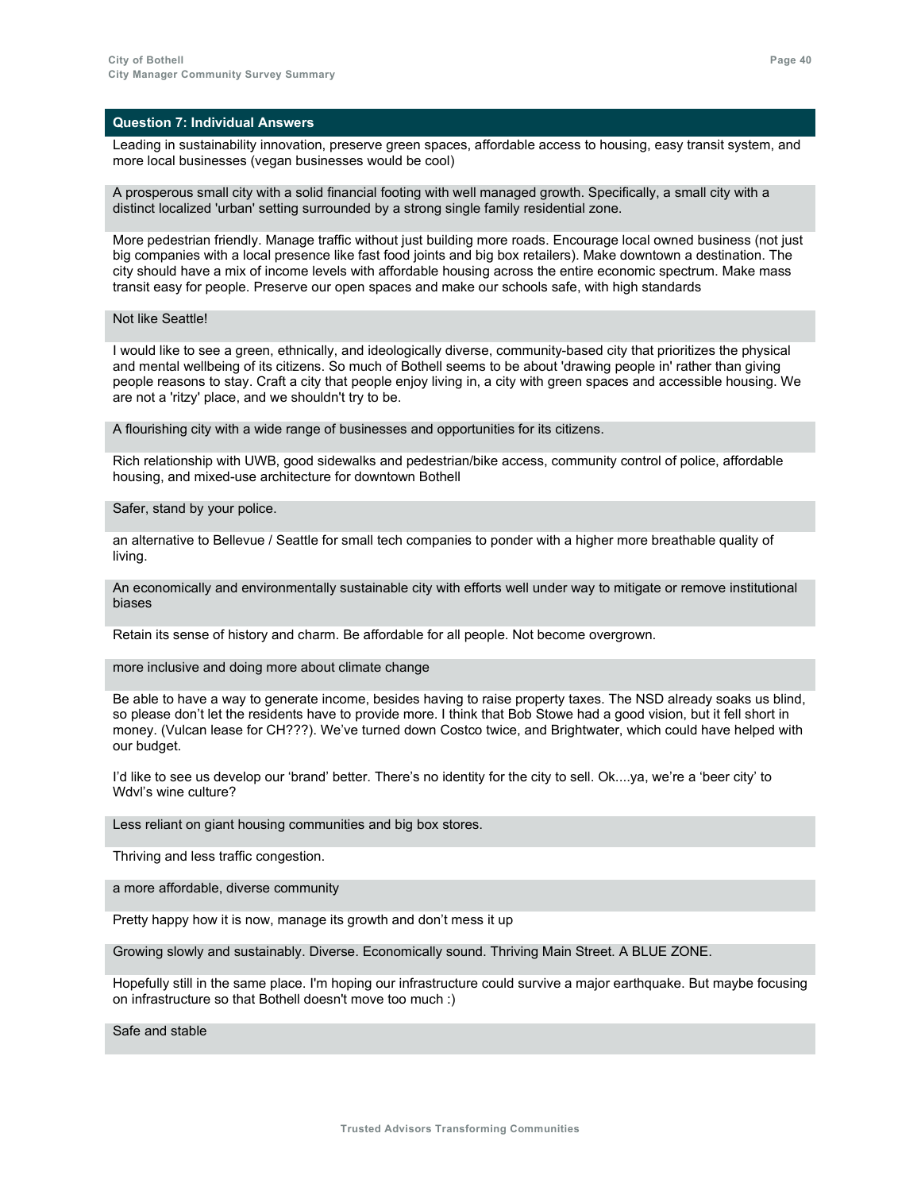## Question 7: Individual Answers

Leading in sustainability innovation, preserve green spaces, affordable access to housing, easy transit system, and more local businesses (vegan businesses would be cool)

A prosperous small city with a solid financial footing with well managed growth. Specifically, a small city with a distinct localized 'urban' setting surrounded by a strong single family residential zone.

More pedestrian friendly. Manage traffic without just building more roads. Encourage local owned business (not just big companies with a local presence like fast food joints and big box retailers). Make downtown a destination. The city should have a mix of income levels with affordable housing across the entire economic spectrum. Make mass transit easy for people. Preserve our open spaces and make our schools safe, with high standards

Not like Seattle!

I would like to see a green, ethnically, and ideologically diverse, community-based city that prioritizes the physical and mental wellbeing of its citizens. So much of Bothell seems to be about 'drawing people in' rather than giving people reasons to stay. Craft a city that people enjoy living in, a city with green spaces and accessible housing. We are not a 'ritzy' place, and we shouldn't try to be.

A flourishing city with a wide range of businesses and opportunities for its citizens.

Rich relationship with UWB, good sidewalks and pedestrian/bike access, community control of police, affordable housing, and mixed-use architecture for downtown Bothell

Safer, stand by your police.

an alternative to Bellevue / Seattle for small tech companies to ponder with a higher more breathable quality of living.

An economically and environmentally sustainable city with efforts well under way to mitigate or remove institutional biases

Retain its sense of history and charm. Be affordable for all people. Not become overgrown.

more inclusive and doing more about climate change

Be able to have a way to generate income, besides having to raise property taxes. The NSD already soaks us blind, so please don't let the residents have to provide more. I think that Bob Stowe had a good vision, but it fell short in money. (Vulcan lease for CH???). We've turned down Costco twice, and Brightwater, which could have helped with our budget.

I'd like to see us develop our 'brand' better. There's no identity for the city to sell. Ok....ya, we're a 'beer city' to Wdvl's wine culture?

Less reliant on giant housing communities and big box stores.

Thriving and less traffic congestion.

a more affordable, diverse community

Pretty happy how it is now, manage its growth and don't mess it up

Growing slowly and sustainably. Diverse. Economically sound. Thriving Main Street. A BLUE ZONE.

Hopefully still in the same place. I'm hoping our infrastructure could survive a major earthquake. But maybe focusing on infrastructure so that Bothell doesn't move too much :)

Safe and stable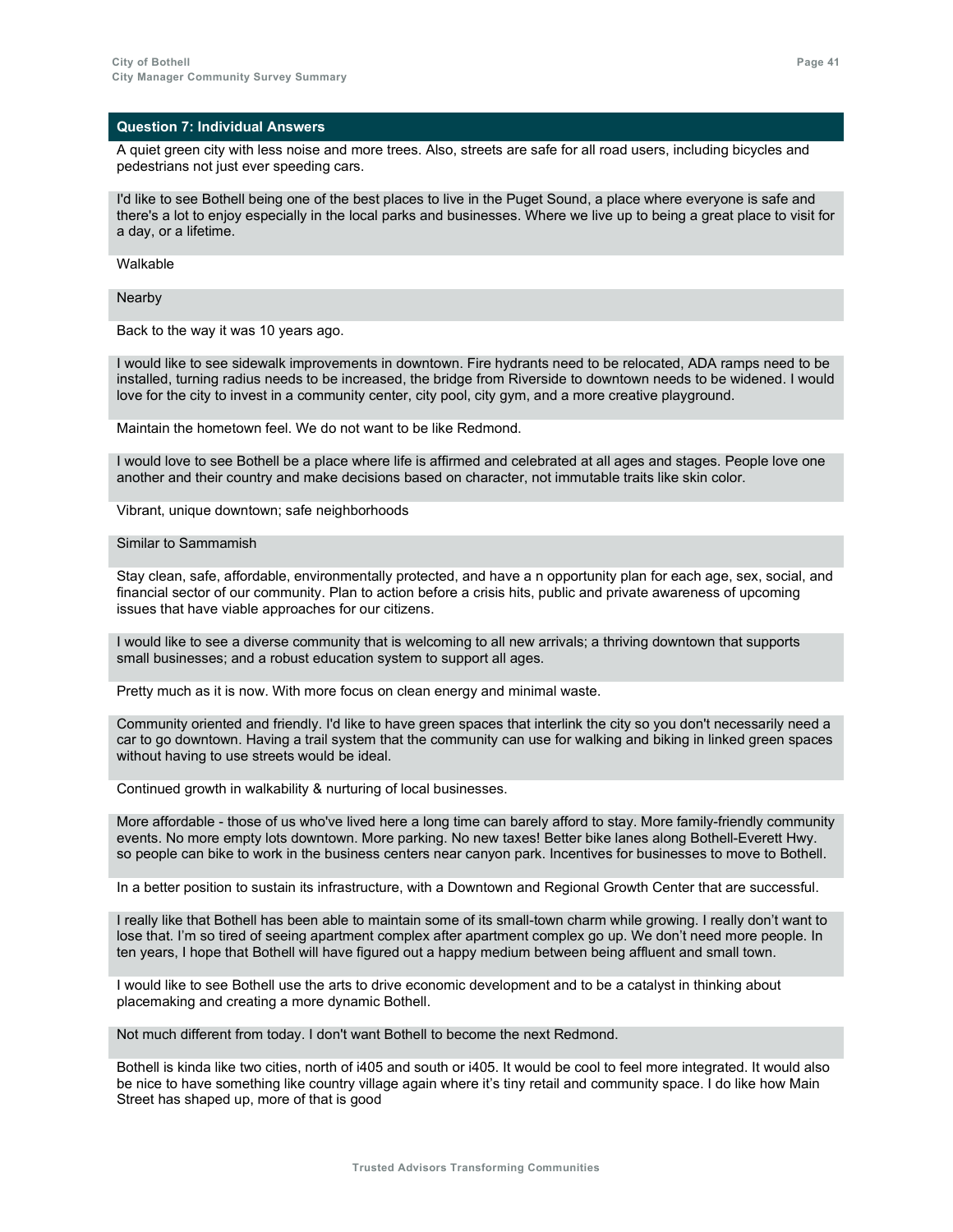## Question 7: Individual Answers

A quiet green city with less noise and more trees. Also, streets are safe for all road users, including bicycles and pedestrians not just ever speeding cars.

I'd like to see Bothell being one of the best places to live in the Puget Sound, a place where everyone is safe and there's a lot to enjoy especially in the local parks and businesses. Where we live up to being a great place to visit for a day, or a lifetime.

Walkable

Nearby

Back to the way it was 10 years ago.

I would like to see sidewalk improvements in downtown. Fire hydrants need to be relocated, ADA ramps need to be installed, turning radius needs to be increased, the bridge from Riverside to downtown needs to be widened. I would love for the city to invest in a community center, city pool, city gym, and a more creative playground.

Maintain the hometown feel. We do not want to be like Redmond.

I would love to see Bothell be a place where life is affirmed and celebrated at all ages and stages. People love one another and their country and make decisions based on character, not immutable traits like skin color.

Vibrant, unique downtown; safe neighborhoods

Similar to Sammamish

Stay clean, safe, affordable, environmentally protected, and have a n opportunity plan for each age, sex, social, and financial sector of our community. Plan to action before a crisis hits, public and private awareness of upcoming issues that have viable approaches for our citizens.

I would like to see a diverse community that is welcoming to all new arrivals; a thriving downtown that supports small businesses; and a robust education system to support all ages.

Pretty much as it is now. With more focus on clean energy and minimal waste.

Community oriented and friendly. I'd like to have green spaces that interlink the city so you don't necessarily need a car to go downtown. Having a trail system that the community can use for walking and biking in linked green spaces without having to use streets would be ideal.

Continued growth in walkability & nurturing of local businesses.

More affordable - those of us who've lived here a long time can barely afford to stay. More family-friendly community events. No more empty lots downtown. More parking. No new taxes! Better bike lanes along Bothell-Everett Hwy. so people can bike to work in the business centers near canyon park. Incentives for businesses to move to Bothell.

In a better position to sustain its infrastructure, with a Downtown and Regional Growth Center that are successful.

I really like that Bothell has been able to maintain some of its small-town charm while growing. I really don't want to lose that. I'm so tired of seeing apartment complex after apartment complex go up. We don't need more people. In ten years, I hope that Bothell will have figured out a happy medium between being affluent and small town.

I would like to see Bothell use the arts to drive economic development and to be a catalyst in thinking about placemaking and creating a more dynamic Bothell.

Not much different from today. I don't want Bothell to become the next Redmond.

Bothell is kinda like two cities, north of i405 and south or i405. It would be cool to feel more integrated. It would also be nice to have something like country village again where it's tiny retail and community space. I do like how Main Street has shaped up, more of that is good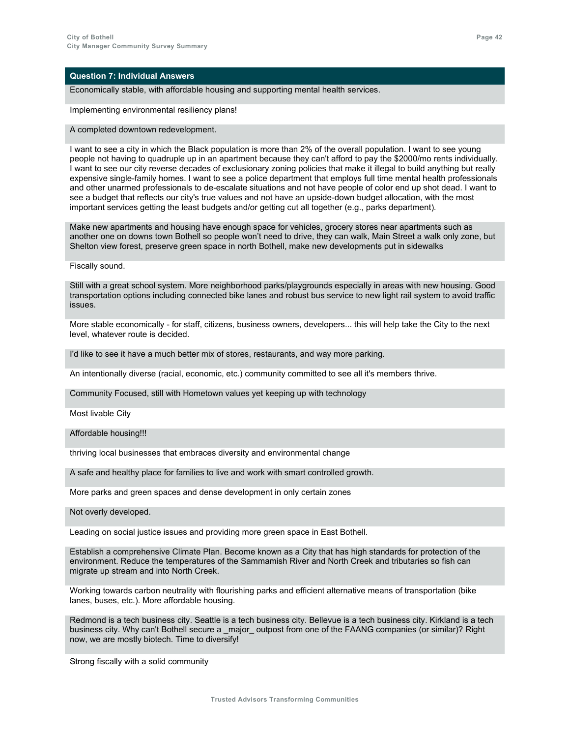| Question 7: Individual Answers |
| --- |
| Economically stable, with affordable housing and supporting mental health services. |
| Implementing environmental resiliency plans! |
| A completed downtown redevelopment. |
| I want to see a city in which the Black population is more than 2% of the overall population. I want to see young people not having to quadruple up in an apartment because they can't afford to pay the $2000/mo rents individually. I want to see our city reverse decades of exclusionary zoning policies that make it illegal to build anything but really expensive single-family homes. I want to see a police department that employs full time mental health professionals and other unarmed professionals to de-escalate situations and not have people of color end up shot dead. I want to see a budget that reflects our city's true values and not have an upside-down budget allocation, with the most important services getting the least budgets and/or getting cut all together (e.g., parks department). |
| Make new apartments and housing have enough space for vehicles, grocery stores near apartments such as another one on downs town Bothell so people won't need to drive, they can walk, Main Street a walk only zone, but Shelton view forest, preserve green space in north Bothell, make new developments put in sidewalks |
| Fiscally sound. |
| Still with a great school system. More neighborhood parks/playgrounds especially in areas with new housing. Good transportation options including connected bike lanes and robust bus service to new light rail system to avoid traffic issues. |
| More stable economically - for staff, citizens, business owners, developers... this will help take the City to the next level, whatever route is decided. |
| I'd like to see it have a much better mix of stores, restaurants, and way more parking. |
| An intentionally diverse (racial, economic, etc.) community committed to see all it's members thrive. |
| Community Focused, still with Hometown values yet keeping up with technology |
| Most livable City |
| Affordable housing!!! |
| thriving local businesses that embraces diversity and environmental change |
| A safe and healthy place for families to live and work with smart controlled growth. |
| More parks and green spaces and dense development in only certain zones |
| Not overly developed. |
| Leading on social justice issues and providing more green space in East Bothell. |
| Establish a comprehensive Climate Plan. Become known as a City that has high standards for protection of the environment. Reduce the temperatures of the Sammamish River and North Creek and tributaries so fish can migrate up stream and into North Creek. |
| Working towards carbon neutrality with flourishing parks and efficient alternative means of transportation (bike lanes, buses, etc.). More affordable housing. |
| Redmond is a tech business city. Seattle is a tech business city. Bellevue is a tech business city. Kirkland is a tech business city. Why can't Bothell secure a _major_ outpost from one of the FAANG companies (or similar)? Right now, we are mostly biotech. Time to diversify! |
| Strong fiscally with a solid community |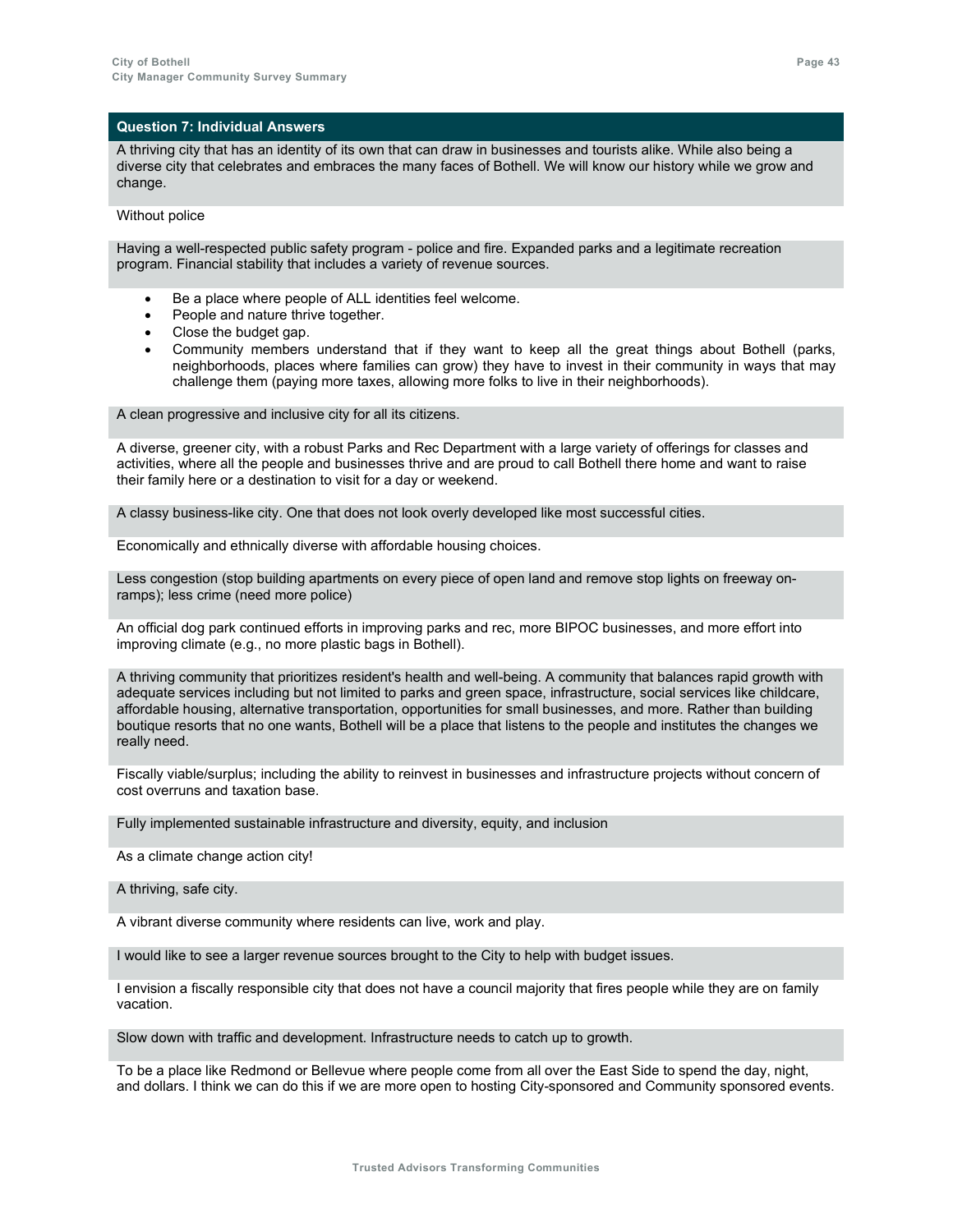### Question 7: Individual Answers

A thriving city that has an identity of its own that can draw in businesses and tourists alike. While also being a diverse city that celebrates and embraces the many faces of Bothell. We will know our history while we grow and change.

Without police

Having a well-respected public safety program - police and fire. Expanded parks and a legitimate recreation program. Financial stability that includes a variety of revenue sources.

- Be a place where people of ALL identities feel welcome.
- People and nature thrive together.
- Close the budget gap.
- Community members understand that if they want to keep all the great things about Bothell (parks, neighborhoods, places where families can grow) they have to invest in their community in ways that may challenge them (paying more taxes, allowing more folks to live in their neighborhoods).

A clean progressive and inclusive city for all its citizens.

A diverse, greener city, with a robust Parks and Rec Department with a large variety of offerings for classes and activities, where all the people and businesses thrive and are proud to call Bothell there home and want to raise their family here or a destination to visit for a day or weekend.

A classy business-like city. One that does not look overly developed like most successful cities.

Economically and ethnically diverse with affordable housing choices.

Less congestion (stop building apartments on every piece of open land and remove stop lights on freeway on-ramps); less crime (need more police)

An official dog park continued efforts in improving parks and rec, more BIPOC businesses, and more effort into improving climate (e.g., no more plastic bags in Bothell).

A thriving community that prioritizes resident's health and well-being. A community that balances rapid growth with adequate services including but not limited to parks and green space, infrastructure, social services like childcare, affordable housing, alternative transportation, opportunities for small businesses, and more. Rather than building boutique resorts that no one wants, Bothell will be a place that listens to the people and institutes the changes we really need.

Fiscally viable/surplus; including the ability to reinvest in businesses and infrastructure projects without concern of cost overruns and taxation base.

Fully implemented sustainable infrastructure and diversity, equity, and inclusion

As a climate change action city!

A thriving, safe city.

A vibrant diverse community where residents can live, work and play.

I would like to see a larger revenue sources brought to the City to help with budget issues.

I envision a fiscally responsible city that does not have a council majority that fires people while they are on family vacation.

Slow down with traffic and development. Infrastructure needs to catch up to growth.

To be a place like Redmond or Bellevue where people come from all over the East Side to spend the day, night, and dollars. I think we can do this if we are more open to hosting City-sponsored and Community sponsored events.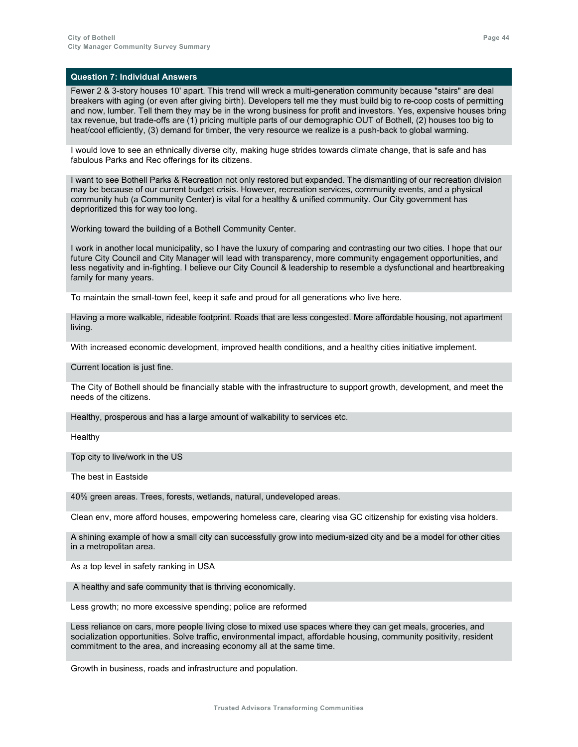| Question 7: Individual Answers |
|---|
| Fewer 2 & 3-story houses 10' apart. This trend will wreck a multi-generation community because "stairs" are deal breakers with aging (or even after giving birth). Developers tell me they must build big to re-coop costs of permitting and now, lumber. Tell them they may be in the wrong business for profit and investors. Yes, expensive houses bring tax revenue, but trade-offs are (1) pricing multiple parts of our demographic OUT of Bothell, (2) houses too big to heat/cool efficiently, (3) demand for timber, the very resource we realize is a push-back to global warming. |
| I would love to see an ethnically diverse city, making huge strides towards climate change, that is safe and has fabulous Parks and Rec offerings for its citizens. |
| I want to see Bothell Parks & Recreation not only restored but expanded. The dismantling of our recreation division may be because of our current budget crisis. However, recreation services, community events, and a physical community hub (a Community Center) is vital for a healthy & unified community. Our City government has deprioritized this for way too long.<br><br>Working toward the building of a Bothell Community Center.<br><br>I work in another local municipality, so I have the luxury of comparing and contrasting our two cities. I hope that our future City Council and City Manager will lead with transparency, more community engagement opportunities, and less negativity and in-fighting. I believe our City Council & leadership to resemble a dysfunctional and heartbreaking family for many years. |
| To maintain the small-town feel, keep it safe and proud for all generations who live here. |
| Having a more walkable, rideable footprint. Roads that are less congested. More affordable housing, not apartment living. |
| With increased economic development, improved health conditions, and a healthy cities initiative implement. |
| Current location is just fine. |
| The City of Bothell should be financially stable with the infrastructure to support growth, development, and meet the needs of the citizens. |
| Healthy, prosperous and has a large amount of walkability to services etc. |
| Healthy |
| Top city to live/work in the US |
| The best in Eastside |
| 40% green areas. Trees, forests, wetlands, natural, undeveloped areas. |
| Clean env, more afford houses, empowering homeless care, clearing visa GC citizenship for existing visa holders. |
| A shining example of how a small city can successfully grow into medium-sized city and be a model for other cities in a metropolitan area. |
| As a top level in safety ranking in USA |
| A healthy and safe community that is thriving economically. |
| Less growth; no more excessive spending; police are reformed |
| Less reliance on cars, more people living close to mixed use spaces where they can get meals, groceries, and socialization opportunities. Solve traffic, environmental impact, affordable housing, community positivity, resident commitment to the area, and increasing economy all at the same time. |
| Growth in business, roads and infrastructure and population. |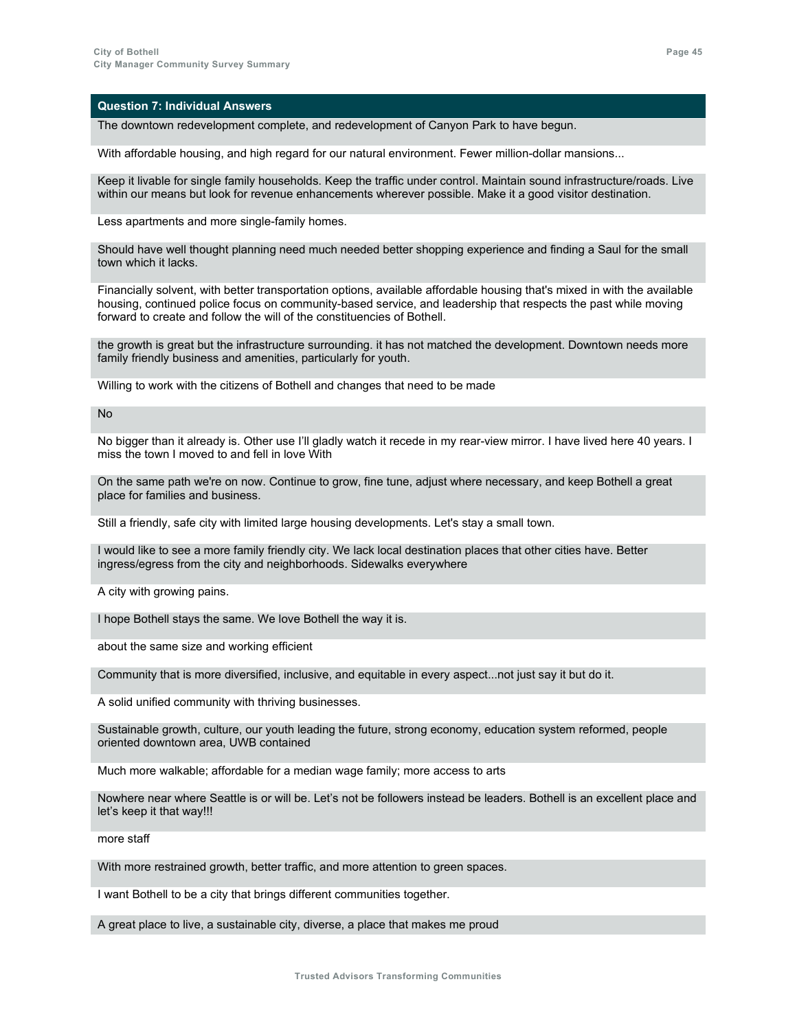| Question 7: Individual Answers |
|---|
| The downtown redevelopment complete, and redevelopment of Canyon Park to have begun. |
| With affordable housing, and high regard for our natural environment. Fewer million-dollar mansions... |
| Keep it livable for single family households. Keep the traffic under control. Maintain sound infrastructure/roads. Live within our means but look for revenue enhancements wherever possible. Make it a good visitor destination. |
| Less apartments and more single-family homes. |
| Should have well thought planning need much needed better shopping experience and finding a Saul for the small town which it lacks. |
| Financially solvent, with better transportation options, available affordable housing that's mixed in with the available housing, continued police focus on community-based service, and leadership that respects the past while moving forward to create and follow the will of the constituencies of Bothell. |
| the growth is great but the infrastructure surrounding. it has not matched the development. Downtown needs more family friendly business and amenities, particularly for youth. |
| Willing to work with the citizens of Bothell and changes that need to be made |
| No |
| No bigger than it already is. Other use I'll gladly watch it recede in my rear-view mirror. I have lived here 40 years. I miss the town I moved to and fell in love With |
| On the same path we're on now. Continue to grow, fine tune, adjust where necessary, and keep Bothell a great place for families and business. |
| Still a friendly, safe city with limited large housing developments. Let's stay a small town. |
| I would like to see a more family friendly city. We lack local destination places that other cities have. Better ingress/egress from the city and neighborhoods. Sidewalks everywhere |
| A city with growing pains. |
| I hope Bothell stays the same. We love Bothell the way it is. |
| about the same size and working efficient |
| Community that is more diversified, inclusive, and equitable in every aspect...not just say it but do it. |
| A solid unified community with thriving businesses. |
| Sustainable growth, culture, our youth leading the future, strong economy, education system reformed, people oriented downtown area, UWB contained |
| Much more walkable; affordable for a median wage family; more access to arts |
| Nowhere near where Seattle is or will be. Let's not be followers instead be leaders. Bothell is an excellent place and let's keep it that way!!! |
| more staff |
| With more restrained growth, better traffic, and more attention to green spaces. |
| I want Bothell to be a city that brings different communities together. |
| A great place to live, a sustainable city, diverse, a place that makes me proud |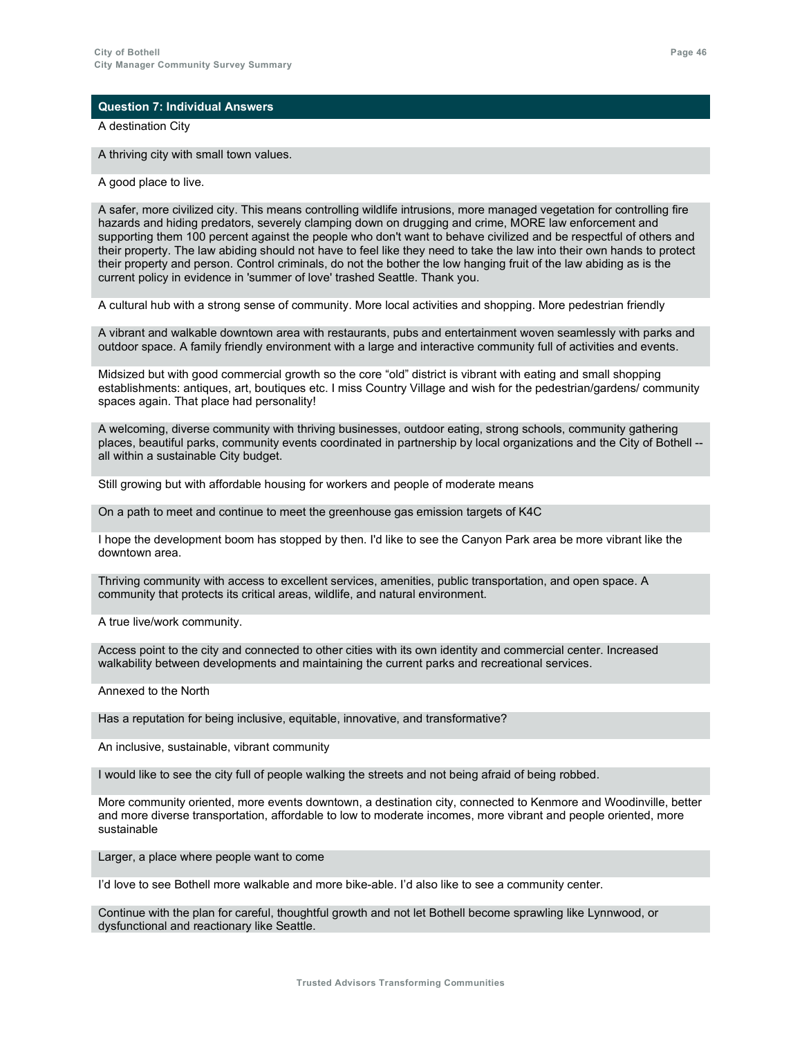## Question 7: Individual Answers

A destination City

A thriving city with small town values.

A good place to live.

A safer, more civilized city. This means controlling wildlife intrusions, more managed vegetation for controlling fire hazards and hiding predators, severely clamping down on drugging and crime, MORE law enforcement and supporting them 100 percent against the people who don't want to behave civilized and be respectful of others and their property. The law abiding should not have to feel like they need to take the law into their own hands to protect their property and person. Control criminals, do not the bother the low hanging fruit of the law abiding as is the current policy in evidence in 'summer of love' trashed Seattle. Thank you.

A cultural hub with a strong sense of community. More local activities and shopping. More pedestrian friendly

A vibrant and walkable downtown area with restaurants, pubs and entertainment woven seamlessly with parks and outdoor space. A family friendly environment with a large and interactive community full of activities and events.

Midsized but with good commercial growth so the core "old" district is vibrant with eating and small shopping establishments: antiques, art, boutiques etc. I miss Country Village and wish for the pedestrian/gardens/ community spaces again. That place had personality!

A welcoming, diverse community with thriving businesses, outdoor eating, strong schools, community gathering places, beautiful parks, community events coordinated in partnership by local organizations and the City of Bothell -- all within a sustainable City budget.

Still growing but with affordable housing for workers and people of moderate means

On a path to meet and continue to meet the greenhouse gas emission targets of K4C

I hope the development boom has stopped by then. I'd like to see the Canyon Park area be more vibrant like the downtown area.

Thriving community with access to excellent services, amenities, public transportation, and open space. A community that protects its critical areas, wildlife, and natural environment.

A true live/work community.

Access point to the city and connected to other cities with its own identity and commercial center. Increased walkability between developments and maintaining the current parks and recreational services.

Annexed to the North

Has a reputation for being inclusive, equitable, innovative, and transformative?

An inclusive, sustainable, vibrant community

I would like to see the city full of people walking the streets and not being afraid of being robbed.

More community oriented, more events downtown, a destination city, connected to Kenmore and Woodinville, better and more diverse transportation, affordable to low to moderate incomes, more vibrant and people oriented, more sustainable

Larger, a place where people want to come

I'd love to see Bothell more walkable and more bike-able. I'd also like to see a community center.

Continue with the plan for careful, thoughtful growth and not let Bothell become sprawling like Lynnwood, or dysfunctional and reactionary like Seattle.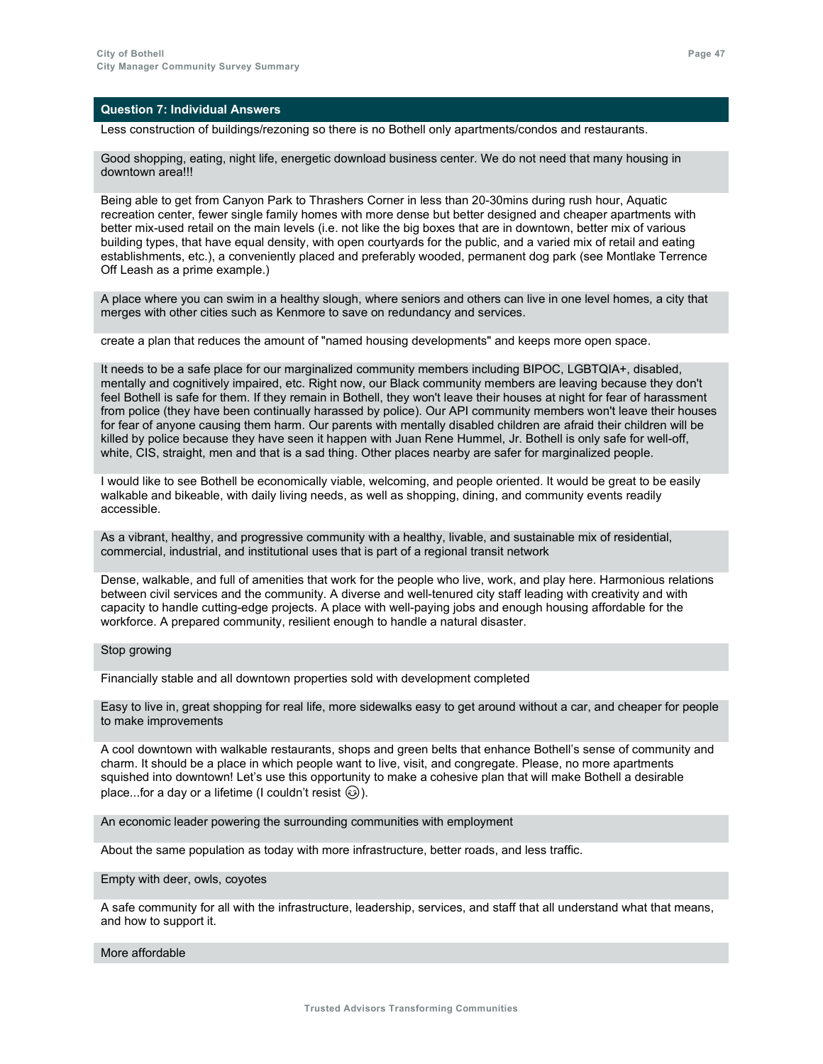## Question 7: Individual Answers

Less construction of buildings/rezoning so there is no Bothell only apartments/condos and restaurants.

Good shopping, eating, night life, energetic download business center. We do not need that many housing in downtown area!!!

Being able to get from Canyon Park to Thrashers Corner in less than 20-30mins during rush hour, Aquatic recreation center, fewer single family homes with more dense but better designed and cheaper apartments with better mix-used retail on the main levels (i.e. not like the big boxes that are in downtown, better mix of various building types, that have equal density, with open courtyards for the public, and a varied mix of retail and eating establishments, etc.), a conveniently placed and preferably wooded, permanent dog park (see Montlake Terrence Off Leash as a prime example.)

A place where you can swim in a healthy slough, where seniors and others can live in one level homes, a city that merges with other cities such as Kenmore to save on redundancy and services.

create a plan that reduces the amount of "named housing developments" and keeps more open space.

It needs to be a safe place for our marginalized community members including BIPOC, LGBTQIA+, disabled, mentally and cognitively impaired, etc. Right now, our Black community members are leaving because they don't feel Bothell is safe for them. If they remain in Bothell, they won't leave their houses at night for fear of harassment from police (they have been continually harassed by police). Our API community members won't leave their houses for fear of anyone causing them harm. Our parents with mentally disabled children are afraid their children will be killed by police because they have seen it happen with Juan Rene Hummel, Jr. Bothell is only safe for well-off, white, CIS, straight, men and that is a sad thing. Other places nearby are safer for marginalized people.

I would like to see Bothell be economically viable, welcoming, and people oriented. It would be great to be easily walkable and bikeable, with daily living needs, as well as shopping, dining, and community events readily accessible.

As a vibrant, healthy, and progressive community with a healthy, livable, and sustainable mix of residential, commercial, industrial, and institutional uses that is part of a regional transit network

Dense, walkable, and full of amenities that work for the people who live, work, and play here. Harmonious relations between civil services and the community. A diverse and well-tenured city staff leading with creativity and with capacity to handle cutting-edge projects. A place with well-paying jobs and enough housing affordable for the workforce. A prepared community, resilient enough to handle a natural disaster.

Stop growing

Financially stable and all downtown properties sold with development completed

Easy to live in, great shopping for real life, more sidewalks easy to get around without a car, and cheaper for people to make improvements

A cool downtown with walkable restaurants, shops and green belts that enhance Bothell's sense of community and charm. It should be a place in which people want to live, visit, and congregate. Please, no more apartments squished into downtown! Let's use this opportunity to make a cohesive plan that will make Bothell a desirable place...for a day or a lifetime (I couldn't resist 😉).

An economic leader powering the surrounding communities with employment

About the same population as today with more infrastructure, better roads, and less traffic.

Empty with deer, owls, coyotes

A safe community for all with the infrastructure, leadership, services, and staff that all understand what that means, and how to support it.

More affordable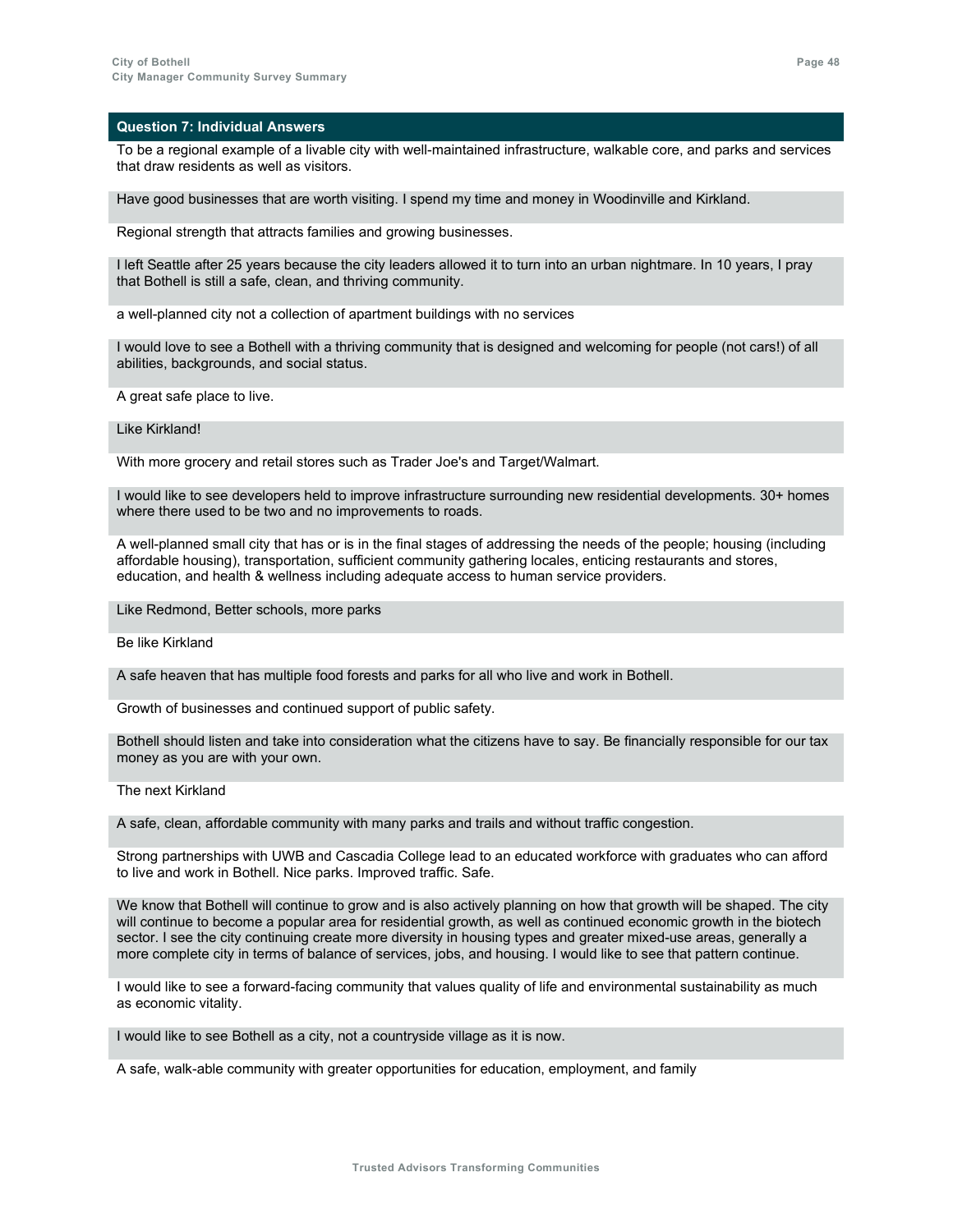## Question 7: Individual Answers

To be a regional example of a livable city with well-maintained infrastructure, walkable core, and parks and services that draw residents as well as visitors.

Have good businesses that are worth visiting. I spend my time and money in Woodinville and Kirkland.

Regional strength that attracts families and growing businesses.

I left Seattle after 25 years because the city leaders allowed it to turn into an urban nightmare. In 10 years, I pray that Bothell is still a safe, clean, and thriving community.

a well-planned city not a collection of apartment buildings with no services

I would love to see a Bothell with a thriving community that is designed and welcoming for people (not cars!) of all abilities, backgrounds, and social status.

A great safe place to live.

Like Kirkland!

With more grocery and retail stores such as Trader Joe's and Target/Walmart.

I would like to see developers held to improve infrastructure surrounding new residential developments. 30+ homes where there used to be two and no improvements to roads.

A well-planned small city that has or is in the final stages of addressing the needs of the people; housing (including affordable housing), transportation, sufficient community gathering locales, enticing restaurants and stores, education, and health & wellness including adequate access to human service providers.

Like Redmond, Better schools, more parks

Be like Kirkland

A safe heaven that has multiple food forests and parks for all who live and work in Bothell.

Growth of businesses and continued support of public safety.

Bothell should listen and take into consideration what the citizens have to say. Be financially responsible for our tax money as you are with your own.

The next Kirkland

A safe, clean, affordable community with many parks and trails and without traffic congestion.

Strong partnerships with UWB and Cascadia College lead to an educated workforce with graduates who can afford to live and work in Bothell. Nice parks. Improved traffic. Safe.

We know that Bothell will continue to grow and is also actively planning on how that growth will be shaped. The city will continue to become a popular area for residential growth, as well as continued economic growth in the biotech sector. I see the city continuing create more diversity in housing types and greater mixed-use areas, generally a more complete city in terms of balance of services, jobs, and housing. I would like to see that pattern continue.

I would like to see a forward-facing community that values quality of life and environmental sustainability as much as economic vitality.

I would like to see Bothell as a city, not a countryside village as it is now.

A safe, walk-able community with greater opportunities for education, employment, and family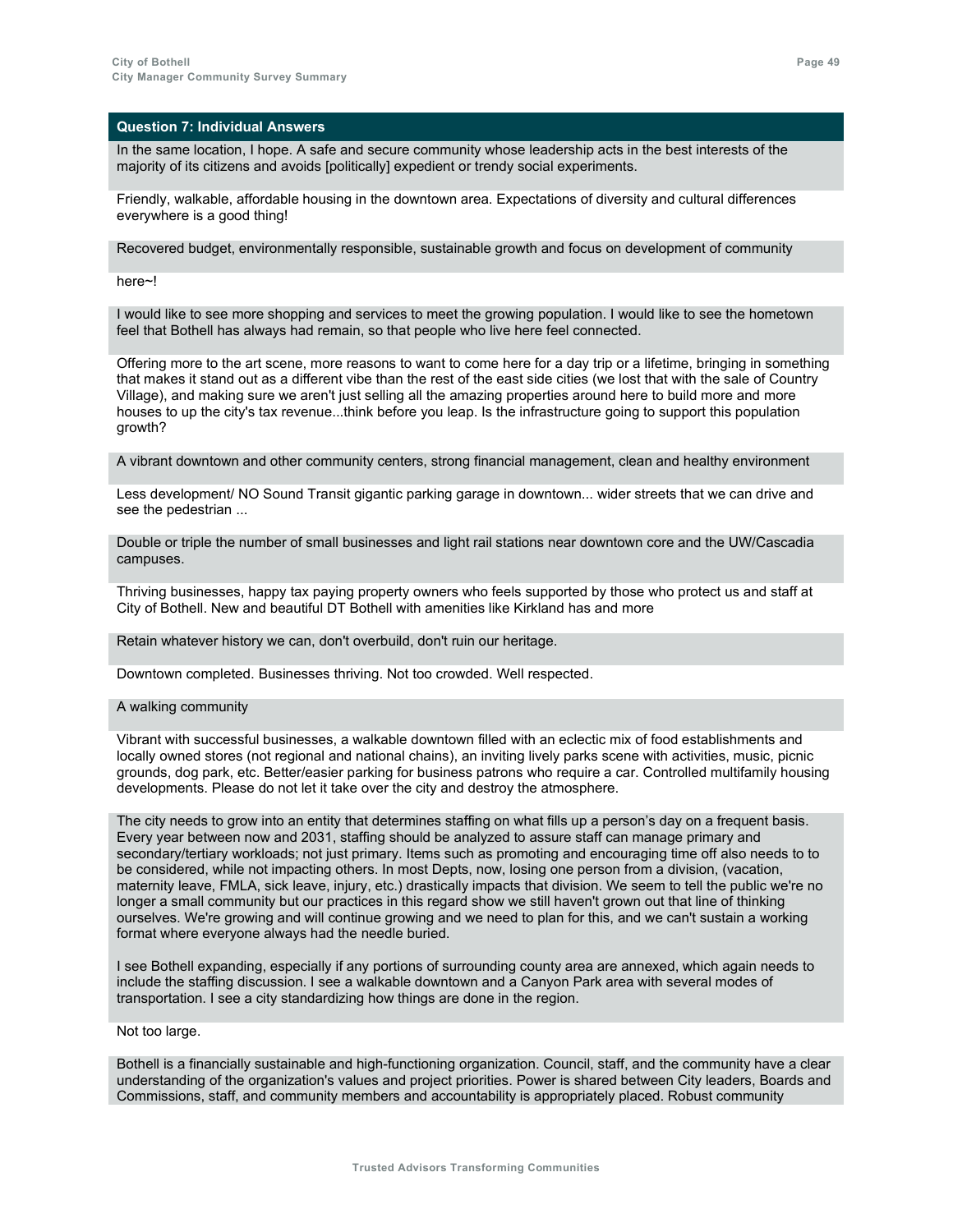## Question 7: Individual Answers

In the same location, I hope. A safe and secure community whose leadership acts in the best interests of the majority of its citizens and avoids [politically] expedient or trendy social experiments.

Friendly, walkable, affordable housing in the downtown area. Expectations of diversity and cultural differences everywhere is a good thing!

Recovered budget, environmentally responsible, sustainable growth and focus on development of community

here~!

I would like to see more shopping and services to meet the growing population. I would like to see the hometown feel that Bothell has always had remain, so that people who live here feel connected.

Offering more to the art scene, more reasons to want to come here for a day trip or a lifetime, bringing in something that makes it stand out as a different vibe than the rest of the east side cities (we lost that with the sale of Country Village), and making sure we aren't just selling all the amazing properties around here to build more and more houses to up the city's tax revenue...think before you leap. Is the infrastructure going to support this population growth?

A vibrant downtown and other community centers, strong financial management, clean and healthy environment

Less development/ NO Sound Transit gigantic parking garage in downtown... wider streets that we can drive and see the pedestrian ...

Double or triple the number of small businesses and light rail stations near downtown core and the UW/Cascadia campuses.

Thriving businesses, happy tax paying property owners who feels supported by those who protect us and staff at City of Bothell. New and beautiful DT Bothell with amenities like Kirkland has and more

Retain whatever history we can, don't overbuild, don't ruin our heritage.

Downtown completed. Businesses thriving. Not too crowded. Well respected.

A walking community

Vibrant with successful businesses, a walkable downtown filled with an eclectic mix of food establishments and locally owned stores (not regional and national chains), an inviting lively parks scene with activities, music, picnic grounds, dog park, etc. Better/easier parking for business patrons who require a car. Controlled multifamily housing developments. Please do not let it take over the city and destroy the atmosphere.

The city needs to grow into an entity that determines staffing on what fills up a person's day on a frequent basis. Every year between now and 2031, staffing should be analyzed to assure staff can manage primary and secondary/tertiary workloads; not just primary. Items such as promoting and encouraging time off also needs to to be considered, while not impacting others. In most Depts, now, losing one person from a division, (vacation, maternity leave, FMLA, sick leave, injury, etc.) drastically impacts that division. We seem to tell the public we're no longer a small community but our practices in this regard show we still haven't grown out that line of thinking ourselves. We're growing and will continue growing and we need to plan for this, and we can't sustain a working format where everyone always had the needle buried.

I see Bothell expanding, especially if any portions of surrounding county area are annexed, which again needs to include the staffing discussion. I see a walkable downtown and a Canyon Park area with several modes of transportation. I see a city standardizing how things are done in the region.

Not too large.

Bothell is a financially sustainable and high-functioning organization. Council, staff, and the community have a clear understanding of the organization's values and project priorities. Power is shared between City leaders, Boards and Commissions, staff, and community members and accountability is appropriately placed. Robust community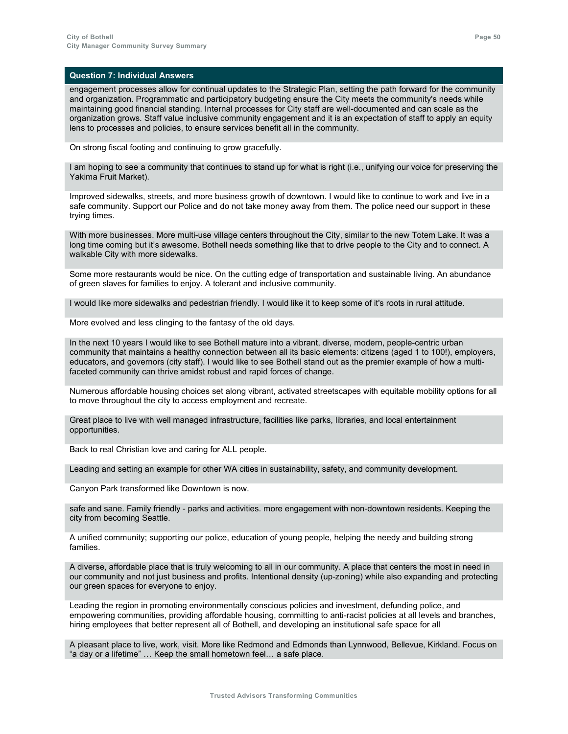| Question 7: Individual Answers |
|---|
| engagement processes allow for continual updates to the Strategic Plan, setting the path forward for the community and organization. Programmatic and participatory budgeting ensure the City meets the community's needs while maintaining good financial standing. Internal processes for City staff are well-documented and can scale as the organization grows. Staff value inclusive community engagement and it is an expectation of staff to apply an equity lens to processes and policies, to ensure services benefit all in the community. |
| On strong fiscal footing and continuing to grow gracefully. |
| I am hoping to see a community that continues to stand up for what is right (i.e., unifying our voice for preserving the Yakima Fruit Market). |
| Improved sidewalks, streets, and more business growth of downtown. I would like to continue to work and live in a safe community. Support our Police and do not take money away from them. The police need our support in these trying times. |
| With more businesses. More multi-use village centers throughout the City, similar to the new Totem Lake. It was a long time coming but it's awesome. Bothell needs something like that to drive people to the City and to connect. A walkable City with more sidewalks. |
| Some more restaurants would be nice. On the cutting edge of transportation and sustainable living. An abundance of green slaves for families to enjoy. A tolerant and inclusive community. |
| I would like more sidewalks and pedestrian friendly. I would like it to keep some of it's roots in rural attitude. |
| More evolved and less clinging to the fantasy of the old days. |
| In the next 10 years I would like to see Bothell mature into a vibrant, diverse, modern, people-centric urban community that maintains a healthy connection between all its basic elements: citizens (aged 1 to 100!), employers, educators, and governors (city staff). I would like to see Bothell stand out as the premier example of how a multi-faceted community can thrive amidst robust and rapid forces of change. |
| Numerous affordable housing choices set along vibrant, activated streetscapes with equitable mobility options for all to move throughout the city to access employment and recreate. |
| Great place to live with well managed infrastructure, facilities like parks, libraries, and local entertainment opportunities. |
| Back to real Christian love and caring for ALL people. |
| Leading and setting an example for other WA cities in sustainability, safety, and community development. |
| Canyon Park transformed like Downtown is now. |
| safe and sane. Family friendly - parks and activities. more engagement with non-downtown residents. Keeping the city from becoming Seattle. |
| A unified community; supporting our police, education of young people, helping the needy and building strong families. |
| A diverse, affordable place that is truly welcoming to all in our community. A place that centers the most in need in our community and not just business and profits. Intentional density (up-zoning) while also expanding and protecting our green spaces for everyone to enjoy. |
| Leading the region in promoting environmentally conscious policies and investment, defunding police, and empowering communities, providing affordable housing, committing to anti-racist policies at all levels and branches, hiring employees that better represent all of Bothell, and developing an institutional safe space for all |
| A pleasant place to live, work, visit. More like Redmond and Edmonds than Lynnwood, Bellevue, Kirkland. Focus on "a day or a lifetime" … Keep the small hometown feel… a safe place. |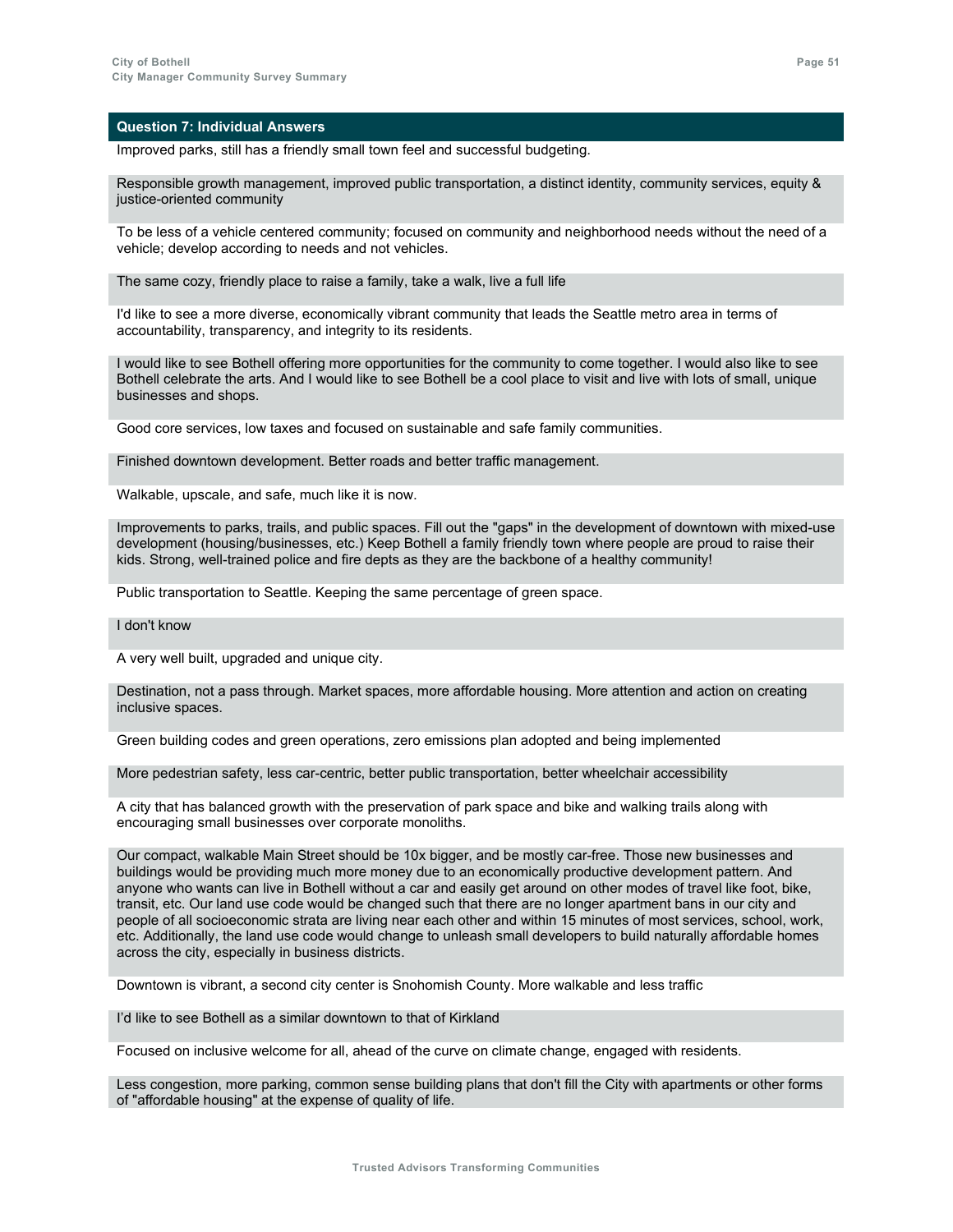## Question 7: Individual Answers

Improved parks, still has a friendly small town feel and successful budgeting.

Responsible growth management, improved public transportation, a distinct identity, community services, equity & justice-oriented community

To be less of a vehicle centered community; focused on community and neighborhood needs without the need of a vehicle; develop according to needs and not vehicles.

The same cozy, friendly place to raise a family, take a walk, live a full life

I'd like to see a more diverse, economically vibrant community that leads the Seattle metro area in terms of accountability, transparency, and integrity to its residents.

I would like to see Bothell offering more opportunities for the community to come together. I would also like to see Bothell celebrate the arts. And I would like to see Bothell be a cool place to visit and live with lots of small, unique businesses and shops.

Good core services, low taxes and focused on sustainable and safe family communities.

Finished downtown development. Better roads and better traffic management.

Walkable, upscale, and safe, much like it is now.

Improvements to parks, trails, and public spaces. Fill out the "gaps" in the development of downtown with mixed-use development (housing/businesses, etc.) Keep Bothell a family friendly town where people are proud to raise their kids. Strong, well-trained police and fire depts as they are the backbone of a healthy community!

Public transportation to Seattle. Keeping the same percentage of green space.

I don't know

A very well built, upgraded and unique city.

Destination, not a pass through. Market spaces, more affordable housing. More attention and action on creating inclusive spaces.

Green building codes and green operations, zero emissions plan adopted and being implemented

More pedestrian safety, less car-centric, better public transportation, better wheelchair accessibility

A city that has balanced growth with the preservation of park space and bike and walking trails along with encouraging small businesses over corporate monoliths.

Our compact, walkable Main Street should be 10x bigger, and be mostly car-free. Those new businesses and buildings would be providing much more money due to an economically productive development pattern. And anyone who wants can live in Bothell without a car and easily get around on other modes of travel like foot, bike, transit, etc. Our land use code would be changed such that there are no longer apartment bans in our city and people of all socioeconomic strata are living near each other and within 15 minutes of most services, school, work, etc. Additionally, the land use code would change to unleash small developers to build naturally affordable homes across the city, especially in business districts.

Downtown is vibrant, a second city center is Snohomish County. More walkable and less traffic

I'd like to see Bothell as a similar downtown to that of Kirkland

Focused on inclusive welcome for all, ahead of the curve on climate change, engaged with residents.

Less congestion, more parking, common sense building plans that don't fill the City with apartments or other forms of "affordable housing" at the expense of quality of life.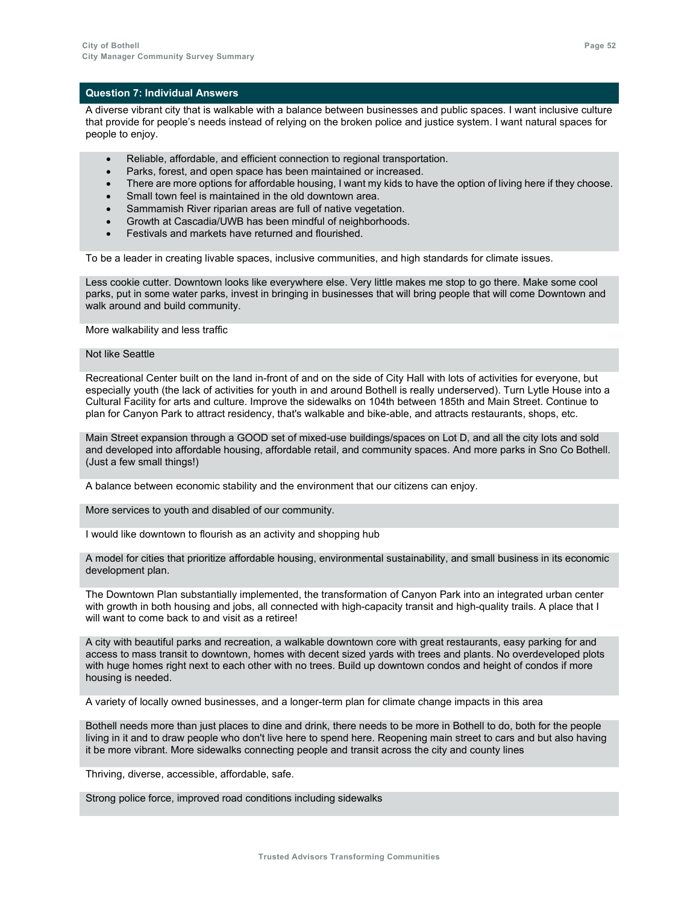## Question 7: Individual Answers

A diverse vibrant city that is walkable with a balance between businesses and public spaces. I want inclusive culture that provide for people's needs instead of relying on the broken police and justice system. I want natural spaces for people to enjoy.

- Reliable, affordable, and efficient connection to regional transportation.
- Parks, forest, and open space has been maintained or increased.
- There are more options for affordable housing, I want my kids to have the option of living here if they choose.
- Small town feel is maintained in the old downtown area.
- Sammamish River riparian areas are full of native vegetation.
- Growth at Cascadia/UWB has been mindful of neighborhoods.
- Festivals and markets have returned and flourished.

To be a leader in creating livable spaces, inclusive communities, and high standards for climate issues.

Less cookie cutter. Downtown looks like everywhere else. Very little makes me stop to go there. Make some cool parks, put in some water parks, invest in bringing in businesses that will bring people that will come Downtown and walk around and build community.

More walkability and less traffic

Not like Seattle

Recreational Center built on the land in-front of and on the side of City Hall with lots of activities for everyone, but especially youth (the lack of activities for youth in and around Bothell is really underserved). Turn Lytle House into a Cultural Facility for arts and culture. Improve the sidewalks on 104th between 185th and Main Street. Continue to plan for Canyon Park to attract residency, that's walkable and bike-able, and attracts restaurants, shops, etc.

Main Street expansion through a GOOD set of mixed-use buildings/spaces on Lot D, and all the city lots and sold and developed into affordable housing, affordable retail, and community spaces. And more parks in Sno Co Bothell. (Just a few small things!)

A balance between economic stability and the environment that our citizens can enjoy.

More services to youth and disabled of our community.

I would like downtown to flourish as an activity and shopping hub

A model for cities that prioritize affordable housing, environmental sustainability, and small business in its economic development plan.

The Downtown Plan substantially implemented, the transformation of Canyon Park into an integrated urban center with growth in both housing and jobs, all connected with high-capacity transit and high-quality trails. A place that I will want to come back to and visit as a retiree!

A city with beautiful parks and recreation, a walkable downtown core with great restaurants, easy parking for and access to mass transit to downtown, homes with decent sized yards with trees and plants. No overdeveloped plots with huge homes right next to each other with no trees. Build up downtown condos and height of condos if more housing is needed.

A variety of locally owned businesses, and a longer-term plan for climate change impacts in this area

Bothell needs more than just places to dine and drink, there needs to be more in Bothell to do, both for the people living in it and to draw people who don't live here to spend here. Reopening main street to cars and but also having it be more vibrant. More sidewalks connecting people and transit across the city and county lines

Thriving, diverse, accessible, affordable, safe.

Strong police force, improved road conditions including sidewalks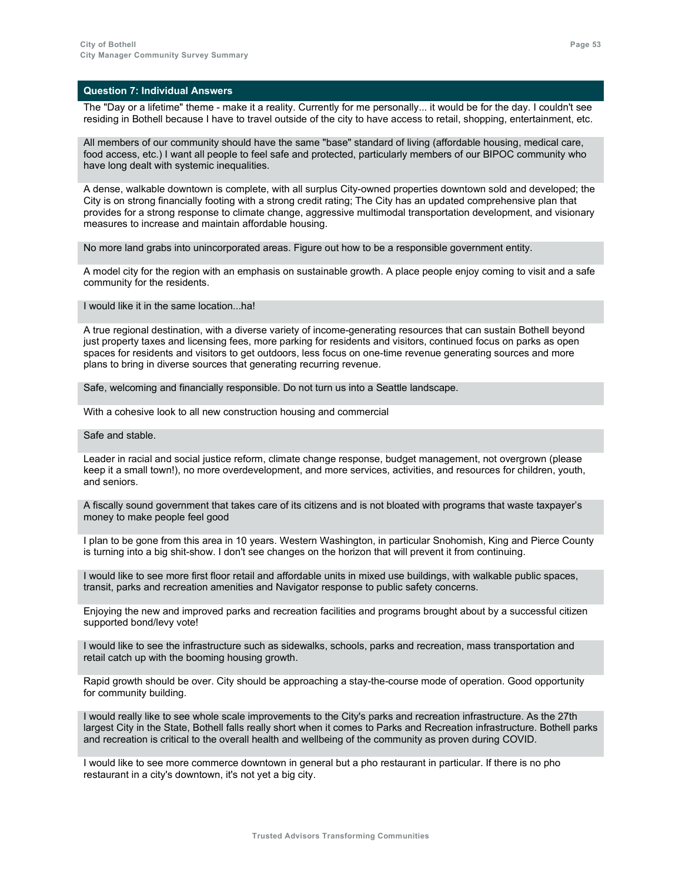## Question 7: Individual Answers

The "Day or a lifetime" theme - make it a reality. Currently for me personally... it would be for the day. I couldn't see residing in Bothell because I have to travel outside of the city to have access to retail, shopping, entertainment, etc.

All members of our community should have the same "base" standard of living (affordable housing, medical care, food access, etc.) I want all people to feel safe and protected, particularly members of our BIPOC community who have long dealt with systemic inequalities.

A dense, walkable downtown is complete, with all surplus City-owned properties downtown sold and developed; the City is on strong financially footing with a strong credit rating; The City has an updated comprehensive plan that provides for a strong response to climate change, aggressive multimodal transportation development, and visionary measures to increase and maintain affordable housing.

No more land grabs into unincorporated areas. Figure out how to be a responsible government entity.

A model city for the region with an emphasis on sustainable growth. A place people enjoy coming to visit and a safe community for the residents.

I would like it in the same location...ha!

A true regional destination, with a diverse variety of income-generating resources that can sustain Bothell beyond just property taxes and licensing fees, more parking for residents and visitors, continued focus on parks as open spaces for residents and visitors to get outdoors, less focus on one-time revenue generating sources and more plans to bring in diverse sources that generating recurring revenue.

Safe, welcoming and financially responsible. Do not turn us into a Seattle landscape.

With a cohesive look to all new construction housing and commercial

Safe and stable.

Leader in racial and social justice reform, climate change response, budget management, not overgrown (please keep it a small town!), no more overdevelopment, and more services, activities, and resources for children, youth, and seniors.

A fiscally sound government that takes care of its citizens and is not bloated with programs that waste taxpayer's money to make people feel good

I plan to be gone from this area in 10 years. Western Washington, in particular Snohomish, King and Pierce County is turning into a big shit-show. I don't see changes on the horizon that will prevent it from continuing.

I would like to see more first floor retail and affordable units in mixed use buildings, with walkable public spaces, transit, parks and recreation amenities and Navigator response to public safety concerns.

Enjoying the new and improved parks and recreation facilities and programs brought about by a successful citizen supported bond/levy vote!

I would like to see the infrastructure such as sidewalks, schools, parks and recreation, mass transportation and retail catch up with the booming housing growth.

Rapid growth should be over. City should be approaching a stay-the-course mode of operation. Good opportunity for community building.

I would really like to see whole scale improvements to the City's parks and recreation infrastructure. As the 27th largest City in the State, Bothell falls really short when it comes to Parks and Recreation infrastructure. Bothell parks and recreation is critical to the overall health and wellbeing of the community as proven during COVID.

I would like to see more commerce downtown in general but a pho restaurant in particular. If there is no pho restaurant in a city's downtown, it's not yet a big city.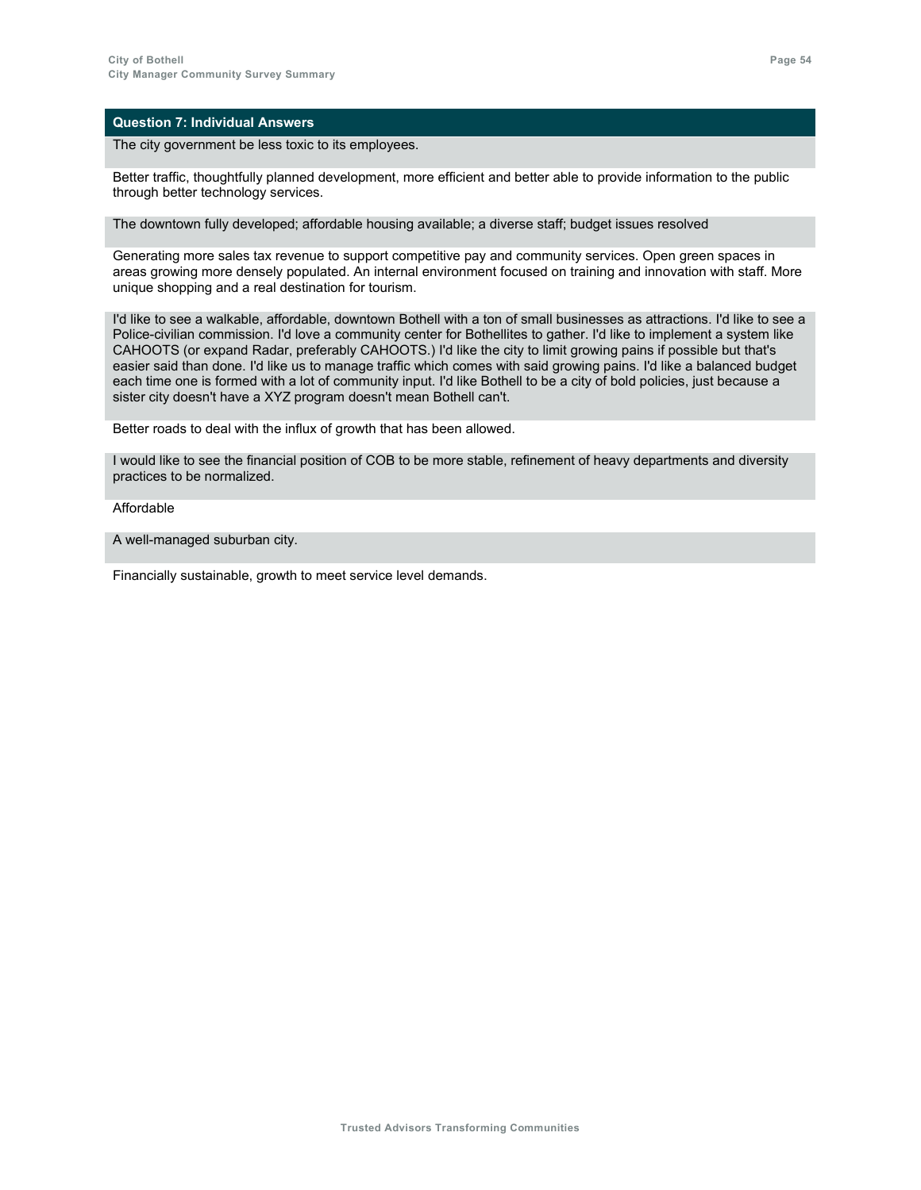| Question 7: Individual Answers |
|---|
| The city government be less toxic to its employees. |
| Better traffic, thoughtfully planned development, more efficient and better able to provide information to the public through better technology services. |
| The downtown fully developed; affordable housing available; a diverse staff; budget issues resolved |
| Generating more sales tax revenue to support competitive pay and community services. Open green spaces in areas growing more densely populated. An internal environment focused on training and innovation with staff. More unique shopping and a real destination for tourism. |
| I'd like to see a walkable, affordable, downtown Bothell with a ton of small businesses as attractions. I'd like to see a Police-civilian commission. I'd love a community center for Bothellites to gather. I'd like to implement a system like CAHOOTS (or expand Radar, preferably CAHOOTS.) I'd like the city to limit growing pains if possible but that's easier said than done. I'd like us to manage traffic which comes with said growing pains. I'd like a balanced budget each time one is formed with a lot of community input. I'd like Bothell to be a city of bold policies, just because a sister city doesn't have a XYZ program doesn't mean Bothell can't. |
| Better roads to deal with the influx of growth that has been allowed. |
| I would like to see the financial position of COB to be more stable, refinement of heavy departments and diversity practices to be normalized. |
| Affordable |
| A well-managed suburban city. |
| Financially sustainable, growth to meet service level demands. |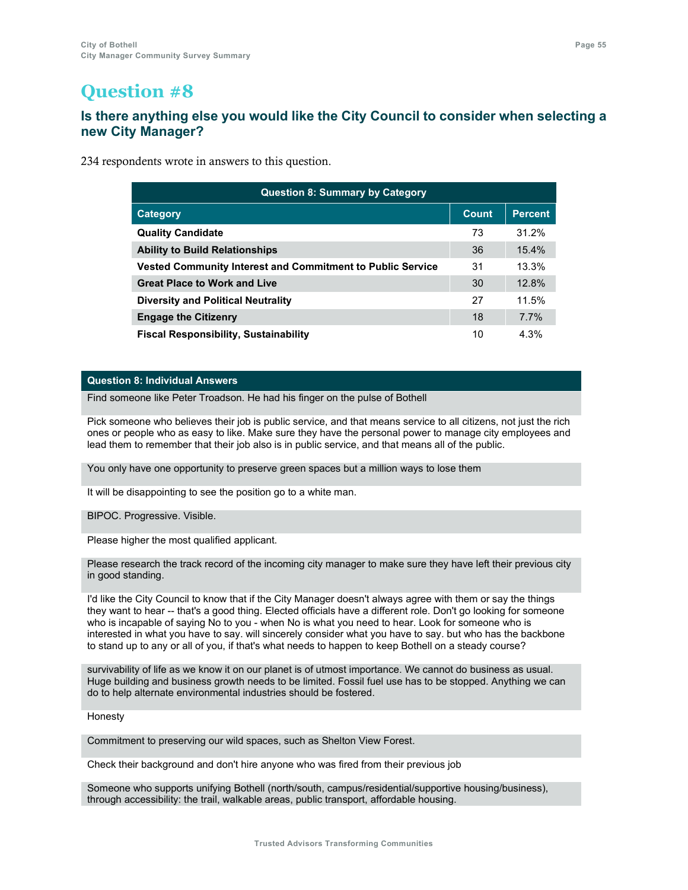# Question #8

## Is there anything else you would like the City Council to consider when selecting a new City Manager?

234 respondents wrote in answers to this question.

| Question 8: Summary by Category | | |
|---|---|---|
| **Category** | **Count** | **Percent** |
| **Quality Candidate** | 73 | 31.2% |
| **Ability to Build Relationships** | 36 | 15.4% |
| **Vested Community Interest and Commitment to Public Service** | 31 | 13.3% |
| **Great Place to Work and Live** | 30 | 12.8% |
| **Diversity and Political Neutrality** | 27 | 11.5% |
| **Engage the Citizenry** | 18 | 7.7% |
| **Fiscal Responsibility, Sustainability** | 10 | 4.3% |

| Question 8: Individual Answers |
|---|
| Find someone like Peter Troadson. He had his finger on the pulse of Bothell |
| Pick someone who believes their job is public service, and that means service to all citizens, not just the rich ones or people who as easy to like. Make sure they have the personal power to manage city employees and lead them to remember that their job also is in public service, and that means all of the public. |
| You only have one opportunity to preserve green spaces but a million ways to lose them |
| It will be disappointing to see the position go to a white man. |
| BIPOC. Progressive. Visible. |
| Please higher the most qualified applicant. |
| Please research the track record of the incoming city manager to make sure they have left their previous city in good standing. |
| I'd like the City Council to know that if the City Manager doesn't always agree with them or say the things they want to hear -- that's a good thing. Elected officials have a different role. Don't go looking for someone who is incapable of saying No to you - when No is what you need to hear. Look for someone who is interested in what you have to say. will sincerely consider what you have to say. but who has the backbone to stand up to any or all of you, if that's what needs to happen to keep Bothell on a steady course? |
| survivability of life as we know it on our planet is of utmost importance. We cannot do business as usual. Huge building and business growth needs to be limited. Fossil fuel use has to be stopped. Anything we can do to help alternate environmental industries should be fostered. |
| Honesty |
| Commitment to preserving our wild spaces, such as Shelton View Forest. |
| Check their background and don't hire anyone who was fired from their previous job |
| Someone who supports unifying Bothell (north/south, campus/residential/supportive housing/business), through accessibility: the trail, walkable areas, public transport, affordable housing. |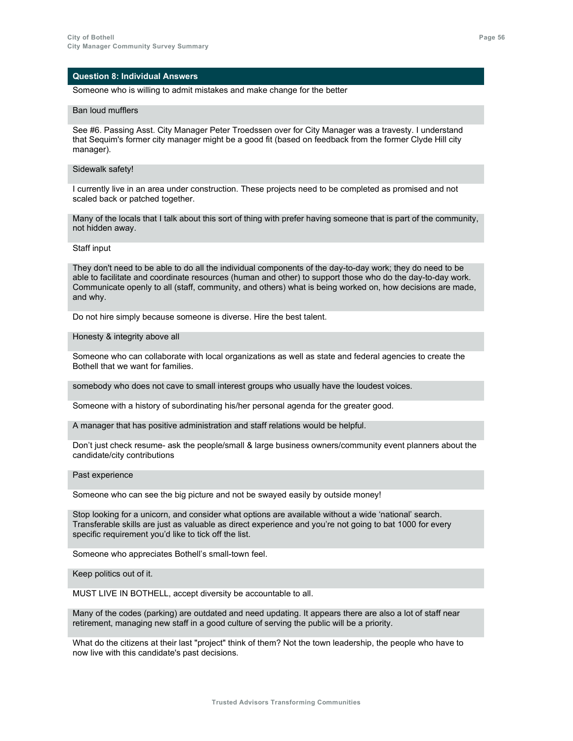### Question 8: Individual Answers

Someone who is willing to admit mistakes and make change for the better

Ban loud mufflers

See #6. Passing Asst. City Manager Peter Troedssen over for City Manager was a travesty. I understand that Sequim's former city manager might be a good fit (based on feedback from the former Clyde Hill city manager).

Sidewalk safety!

I currently live in an area under construction. These projects need to be completed as promised and not scaled back or patched together.

Many of the locals that I talk about this sort of thing with prefer having someone that is part of the community, not hidden away.

Staff input

They don't need to be able to do all the individual components of the day-to-day work; they do need to be able to facilitate and coordinate resources (human and other) to support those who do the day-to-day work. Communicate openly to all (staff, community, and others) what is being worked on, how decisions are made, and why.

Do not hire simply because someone is diverse. Hire the best talent.

Honesty & integrity above all

Someone who can collaborate with local organizations as well as state and federal agencies to create the Bothell that we want for families.

somebody who does not cave to small interest groups who usually have the loudest voices.

Someone with a history of subordinating his/her personal agenda for the greater good.

A manager that has positive administration and staff relations would be helpful.

Don’t just check resume- ask the people/small & large business owners/community event planners about the candidate/city contributions

Past experience

Someone who can see the big picture and not be swayed easily by outside money!

Stop looking for a unicorn, and consider what options are available without a wide ‘national’ search. Transferable skills are just as valuable as direct experience and you’re not going to bat 1000 for every specific requirement you’d like to tick off the list.

Someone who appreciates Bothell’s small-town feel.

Keep politics out of it.

MUST LIVE IN BOTHELL, accept diversity be accountable to all.

Many of the codes (parking) are outdated and need updating. It appears there are also a lot of staff near retirement, managing new staff in a good culture of serving the public will be a priority.

What do the citizens at their last "project" think of them? Not the town leadership, the people who have to now live with this candidate's past decisions.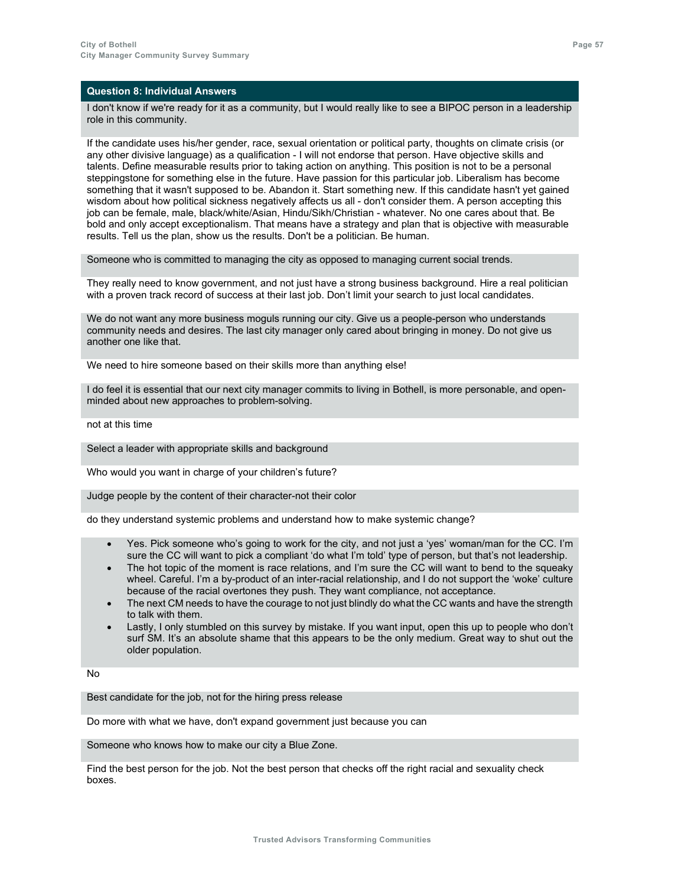## Question 8: Individual Answers

I don't know if we're ready for it as a community, but I would really like to see a BIPOC person in a leadership role in this community.

If the candidate uses his/her gender, race, sexual orientation or political party, thoughts on climate crisis (or any other divisive language) as a qualification - I will not endorse that person. Have objective skills and talents. Define measurable results prior to taking action on anything. This position is not to be a personal steppingstone for something else in the future. Have passion for this particular job. Liberalism has become something that it wasn't supposed to be. Abandon it. Start something new. If this candidate hasn't yet gained wisdom about how political sickness negatively affects us all - don't consider them. A person accepting this job can be female, male, black/white/Asian, Hindu/Sikh/Christian - whatever. No one cares about that. Be bold and only accept exceptionalism. That means have a strategy and plan that is objective with measurable results. Tell us the plan, show us the results. Don't be a politician. Be human.

Someone who is committed to managing the city as opposed to managing current social trends.

They really need to know government, and not just have a strong business background. Hire a real politician with a proven track record of success at their last job. Don't limit your search to just local candidates.

We do not want any more business moguls running our city. Give us a people-person who understands community needs and desires. The last city manager only cared about bringing in money. Do not give us another one like that.

We need to hire someone based on their skills more than anything else!

I do feel it is essential that our next city manager commits to living in Bothell, is more personable, and open-minded about new approaches to problem-solving.

not at this time

Select a leader with appropriate skills and background

Who would you want in charge of your children's future?

Judge people by the content of their character-not their color

do they understand systemic problems and understand how to make systemic change?

- Yes. Pick someone who's going to work for the city, and not just a 'yes' woman/man for the CC. I'm sure the CC will want to pick a compliant 'do what I'm told' type of person, but that's not leadership.
- The hot topic of the moment is race relations, and I'm sure the CC will want to bend to the squeaky wheel. Careful. I'm a by-product of an inter-racial relationship, and I do not support the 'woke' culture because of the racial overtones they push. They want compliance, not acceptance.
- The next CM needs to have the courage to not just blindly do what the CC wants and have the strength to talk with them.
- Lastly, I only stumbled on this survey by mistake. If you want input, open this up to people who don't surf SM. It's an absolute shame that this appears to be the only medium. Great way to shut out the older population.

No

Best candidate for the job, not for the hiring press release

Do more with what we have, don't expand government just because you can

Someone who knows how to make our city a Blue Zone.

Find the best person for the job. Not the best person that checks off the right racial and sexuality check boxes.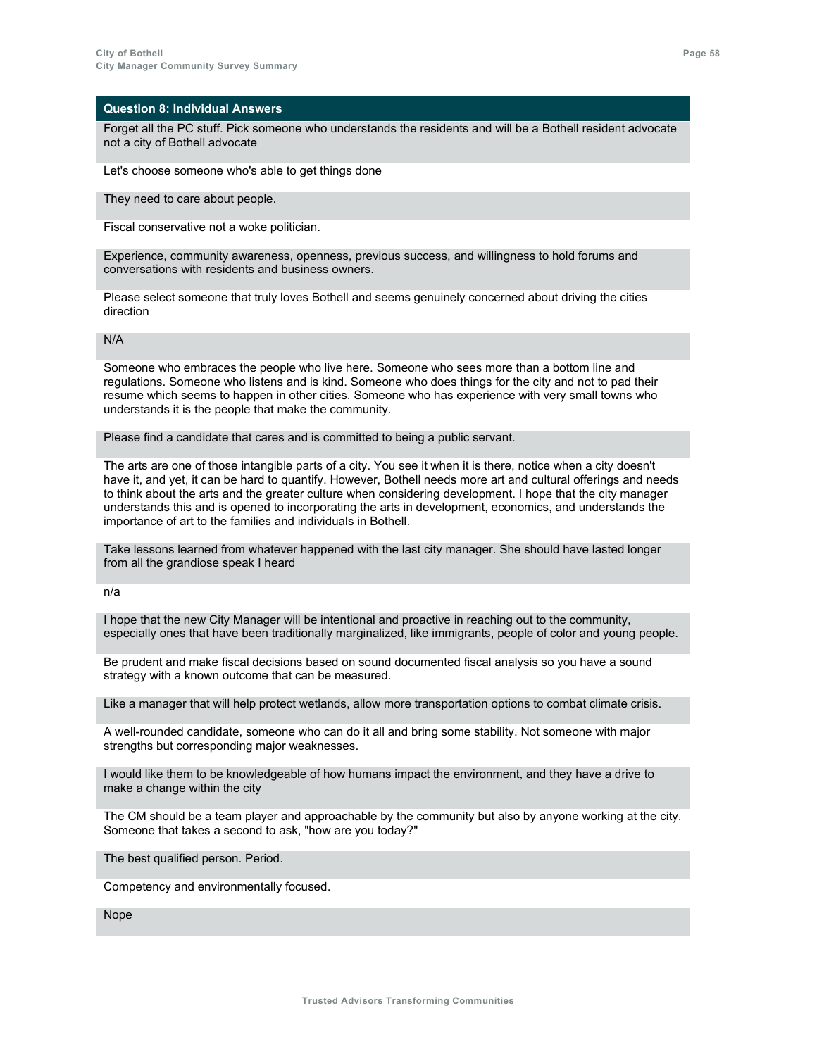## Question 8: Individual Answers

Forget all the PC stuff. Pick someone who understands the residents and will be a Bothell resident advocate not a city of Bothell advocate

Let's choose someone who's able to get things done

They need to care about people.

Fiscal conservative not a woke politician.

Experience, community awareness, openness, previous success, and willingness to hold forums and conversations with residents and business owners.

Please select someone that truly loves Bothell and seems genuinely concerned about driving the cities direction

N/A

Someone who embraces the people who live here. Someone who sees more than a bottom line and regulations. Someone who listens and is kind. Someone who does things for the city and not to pad their resume which seems to happen in other cities. Someone who has experience with very small towns who understands it is the people that make the community.

Please find a candidate that cares and is committed to being a public servant.

The arts are one of those intangible parts of a city. You see it when it is there, notice when a city doesn't have it, and yet, it can be hard to quantify. However, Bothell needs more art and cultural offerings and needs to think about the arts and the greater culture when considering development. I hope that the city manager understands this and is opened to incorporating the arts in development, economics, and understands the importance of art to the families and individuals in Bothell.

Take lessons learned from whatever happened with the last city manager. She should have lasted longer from all the grandiose speak I heard

n/a

I hope that the new City Manager will be intentional and proactive in reaching out to the community, especially ones that have been traditionally marginalized, like immigrants, people of color and young people.

Be prudent and make fiscal decisions based on sound documented fiscal analysis so you have a sound strategy with a known outcome that can be measured.

Like a manager that will help protect wetlands, allow more transportation options to combat climate crisis.

A well-rounded candidate, someone who can do it all and bring some stability. Not someone with major strengths but corresponding major weaknesses.

I would like them to be knowledgeable of how humans impact the environment, and they have a drive to make a change within the city

The CM should be a team player and approachable by the community but also by anyone working at the city. Someone that takes a second to ask, "how are you today?"

The best qualified person. Period.

Competency and environmentally focused.

Nope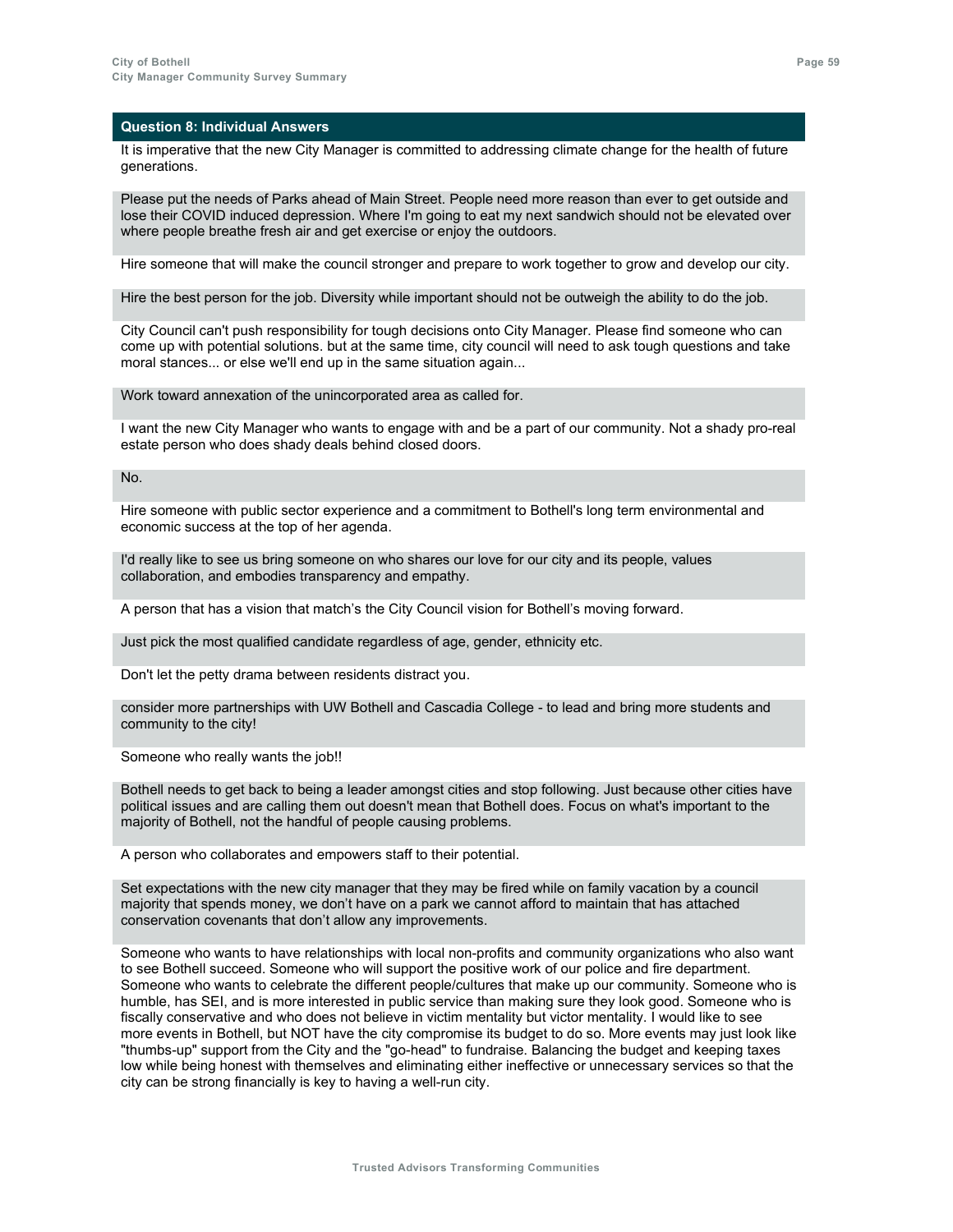## Question 8: Individual Answers

It is imperative that the new City Manager is committed to addressing climate change for the health of future generations.

Please put the needs of Parks ahead of Main Street. People need more reason than ever to get outside and lose their COVID induced depression. Where I'm going to eat my next sandwich should not be elevated over where people breathe fresh air and get exercise or enjoy the outdoors.

Hire someone that will make the council stronger and prepare to work together to grow and develop our city.

Hire the best person for the job. Diversity while important should not be outweigh the ability to do the job.

City Council can't push responsibility for tough decisions onto City Manager. Please find someone who can come up with potential solutions. but at the same time, city council will need to ask tough questions and take moral stances... or else we'll end up in the same situation again...

Work toward annexation of the unincorporated area as called for.

I want the new City Manager who wants to engage with and be a part of our community. Not a shady pro-real estate person who does shady deals behind closed doors.

No.

Hire someone with public sector experience and a commitment to Bothell's long term environmental and economic success at the top of her agenda.

I'd really like to see us bring someone on who shares our love for our city and its people, values collaboration, and embodies transparency and empathy.

A person that has a vision that match's the City Council vision for Bothell's moving forward.

Just pick the most qualified candidate regardless of age, gender, ethnicity etc.

Don't let the petty drama between residents distract you.

consider more partnerships with UW Bothell and Cascadia College - to lead and bring more students and community to the city!

Someone who really wants the job!!

Bothell needs to get back to being a leader amongst cities and stop following. Just because other cities have political issues and are calling them out doesn't mean that Bothell does. Focus on what's important to the majority of Bothell, not the handful of people causing problems.

A person who collaborates and empowers staff to their potential.

Set expectations with the new city manager that they may be fired while on family vacation by a council majority that spends money, we don't have on a park we cannot afford to maintain that has attached conservation covenants that don't allow any improvements.

Someone who wants to have relationships with local non-profits and community organizations who also want to see Bothell succeed. Someone who will support the positive work of our police and fire department. Someone who wants to celebrate the different people/cultures that make up our community. Someone who is humble, has SEI, and is more interested in public service than making sure they look good. Someone who is fiscally conservative and who does not believe in victim mentality but victor mentality. I would like to see more events in Bothell, but NOT have the city compromise its budget to do so. More events may just look like "thumbs-up" support from the City and the "go-head" to fundraise. Balancing the budget and keeping taxes low while being honest with themselves and eliminating either ineffective or unnecessary services so that the city can be strong financially is key to having a well-run city.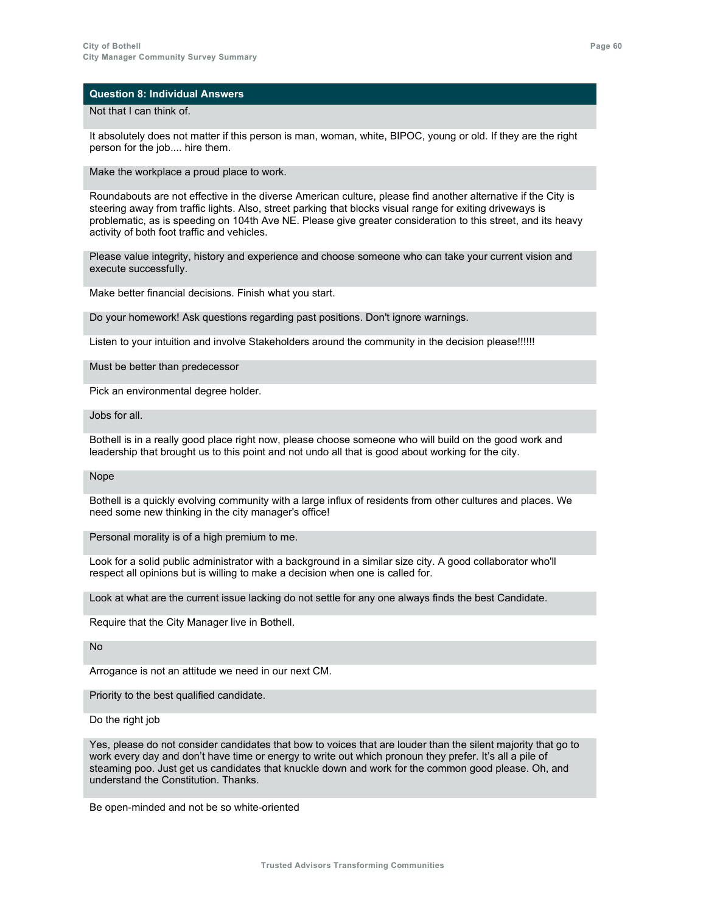| Question 8: Individual Answers |
| --- |
| Not that I can think of. |
| It absolutely does not matter if this person is man, woman, white, BIPOC, young or old. If they are the right person for the job.... hire them. |
| Make the workplace a proud place to work. |
| Roundabouts are not effective in the diverse American culture, please find another alternative if the City is steering away from traffic lights. Also, street parking that blocks visual range for exiting driveways is problematic, as is speeding on 104th Ave NE. Please give greater consideration to this street, and its heavy activity of both foot traffic and vehicles. |
| Please value integrity, history and experience and choose someone who can take your current vision and execute successfully. |
| Make better financial decisions. Finish what you start. |
| Do your homework! Ask questions regarding past positions. Don't ignore warnings. |
| Listen to your intuition and involve Stakeholders around the community in the decision please!!!!!! |
| Must be better than predecessor |
| Pick an environmental degree holder. |
| Jobs for all. |
| Bothell is in a really good place right now, please choose someone who will build on the good work and leadership that brought us to this point and not undo all that is good about working for the city. |
| Nope |
| Bothell is a quickly evolving community with a large influx of residents from other cultures and places. We need some new thinking in the city manager's office! |
| Personal morality is of a high premium to me. |
| Look for a solid public administrator with a background in a similar size city. A good collaborator who'll respect all opinions but is willing to make a decision when one is called for. |
| Look at what are the current issue lacking do not settle for any one always finds the best Candidate. |
| Require that the City Manager live in Bothell. |
| No |
| Arrogance is not an attitude we need in our next CM. |
| Priority to the best qualified candidate. |
| Do the right job |
| Yes, please do not consider candidates that bow to voices that are louder than the silent majority that go to work every day and don't have time or energy to write out which pronoun they prefer. It's all a pile of steaming poo. Just get us candidates that knuckle down and work for the common good please. Oh, and understand the Constitution. Thanks. |
| Be open-minded and not be so white-oriented |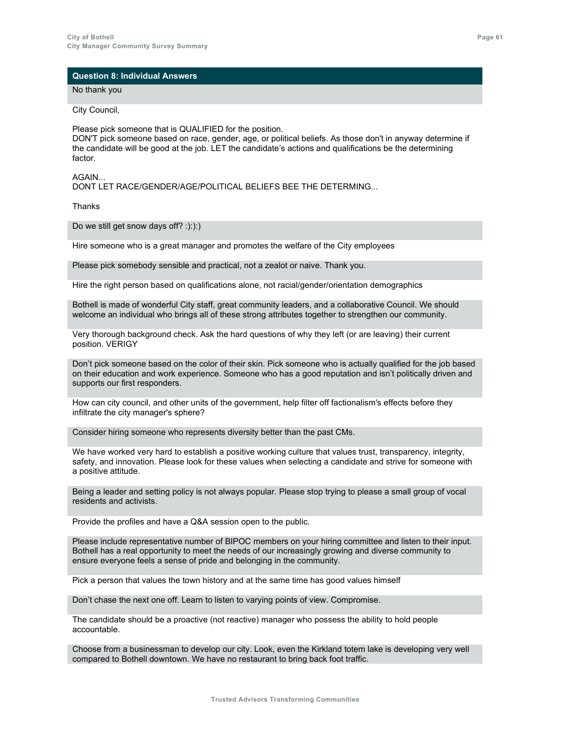| Question 8: Individual Answers |
| --- |
| No thank you |
| City Council,<br><br>Please pick someone that is QUALIFIED for the position.<br>DON'T pick someone based on race, gender, age, or political beliefs. As those don't in anyway determine if the candidate will be good at the job. LET the candidate's actions and qualifications be the determining factor.<br><br>AGAIN...<br>DONT LET RACE/GENDER/AGE/POLITICAL BELIEFS BEE THE DETERMING...<br><br>Thanks |
| Do we still get snow days off? :):):) |
| Hire someone who is a great manager and promotes the welfare of the City employees |
| Please pick somebody sensible and practical, not a zealot or naive. Thank you. |
| Hire the right person based on qualifications alone, not racial/gender/orientation demographics |
| Bothell is made of wonderful City staff, great community leaders, and a collaborative Council. We should welcome an individual who brings all of these strong attributes together to strengthen our community. |
| Very thorough background check. Ask the hard questions of why they left (or are leaving) their current position. VERIGY |
| Don't pick someone based on the color of their skin. Pick someone who is actually qualified for the job based on their education and work experience. Someone who has a good reputation and isn't politically driven and supports our first responders. |
| How can city council, and other units of the government, help filter off factionalism's effects before they infiltrate the city manager's sphere? |
| Consider hiring someone who represents diversity better than the past CMs. |
| We have worked very hard to establish a positive working culture that values trust, transparency, integrity, safety, and innovation. Please look for these values when selecting a candidate and strive for someone with a positive attitude. |
| Being a leader and setting policy is not always popular. Please stop trying to please a small group of vocal residents and activists. |
| Provide the profiles and have a Q&A session open to the public. |
| Please include representative number of BIPOC members on your hiring committee and listen to their input. Bothell has a real opportunity to meet the needs of our increasingly growing and diverse community to ensure everyone feels a sense of pride and belonging in the community. |
| Pick a person that values the town history and at the same time has good values himself |
| Don't chase the next one off. Learn to listen to varying points of view. Compromise. |
| The candidate should be a proactive (not reactive) manager who possess the ability to hold people accountable. |
| Choose from a businessman to develop our city. Look, even the Kirkland totem lake is developing very well compared to Bothell downtown. We have no restaurant to bring back foot traffic. |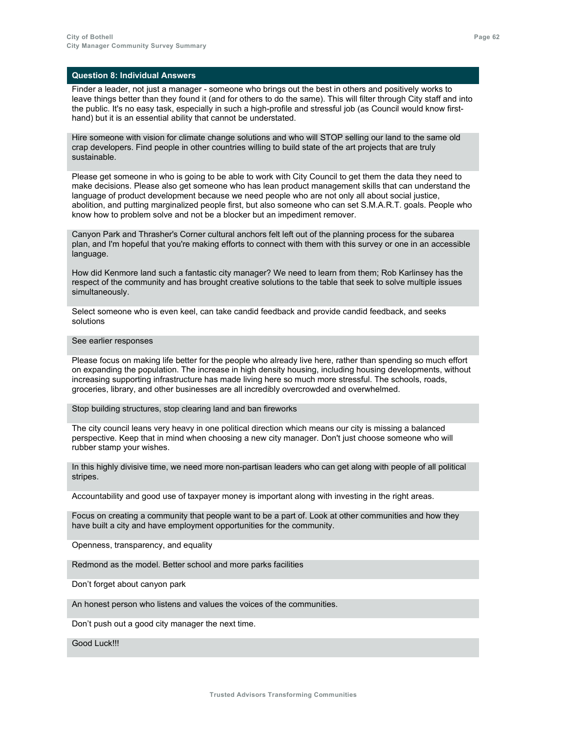## Question 8: Individual Answers

Finder a leader, not just a manager - someone who brings out the best in others and positively works to leave things better than they found it (and for others to do the same). This will filter through City staff and into the public. It's no easy task, especially in such a high-profile and stressful job (as Council would know first-hand) but it is an essential ability that cannot be understated.

Hire someone with vision for climate change solutions and who will STOP selling our land to the same old crap developers. Find people in other countries willing to build state of the art projects that are truly sustainable.

Please get someone in who is going to be able to work with City Council to get them the data they need to make decisions. Please also get someone who has lean product management skills that can understand the language of product development because we need people who are not only all about social justice, abolition, and putting marginalized people first, but also someone who can set S.M.A.R.T. goals. People who know how to problem solve and not be a blocker but an impediment remover.

Canyon Park and Thrasher's Corner cultural anchors felt left out of the planning process for the subarea plan, and I'm hopeful that you're making efforts to connect with them with this survey or one in an accessible language.

How did Kenmore land such a fantastic city manager? We need to learn from them; Rob Karlinsey has the respect of the community and has brought creative solutions to the table that seek to solve multiple issues simultaneously.

Select someone who is even keel, can take candid feedback and provide candid feedback, and seeks solutions

See earlier responses

Please focus on making life better for the people who already live here, rather than spending so much effort on expanding the population. The increase in high density housing, including housing developments, without increasing supporting infrastructure has made living here so much more stressful. The schools, roads, groceries, library, and other businesses are all incredibly overcrowded and overwhelmed.

Stop building structures, stop clearing land and ban fireworks

The city council leans very heavy in one political direction which means our city is missing a balanced perspective. Keep that in mind when choosing a new city manager. Don't just choose someone who will rubber stamp your wishes.

In this highly divisive time, we need more non-partisan leaders who can get along with people of all political stripes.

Accountability and good use of taxpayer money is important along with investing in the right areas.

Focus on creating a community that people want to be a part of. Look at other communities and how they have built a city and have employment opportunities for the community.

Openness, transparency, and equality

Redmond as the model. Better school and more parks facilities

Don't forget about canyon park

An honest person who listens and values the voices of the communities.

Don't push out a good city manager the next time.

Good Luck!!!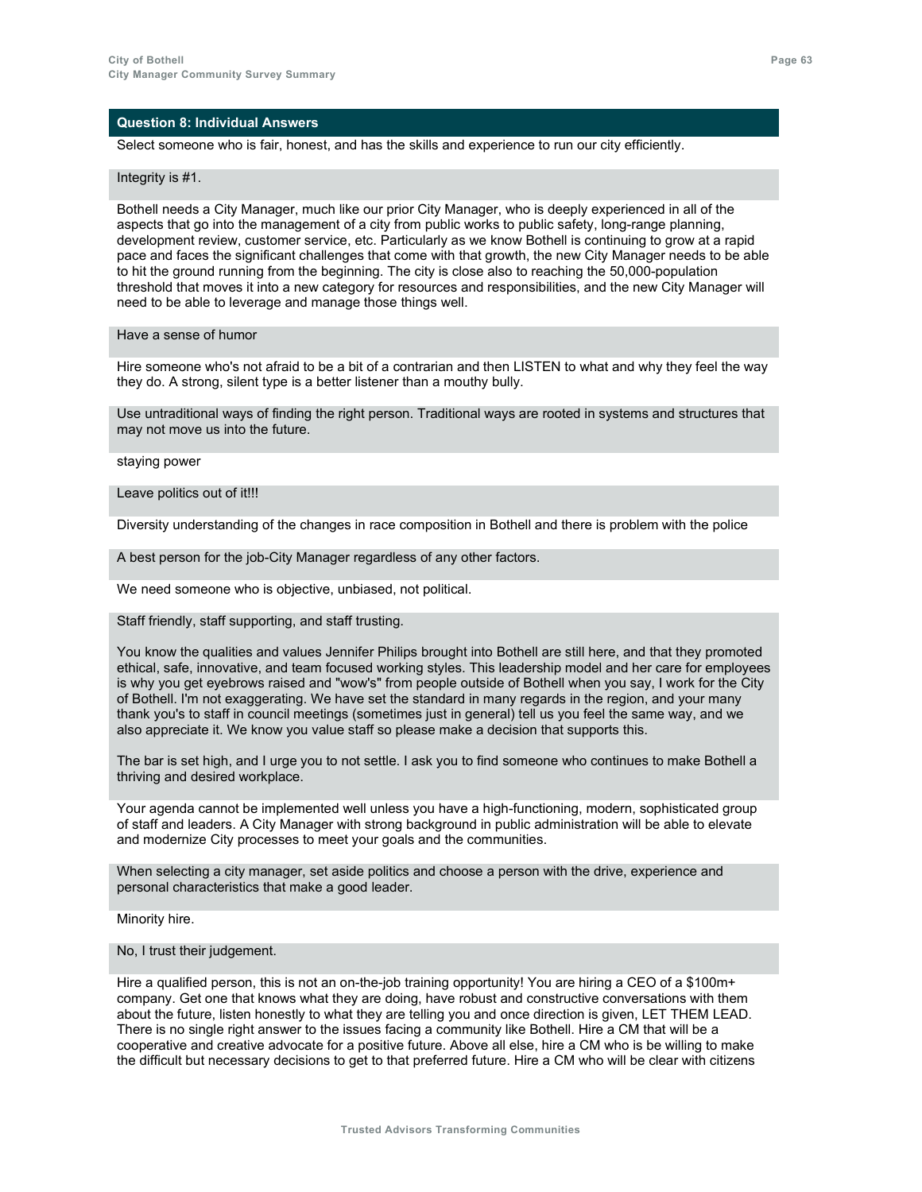### Question 8: Individual Answers

Select someone who is fair, honest, and has the skills and experience to run our city efficiently.

Integrity is #1.

Bothell needs a City Manager, much like our prior City Manager, who is deeply experienced in all of the aspects that go into the management of a city from public works to public safety, long-range planning, development review, customer service, etc. Particularly as we know Bothell is continuing to grow at a rapid pace and faces the significant challenges that come with that growth, the new City Manager needs to be able to hit the ground running from the beginning. The city is close also to reaching the 50,000-population threshold that moves it into a new category for resources and responsibilities, and the new City Manager will need to be able to leverage and manage those things well.

Have a sense of humor

Hire someone who's not afraid to be a bit of a contrarian and then LISTEN to what and why they feel the way they do. A strong, silent type is a better listener than a mouthy bully.

Use untraditional ways of finding the right person. Traditional ways are rooted in systems and structures that may not move us into the future.

staying power

Leave politics out of it!!!

Diversity understanding of the changes in race composition in Bothell and there is problem with the police

A best person for the job-City Manager regardless of any other factors.

We need someone who is objective, unbiased, not political.

Staff friendly, staff supporting, and staff trusting.

You know the qualities and values Jennifer Philips brought into Bothell are still here, and that they promoted ethical, safe, innovative, and team focused working styles. This leadership model and her care for employees is why you get eyebrows raised and "wow's" from people outside of Bothell when you say, I work for the City of Bothell. I'm not exaggerating. We have set the standard in many regards in the region, and your many thank you's to staff in council meetings (sometimes just in general) tell us you feel the same way, and we also appreciate it. We know you value staff so please make a decision that supports this.

The bar is set high, and I urge you to not settle. I ask you to find someone who continues to make Bothell a thriving and desired workplace.

Your agenda cannot be implemented well unless you have a high-functioning, modern, sophisticated group of staff and leaders. A City Manager with strong background in public administration will be able to elevate and modernize City processes to meet your goals and the communities.

When selecting a city manager, set aside politics and choose a person with the drive, experience and personal characteristics that make a good leader.

Minority hire.

No, I trust their judgement.

Hire a qualified person, this is not an on-the-job training opportunity! You are hiring a CEO of a $100m+ company. Get one that knows what they are doing, have robust and constructive conversations with them about the future, listen honestly to what they are telling you and once direction is given, LET THEM LEAD. There is no single right answer to the issues facing a community like Bothell. Hire a CM that will be a cooperative and creative advocate for a positive future. Above all else, hire a CM who is be willing to make the difficult but necessary decisions to get to that preferred future. Hire a CM who will be clear with citizens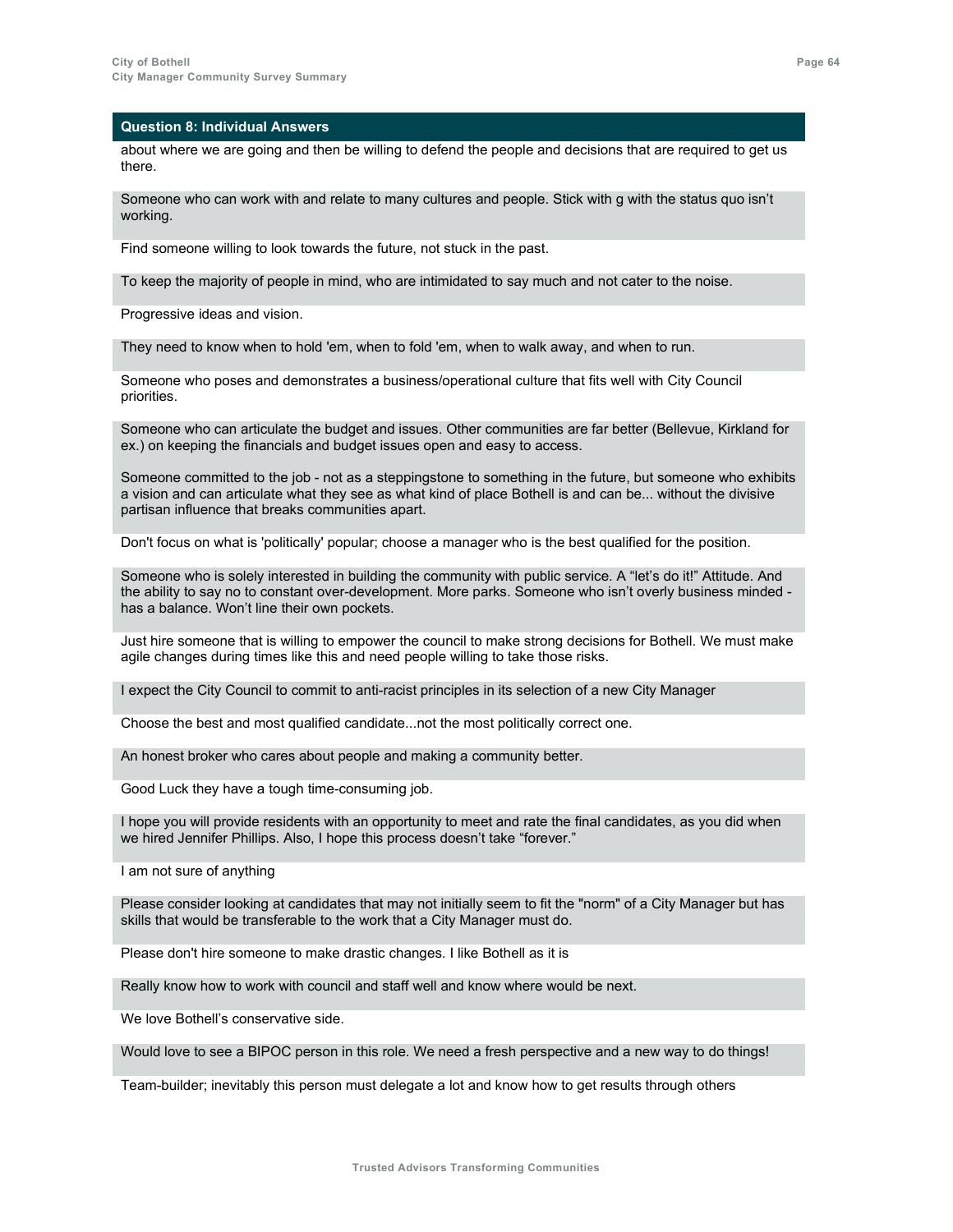### Question 8: Individual Answers

about where we are going and then be willing to defend the people and decisions that are required to get us there.

Someone who can work with and relate to many cultures and people. Stick with g with the status quo isn't working.

Find someone willing to look towards the future, not stuck in the past.

To keep the majority of people in mind, who are intimidated to say much and not cater to the noise.

Progressive ideas and vision.

They need to know when to hold 'em, when to fold 'em, when to walk away, and when to run.

Someone who poses and demonstrates a business/operational culture that fits well with City Council priorities.

Someone who can articulate the budget and issues. Other communities are far better (Bellevue, Kirkland for ex.) on keeping the financials and budget issues open and easy to access.

Someone committed to the job - not as a steppingstone to something in the future, but someone who exhibits a vision and can articulate what they see as what kind of place Bothell is and can be... without the divisive partisan influence that breaks communities apart.

Don't focus on what is 'politically' popular; choose a manager who is the best qualified for the position.

Someone who is solely interested in building the community with public service. A "let's do it!" Attitude. And the ability to say no to constant over-development. More parks. Someone who isn't overly business minded - has a balance. Won't line their own pockets.

Just hire someone that is willing to empower the council to make strong decisions for Bothell. We must make agile changes during times like this and need people willing to take those risks.

I expect the City Council to commit to anti-racist principles in its selection of a new City Manager

Choose the best and most qualified candidate...not the most politically correct one.

An honest broker who cares about people and making a community better.

Good Luck they have a tough time-consuming job.

I hope you will provide residents with an opportunity to meet and rate the final candidates, as you did when we hired Jennifer Phillips. Also, I hope this process doesn't take "forever."

I am not sure of anything

Please consider looking at candidates that may not initially seem to fit the "norm" of a City Manager but has skills that would be transferable to the work that a City Manager must do.

Please don't hire someone to make drastic changes. I like Bothell as it is

Really know how to work with council and staff well and know where would be next.

We love Bothell's conservative side.

Would love to see a BIPOC person in this role. We need a fresh perspective and a new way to do things!

Team-builder; inevitably this person must delegate a lot and know how to get results through others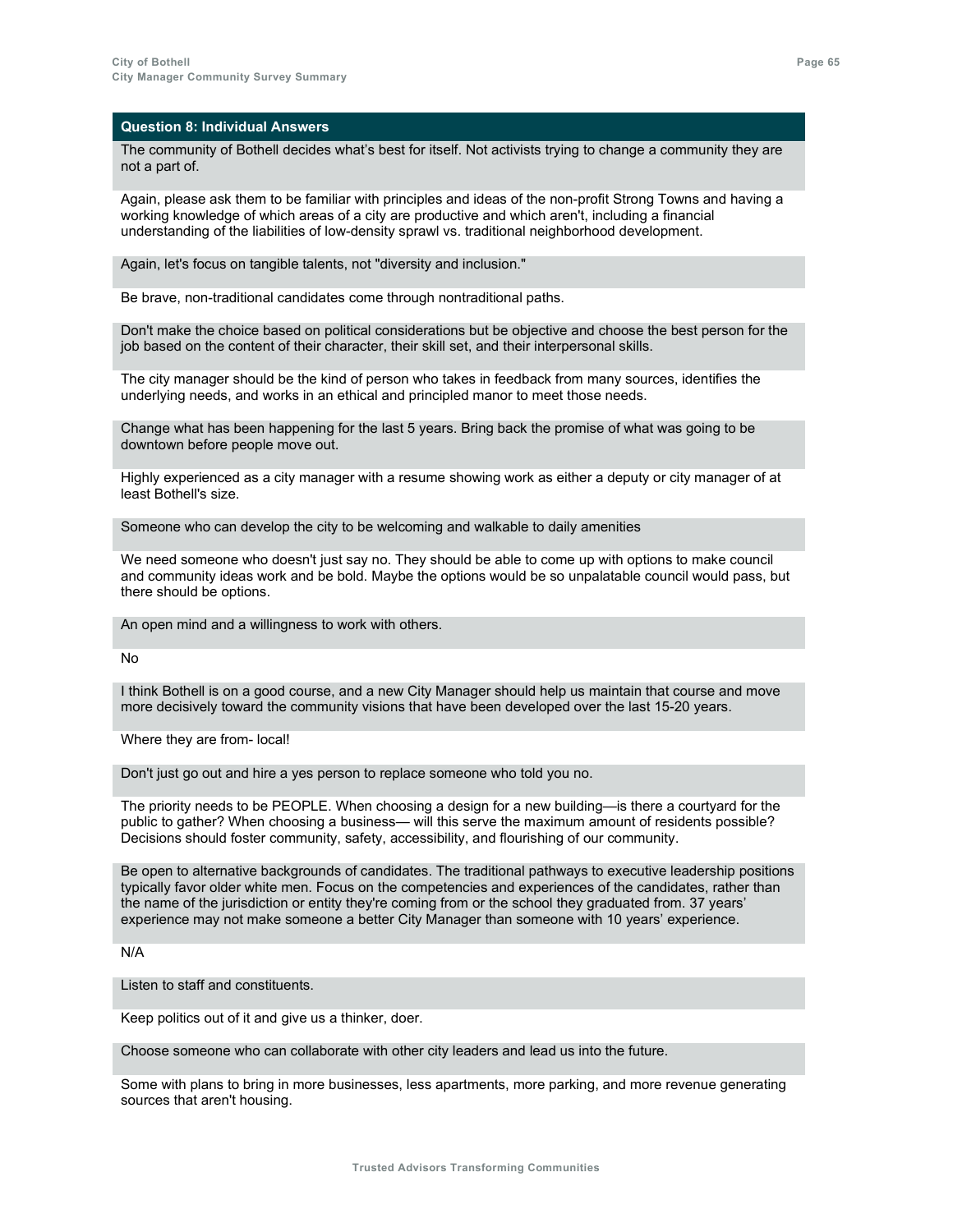### Question 8: Individual Answers

The community of Bothell decides what's best for itself. Not activists trying to change a community they are not a part of.

Again, please ask them to be familiar with principles and ideas of the non-profit Strong Towns and having a working knowledge of which areas of a city are productive and which aren't, including a financial understanding of the liabilities of low-density sprawl vs. traditional neighborhood development.

Again, let's focus on tangible talents, not "diversity and inclusion."

Be brave, non-traditional candidates come through nontraditional paths.

Don't make the choice based on political considerations but be objective and choose the best person for the job based on the content of their character, their skill set, and their interpersonal skills.

The city manager should be the kind of person who takes in feedback from many sources, identifies the underlying needs, and works in an ethical and principled manor to meet those needs.

Change what has been happening for the last 5 years. Bring back the promise of what was going to be downtown before people move out.

Highly experienced as a city manager with a resume showing work as either a deputy or city manager of at least Bothell's size.

Someone who can develop the city to be welcoming and walkable to daily amenities

We need someone who doesn't just say no. They should be able to come up with options to make council and community ideas work and be bold. Maybe the options would be so unpalatable council would pass, but there should be options.

An open mind and a willingness to work with others.

No

I think Bothell is on a good course, and a new City Manager should help us maintain that course and move more decisively toward the community visions that have been developed over the last 15-20 years.

Where they are from- local!

Don't just go out and hire a yes person to replace someone who told you no.

The priority needs to be PEOPLE. When choosing a design for a new building—is there a courtyard for the public to gather? When choosing a business— will this serve the maximum amount of residents possible? Decisions should foster community, safety, accessibility, and flourishing of our community.

Be open to alternative backgrounds of candidates. The traditional pathways to executive leadership positions typically favor older white men. Focus on the competencies and experiences of the candidates, rather than the name of the jurisdiction or entity they're coming from or the school they graduated from. 37 years' experience may not make someone a better City Manager than someone with 10 years' experience.

N/A

Listen to staff and constituents.

Keep politics out of it and give us a thinker, doer.

Choose someone who can collaborate with other city leaders and lead us into the future.

Some with plans to bring in more businesses, less apartments, more parking, and more revenue generating sources that aren't housing.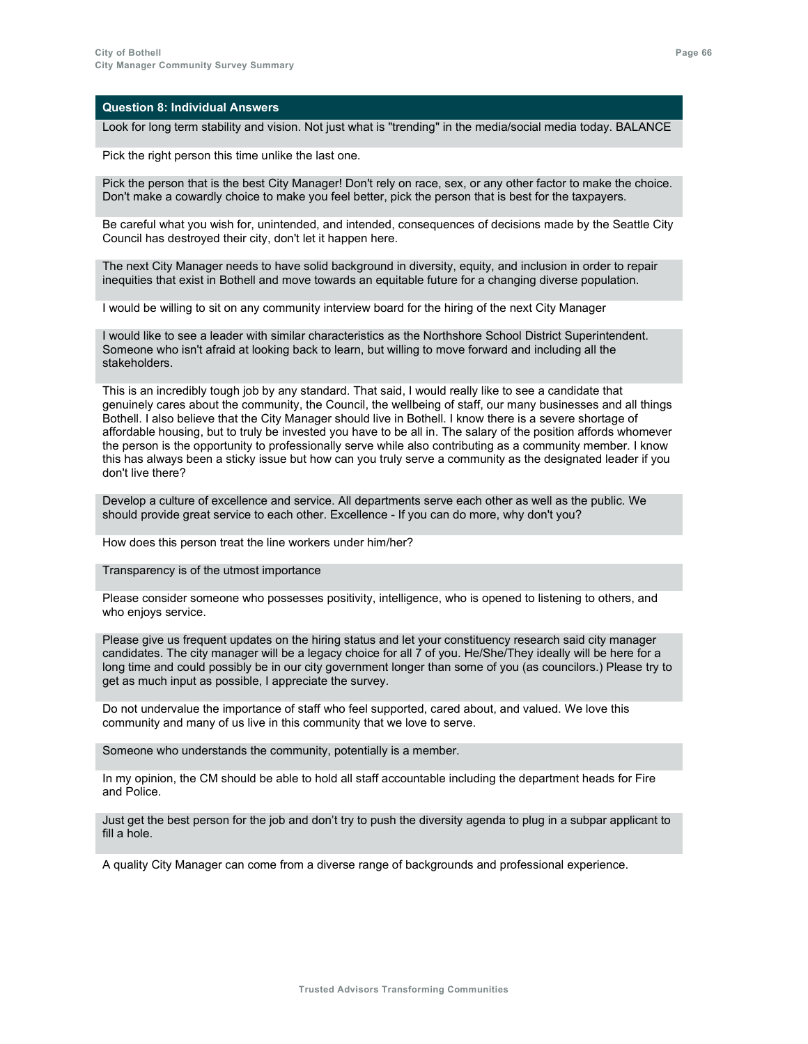### Question 8: Individual Answers

Look for long term stability and vision. Not just what is "trending" in the media/social media today. BALANCE

Pick the right person this time unlike the last one.

Pick the person that is the best City Manager! Don't rely on race, sex, or any other factor to make the choice. Don't make a cowardly choice to make you feel better, pick the person that is best for the taxpayers.

Be careful what you wish for, unintended, and intended, consequences of decisions made by the Seattle City Council has destroyed their city, don't let it happen here.

The next City Manager needs to have solid background in diversity, equity, and inclusion in order to repair inequities that exist in Bothell and move towards an equitable future for a changing diverse population.

I would be willing to sit on any community interview board for the hiring of the next City Manager

I would like to see a leader with similar characteristics as the Northshore School District Superintendent. Someone who isn't afraid at looking back to learn, but willing to move forward and including all the stakeholders.

This is an incredibly tough job by any standard. That said, I would really like to see a candidate that genuinely cares about the community, the Council, the wellbeing of staff, our many businesses and all things Bothell. I also believe that the City Manager should live in Bothell. I know there is a severe shortage of affordable housing, but to truly be invested you have to be all in. The salary of the position affords whomever the person is the opportunity to professionally serve while also contributing as a community member. I know this has always been a sticky issue but how can you truly serve a community as the designated leader if you don't live there?

Develop a culture of excellence and service. All departments serve each other as well as the public. We should provide great service to each other. Excellence - If you can do more, why don't you?

How does this person treat the line workers under him/her?

Transparency is of the utmost importance

Please consider someone who possesses positivity, intelligence, who is opened to listening to others, and who enjoys service.

Please give us frequent updates on the hiring status and let your constituency research said city manager candidates. The city manager will be a legacy choice for all 7 of you. He/She/They ideally will be here for a long time and could possibly be in our city government longer than some of you (as councilors.) Please try to get as much input as possible, I appreciate the survey.

Do not undervalue the importance of staff who feel supported, cared about, and valued. We love this community and many of us live in this community that we love to serve.

Someone who understands the community, potentially is a member.

In my opinion, the CM should be able to hold all staff accountable including the department heads for Fire and Police.

Just get the best person for the job and don't try to push the diversity agenda to plug in a subpar applicant to fill a hole.

A quality City Manager can come from a diverse range of backgrounds and professional experience.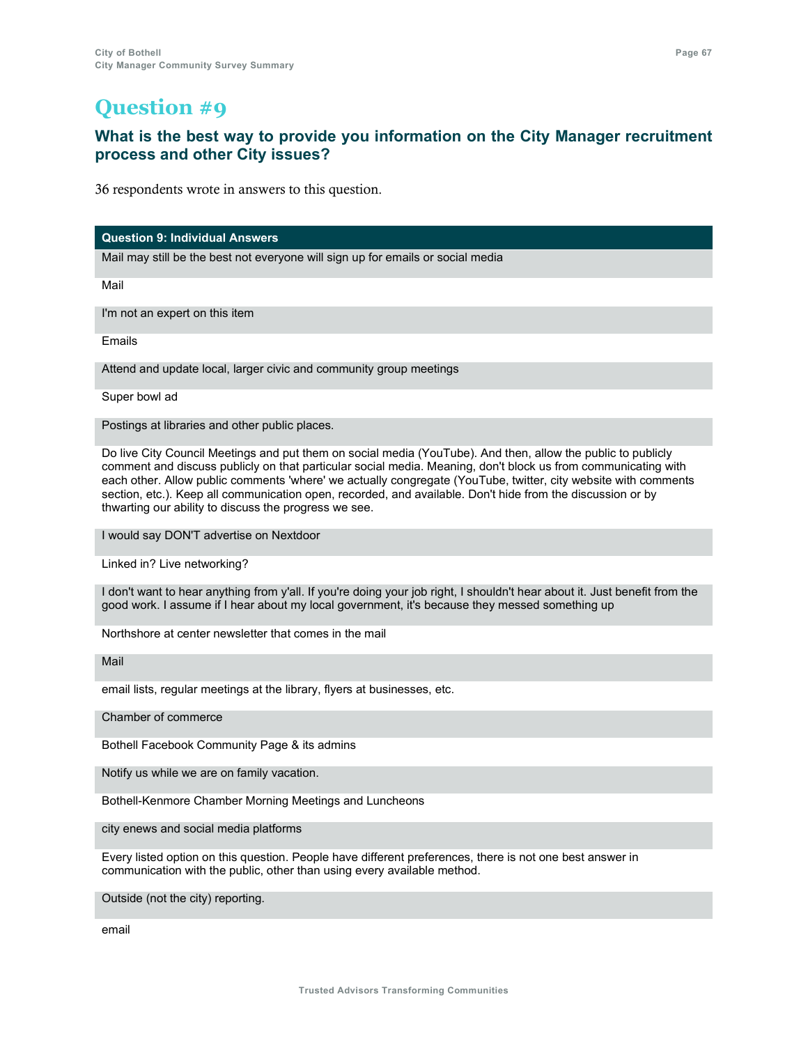# Question #9

## What is the best way to provide you information on the City Manager recruitment process and other City issues?

36 respondents wrote in answers to this question.

| Question 9: Individual Answers |
|---|
| Mail may still be the best not everyone will sign up for emails or social media |
| Mail |
| I'm not an expert on this item |
| Emails |
| Attend and update local, larger civic and community group meetings |
| Super bowl ad |
| Postings at libraries and other public places. |
| Do live City Council Meetings and put them on social media (YouTube). And then, allow the public to publicly comment and discuss publicly on that particular social media. Meaning, don't block us from communicating with each other. Allow public comments 'where' we actually congregate (YouTube, twitter, city website with comments section, etc.). Keep all communication open, recorded, and available. Don't hide from the discussion or by thwarting our ability to discuss the progress we see. |
| I would say DON'T advertise on Nextdoor |
| Linked in? Live networking? |
| I don't want to hear anything from y'all. If you're doing your job right, I shouldn't hear about it. Just benefit from the good work. I assume if I hear about my local government, it's because they messed something up |
| Northshore at center newsletter that comes in the mail |
| Mail |
| email lists, regular meetings at the library, flyers at businesses, etc. |
| Chamber of commerce |
| Bothell Facebook Community Page & its admins |
| Notify us while we are on family vacation. |
| Bothell-Kenmore Chamber Morning Meetings and Luncheons |
| city enews and social media platforms |
| Every listed option on this question. People have different preferences, there is not one best answer in communication with the public, other than using every available method. |
| Outside (not the city) reporting. |
| email |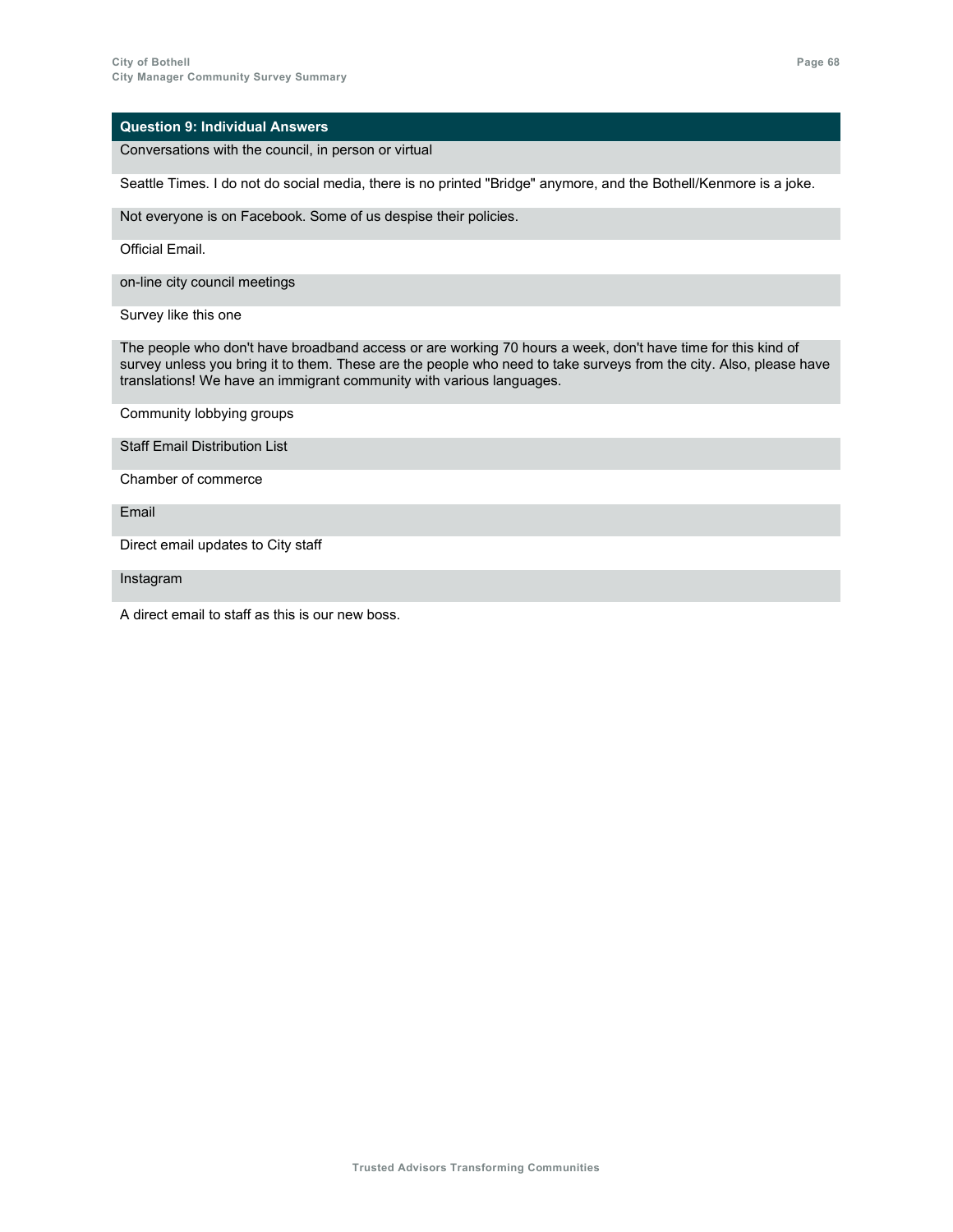| Question 9: Individual Answers |
|---|
| Conversations with the council, in person or virtual |
| Seattle Times. I do not do social media, there is no printed "Bridge" anymore, and the Bothell/Kenmore is a joke. |
| Not everyone is on Facebook. Some of us despise their policies. |
| Official Email. |
| on-line city council meetings |
| Survey like this one |
| The people who don't have broadband access or are working 70 hours a week, don't have time for this kind of survey unless you bring it to them. These are the people who need to take surveys from the city. Also, please have translations! We have an immigrant community with various languages. |
| Community lobbying groups |
| Staff Email Distribution List |
| Chamber of commerce |
| Email |
| Direct email updates to City staff |
| Instagram |
| A direct email to staff as this is our new boss. |